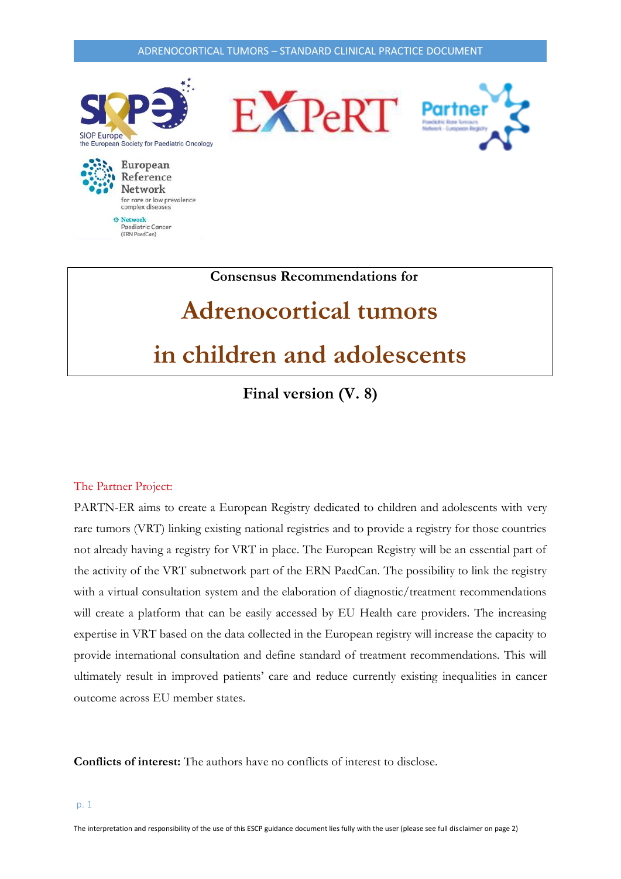**Consensus Recommendations for**

# Adrenocortical tumors in children and adolescents

## Final version (V. 8)

The Partner Project:

PARTN-ER aims to create a European Registry dedicated to children and adolescents with very rare tumors (VRT) linking existing national registries and to provide a registry for those countries not already having a registry for VRT in place. The European Registry will be an essential part of the activity of the VRT subnetwork part of the ERN PaedCan. The possibility to link the registry with a virtual consultation system and the elaboration of diagnostic/treatment recommendations will create a platform that can be easily accessed by EU Health care providers. The increasing expertise in VRT based on the data collected in the European registry will increase the capacity to provide international consultation and define standard of treatment recommendations. This will ultimately result in improved patients' care and reduce currently existing inequalities in cancer outcome across EU member states.

**Conflicts of interest:** The authors have no conflicts of interest to disclose.

The interpretation and responsibility of the use of this ESCP guidance document lies fully with the user (please see full disclaimer on page 2)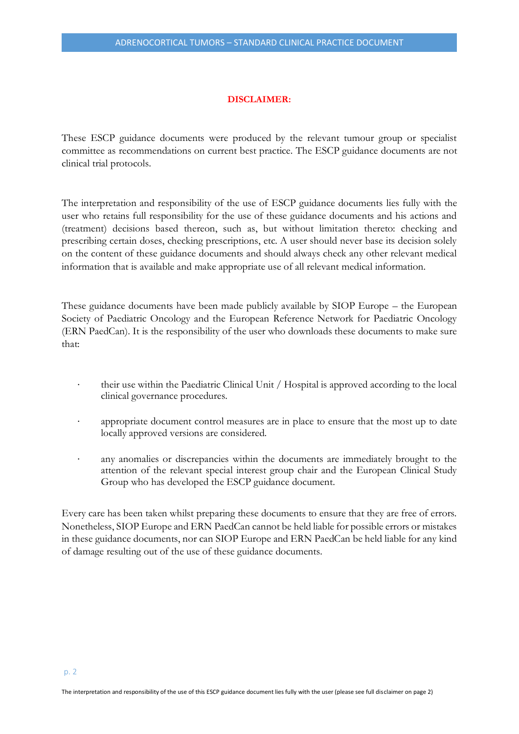**DISCLAIMER:**

These ESCP guidance documents were produced by the relevant tumour group or specialist committee as recommendations on current best practice. The ESCP guidance documents are not clinical trial protocols.

The interpretation and responsibility of the use of ESCP guidance documents lies fully with the user who retains full responsibility for the use of these guidance documents and his actions and (treatment) decisions based thereon, such as, but without limitation thereto: checking and prescribing certain doses, checking prescriptions, etc. A user should never base its decision solely on the content of these guidance documents and should always check any other relevant medical information that is available and make appropriate use of all relevant medical information.

These guidance documents have been made publicly available by SIOP Europe – the European Society of Paediatric Oncology and the European Reference Network for Paediatric Oncology (ERN PaedCan). It is the responsibility of the user who downloads these documents to make sure that:

- their use within the Paediatric Clinical Unit / Hospital is approved according to the local clinical governance procedures.
- appropriate document control measures are in place to ensure that the most up to date locally approved versions are considered.
- any anomalies or discrepancies within the documents are immediately brought to the attention of the relevant special interest group chair and the European Clinical Study Group who has developed the ESCP guidance document.

Every care has been taken whilst preparing these documents to ensure that they are free of errors. Nonetheless, SIOP Europe and ERN PaedCan cannot be held liable for possible errors or mistakes in these guidance documents, nor can SIOP Europe and ERN PaedCan be held liable for any kind of damage resulting out of the use of these guidance documents.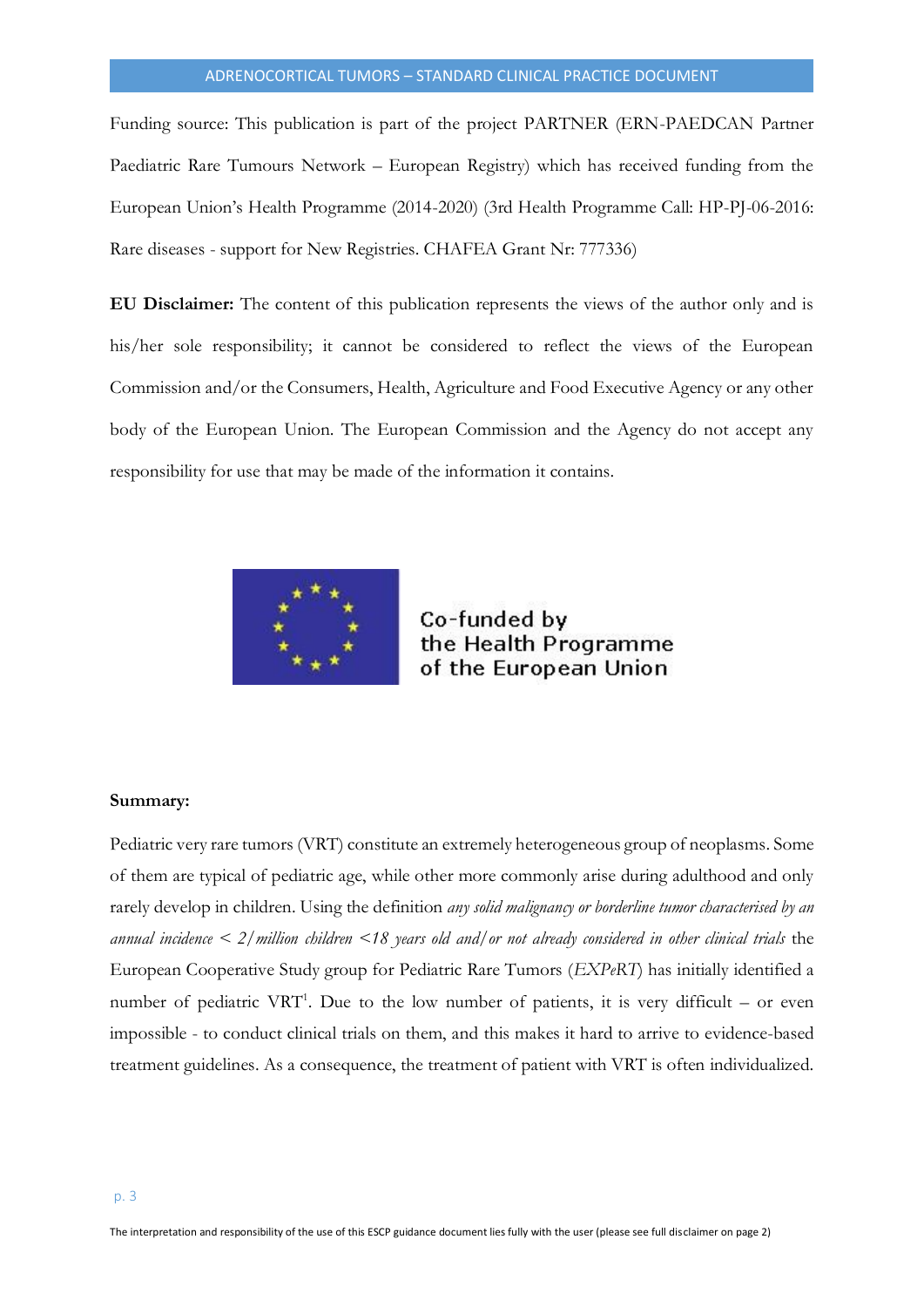Funding source: This publication is part of the project PARTNER (ERN-PAEDCAN Partner Paediatric Rare Tumours Network – European Registry) which has received funding from the European Union's Health Programme (2014-2020) (3rd Health Programme Call: HP-PJ-06-2016: Rare diseases - support for New Registries. CHAFEA Grant Nr: 777336)

**EU Disclaimer:** The content of this publication represents the views of the author only and is his/her sole responsibility; it cannot be considered to reflect the views of the European Commission and/or the Consumers, Health, Agriculture and Food Executive Agency or any other body of the European Union. The European Commission and the Agency do not accept any responsibility for use that may be made of the information it contains.

Co-funded by the Health Programme of the European Union

**Summary:**

Pediatric very rare tumors (VRT) constitute an extremely heterogeneous group of neoplasms. Some of them are typical of pediatric age, while other more commonly arise during adulthood and only rarely develop in children. Using the definition *any solid malignancy or borderline tumor characterised by an annual incidence < 2/million children <18 years old and/or not already considered in other clinical trials* the European Cooperative Study group for Pediatric Rare Tumors (*EXPeRT*) has initially identified a number of pediatric VRT[1]. Due to the low number of patients, it is very difficult – or even impossible - to conduct clinical trials on them, and this makes it hard to arrive to evidence-based treatment guidelines. As a consequence, the treatment of patient with VRT is often individualized.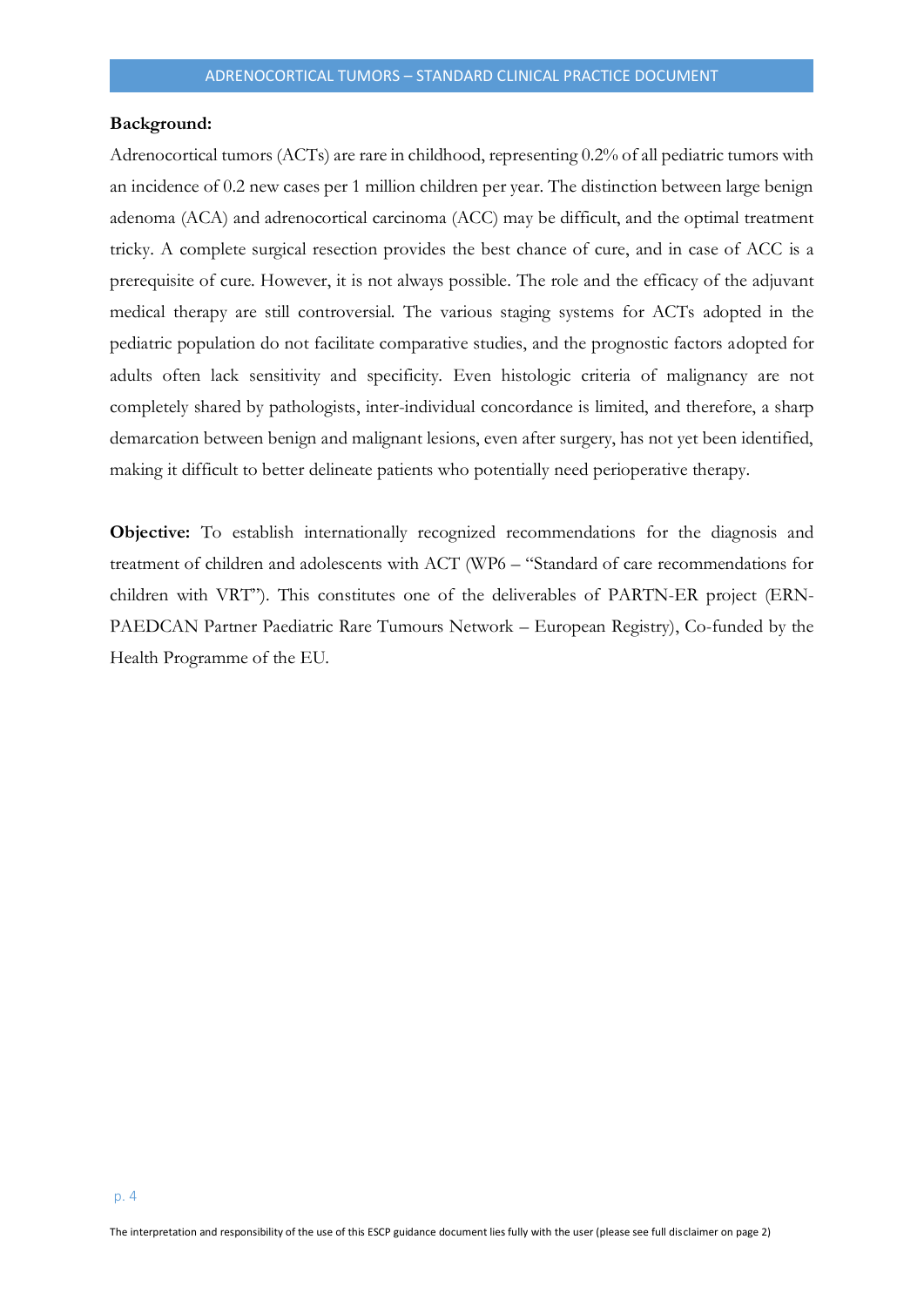**Background:**

Adrenocortical tumors (ACTs) are rare in childhood, representing 0.2% of all pediatric tumors with an incidence of 0.2 new cases per 1 million children per year. The distinction between large benign adenoma (ACA) and adrenocortical carcinoma (ACC) may be difficult, and the optimal treatment tricky. A complete surgical resection provides the best chance of cure, and in case of ACC is a prerequisite of cure. However, it is not always possible. The role and the efficacy of the adjuvant medical therapy are still controversial. The various staging systems for ACTs adopted in the pediatric population do not facilitate comparative studies, and the prognostic factors adopted for adults often lack sensitivity and specificity. Even histologic criteria of malignancy are not completely shared by pathologists, inter-individual concordance is limited, and therefore, a sharp demarcation between benign and malignant lesions, even after surgery, has not yet been identified, making it difficult to better delineate patients who potentially need perioperative therapy.

**Objective:** To establish internationally recognized recommendations for the diagnosis and treatment of children and adolescents with ACT (WP6 – "Standard of care recommendations for children with VRT"). This constitutes one of the deliverables of PARTN-ER project (ERN-PAEDCAN Partner Paediatric Rare Tumours Network – European Registry), Co-funded by the Health Programme of the EU.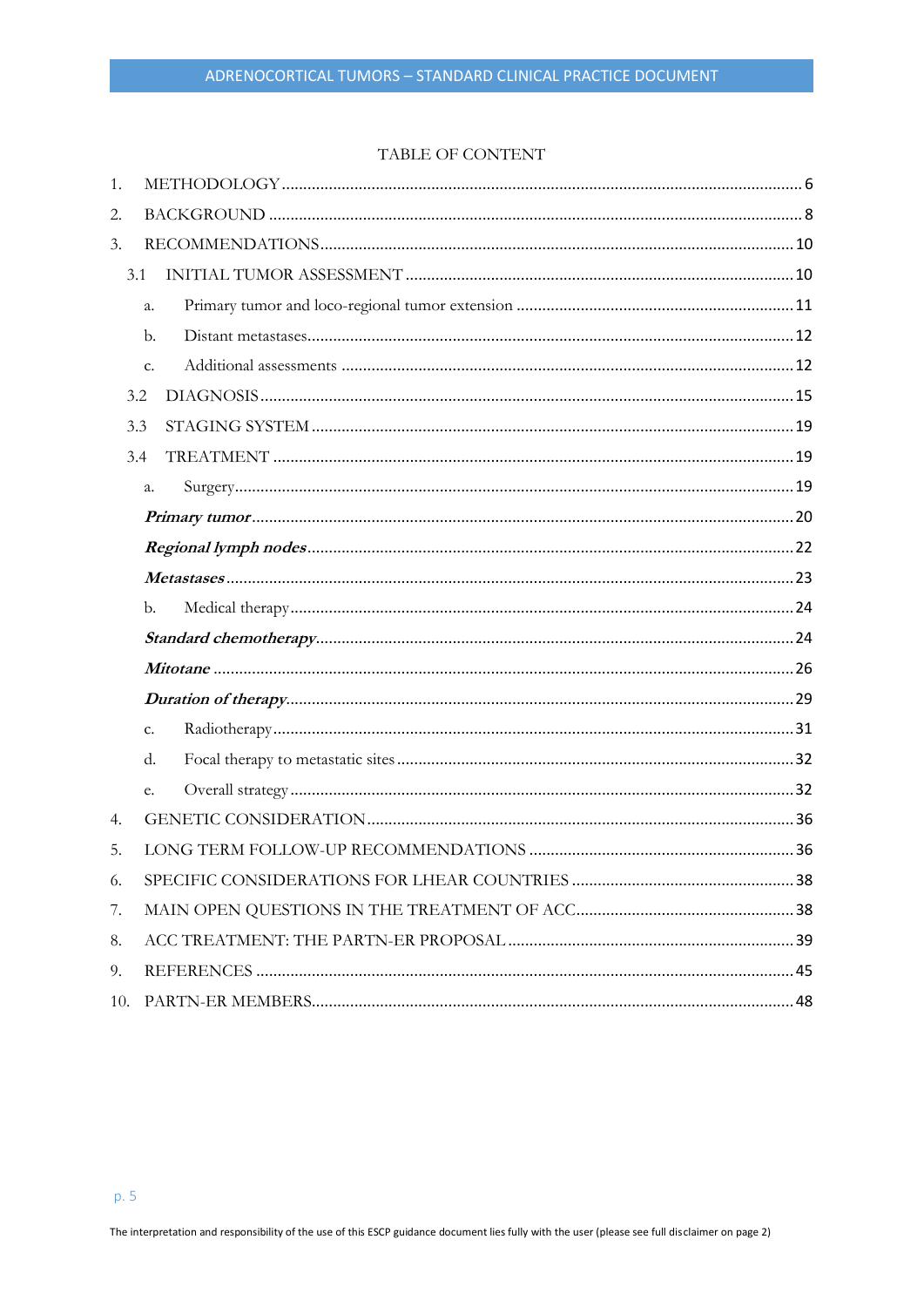TABLE OF CONTENT

1. METHODOLOGY ........................................................................ 6
2. BACKGROUND ........................................................................ 8
3. RECOMMENDATIONS ........................................................................ 10
   - 3.1 INITIAL TUMOR ASSESSMENT ........................................................................ 10
     - a. Primary tumor and loco-regional tumor extension ........................................................................ 11
     - b. Distant metastases ........................................................................ 12
     - c. Additional assessments ........................................................................ 12
   - 3.2 DIAGNOSIS ........................................................................ 15
   - 3.3 STAGING SYSTEM ........................................................................ 19
   - 3.4 TREATMENT ........................................................................ 19
     - a. Surgery ........................................................................ 19
       - ***Primary tumor*** ........................................................................ 20
       - ***Regional lymph nodes*** ........................................................................ 22
       - ***Metastases*** ........................................................................ 23
     - b. Medical therapy ........................................................................ 24
       - ***Standard chemotherapy*** ........................................................................ 24
       - ***Mitotane*** ........................................................................ 26
       - ***Duration of therapy*** ........................................................................ 29
     - c. Radiotherapy ........................................................................ 31
     - d. Focal therapy to metastatic sites ........................................................................ 32
     - e. Overall strategy ........................................................................ 32
4. GENETIC CONSIDERATION ........................................................................ 36
5. LONG TERM FOLLOW-UP RECOMMENDATIONS ........................................................................ 36
6. SPECIFIC CONSIDERATIONS FOR LHEAR COUNTRIES ........................................................................ 38
7. MAIN OPEN QUESTIONS IN THE TREATMENT OF ACC ........................................................................ 38
8. ACC TREATMENT: THE PARTN-ER PROPOSAL ........................................................................ 39
9. REFERENCES ........................................................................ 45
10. PARTN-ER MEMBERS ........................................................................ 48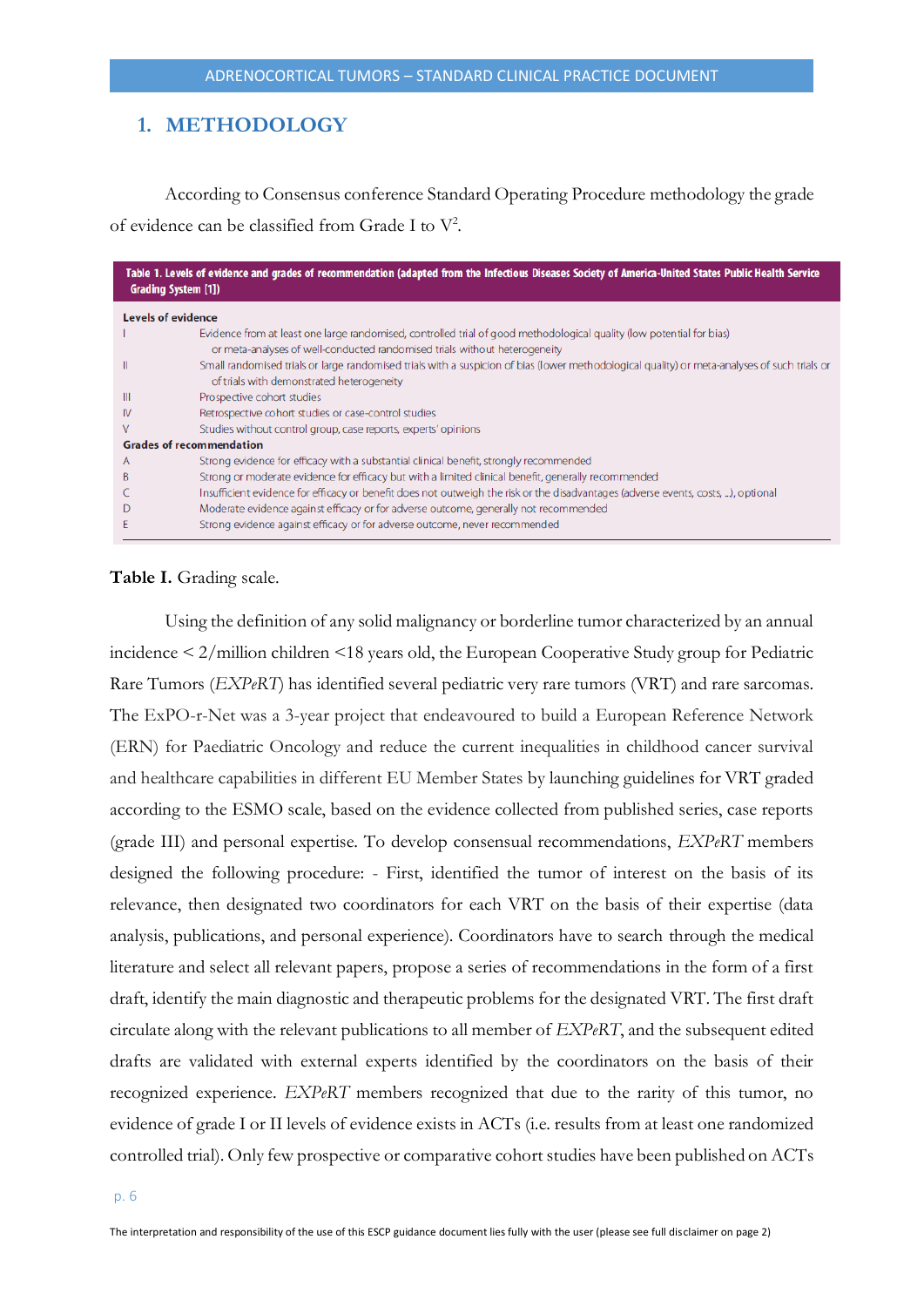## 1. METHODOLOGY

According to Consensus conference Standard Operating Procedure methodology the grade of evidence can be classified from Grade I to V[2].

**Table 1. Levels of evidence and grades of recommendation (adapted from the Infectious Diseases Society of America-United States Public Health Service Grading System [1])**

| | |
|---|---|
| **Levels of evidence** | |
| I | Evidence from at least one large randomised, controlled trial of good methodological quality (low potential for bias) or meta-analyses of well-conducted randomised trials without heterogeneity |
| II | Small randomised trials or large randomised trials with a suspicion of bias (lower methodological quality) or meta-analyses of such trials or of trials with demonstrated heterogeneity |
| III | Prospective cohort studies |
| IV | Retrospective cohort studies or case-control studies |
| V | Studies without control group, case reports, experts' opinions |
| **Grades of recommendation** | |
| A | Strong evidence for efficacy with a substantial clinical benefit, strongly recommended |
| B | Strong or moderate evidence for efficacy but with a limited clinical benefit, generally recommended |
| C | Insufficient evidence for efficacy or benefit does not outweigh the risk or the disadvantages (adverse events, costs, ...), optional |
| D | Moderate evidence against efficacy or for adverse outcome, generally not recommended |
| E | Strong evidence against efficacy or for adverse outcome, never recommended |

**Table I.** Grading scale.

Using the definition of any solid malignancy or borderline tumor characterized by an annual incidence < 2/million children <18 years old, the European Cooperative Study group for Pediatric Rare Tumors (*EXPeRT*) has identified several pediatric very rare tumors (VRT) and rare sarcomas. The ExPO-r-Net was a 3-year project that endeavoured to build a European Reference Network (ERN) for Paediatric Oncology and reduce the current inequalities in childhood cancer survival and healthcare capabilities in different EU Member States by launching guidelines for VRT graded according to the ESMO scale, based on the evidence collected from published series, case reports (grade III) and personal expertise. To develop consensual recommendations, *EXPeRT* members designed the following procedure: - First, identified the tumor of interest on the basis of its relevance, then designated two coordinators for each VRT on the basis of their expertise (data analysis, publications, and personal experience). Coordinators have to search through the medical literature and select all relevant papers, propose a series of recommendations in the form of a first draft, identify the main diagnostic and therapeutic problems for the designated VRT. The first draft circulate along with the relevant publications to all member of *EXPeRT*, and the subsequent edited drafts are validated with external experts identified by the coordinators on the basis of their recognized experience. *EXPeRT* members recognized that due to the rarity of this tumor, no evidence of grade I or II levels of evidence exists in ACTs (i.e. results from at least one randomized controlled trial). Only few prospective or comparative cohort studies have been published on ACTs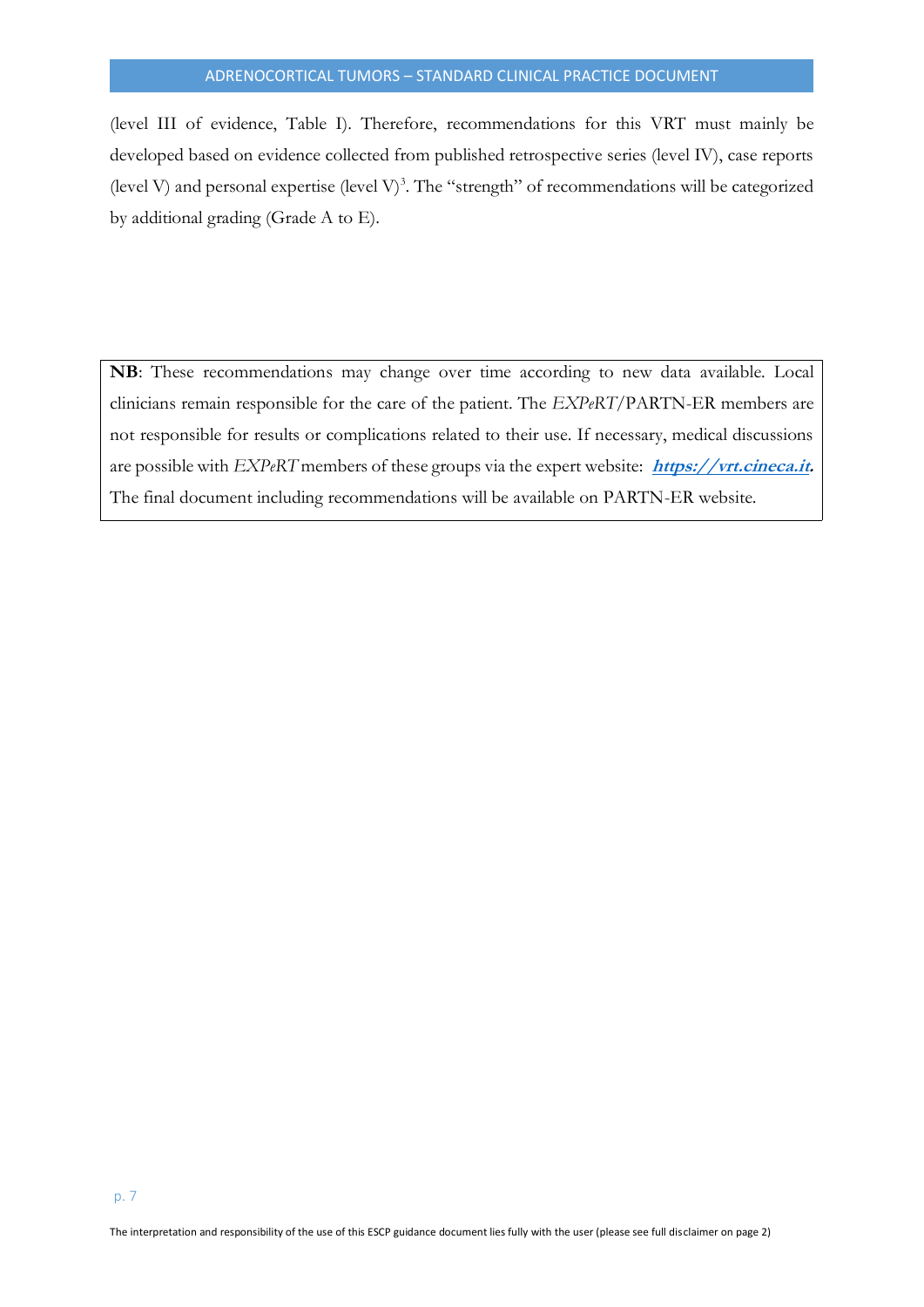(level III of evidence, Table I). Therefore, recommendations for this VRT must mainly be developed based on evidence collected from published retrospective series (level IV), case reports (level V) and personal expertise (level V)[3]. The "strength" of recommendations will be categorized by additional grading (Grade A to E).

> **NB**: These recommendations may change over time according to new data available. Local clinicians remain responsible for the care of the patient. The *EXPeRT*/PARTN-ER members are not responsible for results or complications related to their use. If necessary, medical discussions are possible with *EXPeRT* members of these groups via the expert website: ***https://vrt.cineca.it***. The final document including recommendations will be available on PARTN-ER website.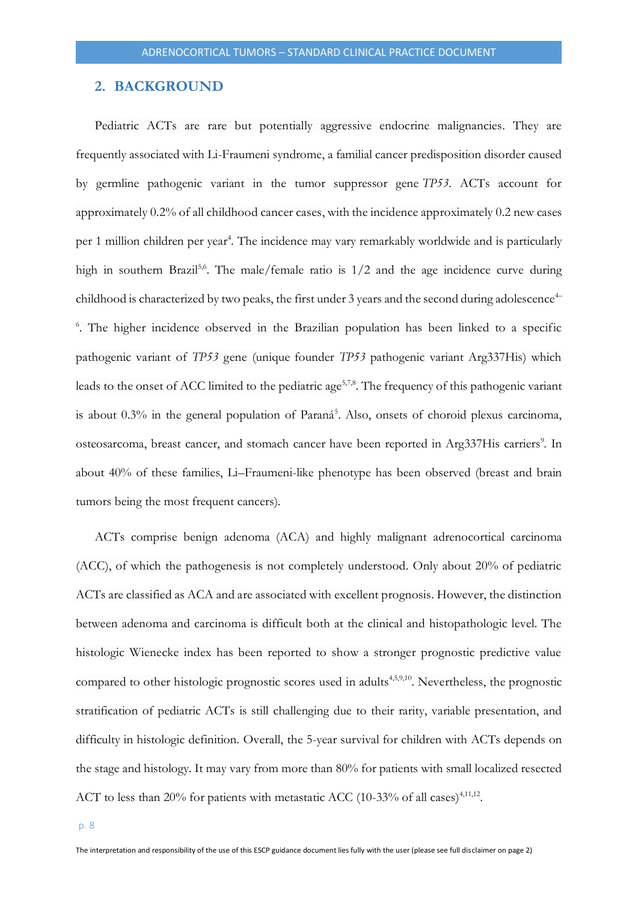## 2. BACKGROUND

Pediatric ACTs are rare but potentially aggressive endocrine malignancies. They are frequently associated with Li-Fraumeni syndrome, a familial cancer predisposition disorder caused by germline pathogenic variant in the tumor suppressor gene *TP53*. ACTs account for approximately 0.2% of all childhood cancer cases, with the incidence approximately 0.2 new cases per 1 million children per year[4]. The incidence may vary remarkably worldwide and is particularly high in southern Brazil[5,6]. The male/female ratio is 1/2 and the age incidence curve during childhood is characterized by two peaks, the first under 3 years and the second during adolescence[4–6]. The higher incidence observed in the Brazilian population has been linked to a specific pathogenic variant of *TP53* gene (unique founder *TP53* pathogenic variant Arg337His) which leads to the onset of ACC limited to the pediatric age[5,7,8]. The frequency of this pathogenic variant is about 0.3% in the general population of Paraná[5]. Also, onsets of choroid plexus carcinoma, osteosarcoma, breast cancer, and stomach cancer have been reported in Arg337His carriers[9]. In about 40% of these families, Li–Fraumeni-like phenotype has been observed (breast and brain tumors being the most frequent cancers).

ACTs comprise benign adenoma (ACA) and highly malignant adrenocortical carcinoma (ACC), of which the pathogenesis is not completely understood. Only about 20% of pediatric ACTs are classified as ACA and are associated with excellent prognosis. However, the distinction between adenoma and carcinoma is difficult both at the clinical and histopathologic level. The histologic Wienecke index has been reported to show a stronger prognostic predictive value compared to other histologic prognostic scores used in adults[4,5,9,10]. Nevertheless, the prognostic stratification of pediatric ACTs is still challenging due to their rarity, variable presentation, and difficulty in histologic definition. Overall, the 5-year survival for children with ACTs depends on the stage and histology. It may vary from more than 80% for patients with small localized resected ACT to less than 20% for patients with metastatic ACC (10-33% of all cases)[4,11,12].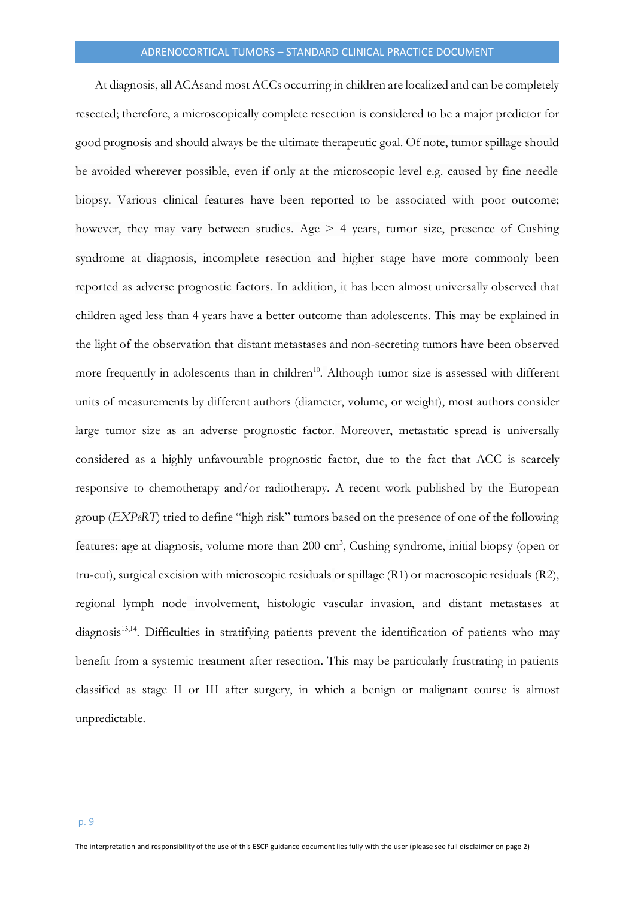At diagnosis, all ACAsand most ACCs occurring in children are localized and can be completely resected; therefore, a microscopically complete resection is considered to be a major predictor for good prognosis and should always be the ultimate therapeutic goal. Of note, tumor spillage should be avoided wherever possible, even if only at the microscopic level e.g. caused by fine needle biopsy. Various clinical features have been reported to be associated with poor outcome; however, they may vary between studies. Age > 4 years, tumor size, presence of Cushing syndrome at diagnosis, incomplete resection and higher stage have more commonly been reported as adverse prognostic factors. In addition, it has been almost universally observed that children aged less than 4 years have a better outcome than adolescents. This may be explained in the light of the observation that distant metastases and non-secreting tumors have been observed more frequently in adolescents than in children[10]. Although tumor size is assessed with different units of measurements by different authors (diameter, volume, or weight), most authors consider large tumor size as an adverse prognostic factor. Moreover, metastatic spread is universally considered as a highly unfavourable prognostic factor, due to the fact that ACC is scarcely responsive to chemotherapy and/or radiotherapy. A recent work published by the European group (*EXPeRT*) tried to define "high risk" tumors based on the presence of one of the following features: age at diagnosis, volume more than 200 $cm^3$, Cushing syndrome, initial biopsy (open or tru-cut), surgical excision with microscopic residuals or spillage (R1) or macroscopic residuals (R2), regional lymph node involvement, histologic vascular invasion, and distant metastases at diagnosis[13,14]. Difficulties in stratifying patients prevent the identification of patients who may benefit from a systemic treatment after resection. This may be particularly frustrating in patients classified as stage II or III after surgery, in which a benign or malignant course is almost unpredictable.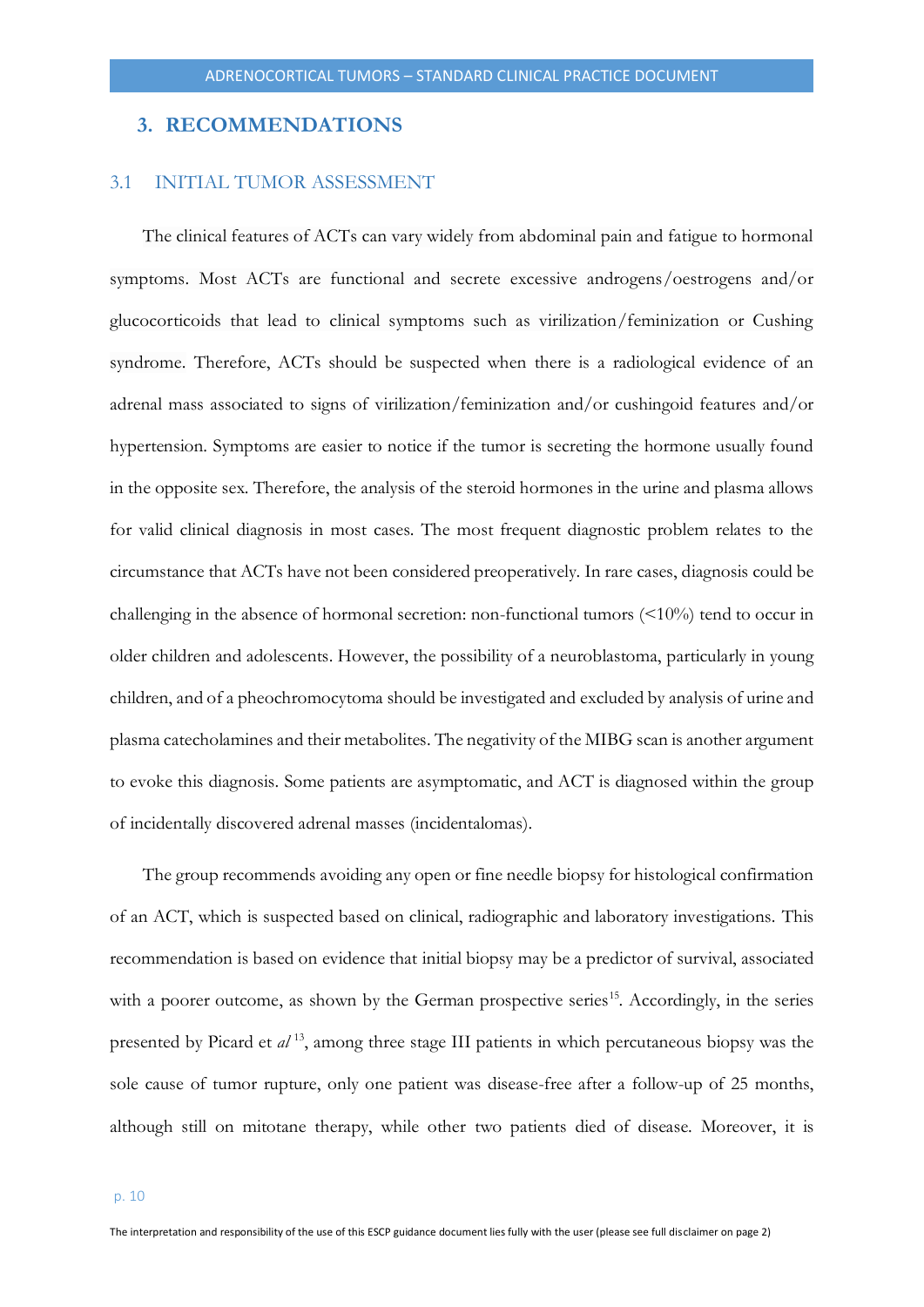## 3. RECOMMENDATIONS

### 3.1 INITIAL TUMOR ASSESSMENT

The clinical features of ACTs can vary widely from abdominal pain and fatigue to hormonal symptoms. Most ACTs are functional and secrete excessive androgens/oestrogens and/or glucocorticoids that lead to clinical symptoms such as virilization/feminization or Cushing syndrome. Therefore, ACTs should be suspected when there is a radiological evidence of an adrenal mass associated to signs of virilization/feminization and/or cushingoid features and/or hypertension. Symptoms are easier to notice if the tumor is secreting the hormone usually found in the opposite sex. Therefore, the analysis of the steroid hormones in the urine and plasma allows for valid clinical diagnosis in most cases. The most frequent diagnostic problem relates to the circumstance that ACTs have not been considered preoperatively. In rare cases, diagnosis could be challenging in the absence of hormonal secretion: non-functional tumors (<10%) tend to occur in older children and adolescents. However, the possibility of a neuroblastoma, particularly in young children, and of a pheochromocytoma should be investigated and excluded by analysis of urine and plasma catecholamines and their metabolites. The negativity of the MIBG scan is another argument to evoke this diagnosis. Some patients are asymptomatic, and ACT is diagnosed within the group of incidentally discovered adrenal masses (incidentalomas).

The group recommends avoiding any open or fine needle biopsy for histological confirmation of an ACT, which is suspected based on clinical, radiographic and laboratory investigations. This recommendation is based on evidence that initial biopsy may be a predictor of survival, associated with a poorer outcome, as shown by the German prospective series[15]. Accordingly, in the series presented by Picard et *al*[13], among three stage III patients in which percutaneous biopsy was the sole cause of tumor rupture, only one patient was disease-free after a follow-up of 25 months, although still on mitotane therapy, while other two patients died of disease. Moreover, it is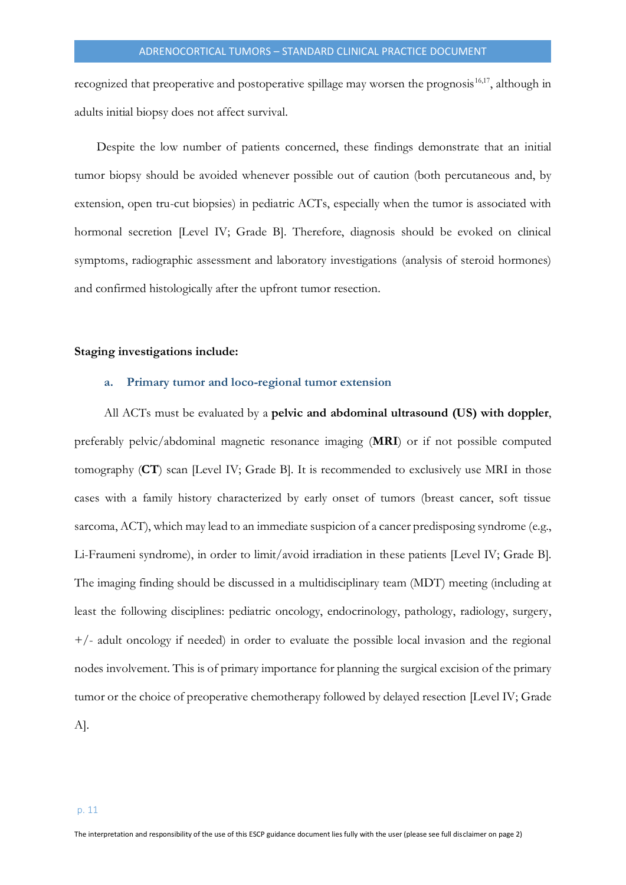recognized that preoperative and postoperative spillage may worsen the prognosis[16,17], although in adults initial biopsy does not affect survival.

Despite the low number of patients concerned, these findings demonstrate that an initial tumor biopsy should be avoided whenever possible out of caution (both percutaneous and, by extension, open tru-cut biopsies) in pediatric ACTs, especially when the tumor is associated with hormonal secretion [Level IV; Grade B]. Therefore, diagnosis should be evoked on clinical symptoms, radiographic assessment and laboratory investigations (analysis of steroid hormones) and confirmed histologically after the upfront tumor resection.

**Staging investigations include:**

### a. Primary tumor and loco-regional tumor extension

All ACTs must be evaluated by a **pelvic and abdominal ultrasound (US) with doppler**, preferably pelvic/abdominal magnetic resonance imaging (**MRI**) or if not possible computed tomography (**CT**) scan [Level IV; Grade B]. It is recommended to exclusively use MRI in those cases with a family history characterized by early onset of tumors (breast cancer, soft tissue sarcoma, ACT), which may lead to an immediate suspicion of a cancer predisposing syndrome (e.g., Li-Fraumeni syndrome), in order to limit/avoid irradiation in these patients [Level IV; Grade B]. The imaging finding should be discussed in a multidisciplinary team (MDT) meeting (including at least the following disciplines: pediatric oncology, endocrinology, pathology, radiology, surgery, +/- adult oncology if needed) in order to evaluate the possible local invasion and the regional nodes involvement. This is of primary importance for planning the surgical excision of the primary tumor or the choice of preoperative chemotherapy followed by delayed resection [Level IV; Grade A].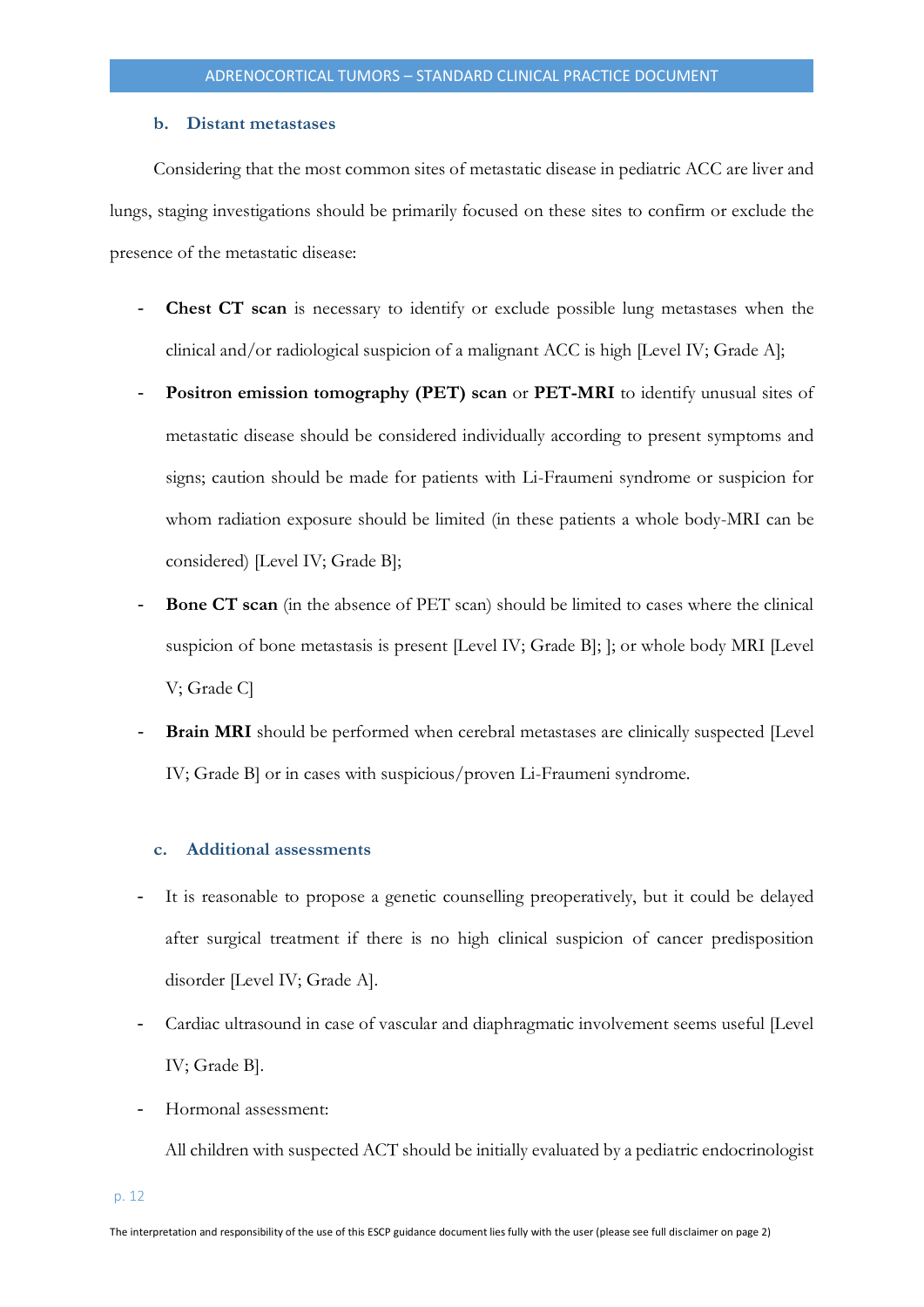### b. Distant metastases

Considering that the most common sites of metastatic disease in pediatric ACC are liver and lungs, staging investigations should be primarily focused on these sites to confirm or exclude the presence of the metastatic disease:

- **Chest CT scan** is necessary to identify or exclude possible lung metastases when the clinical and/or radiological suspicion of a malignant ACC is high [Level IV; Grade A];
- **Positron emission tomography (PET) scan** or **PET-MRI** to identify unusual sites of metastatic disease should be considered individually according to present symptoms and signs; caution should be made for patients with Li-Fraumeni syndrome or suspicion for whom radiation exposure should be limited (in these patients a whole body-MRI can be considered) [Level IV; Grade B];
- **Bone CT scan** (in the absence of PET scan) should be limited to cases where the clinical suspicion of bone metastasis is present [Level IV; Grade B]; ]; or whole body MRI [Level V; Grade C]
- **Brain MRI** should be performed when cerebral metastases are clinically suspected [Level IV; Grade B] or in cases with suspicious/proven Li-Fraumeni syndrome.

### c. Additional assessments

- It is reasonable to propose a genetic counselling preoperatively, but it could be delayed after surgical treatment if there is no high clinical suspicion of cancer predisposition disorder [Level IV; Grade A].
- Cardiac ultrasound in case of vascular and diaphragmatic involvement seems useful [Level IV; Grade B].
- Hormonal assessment:

  All children with suspected ACT should be initially evaluated by a pediatric endocrinologist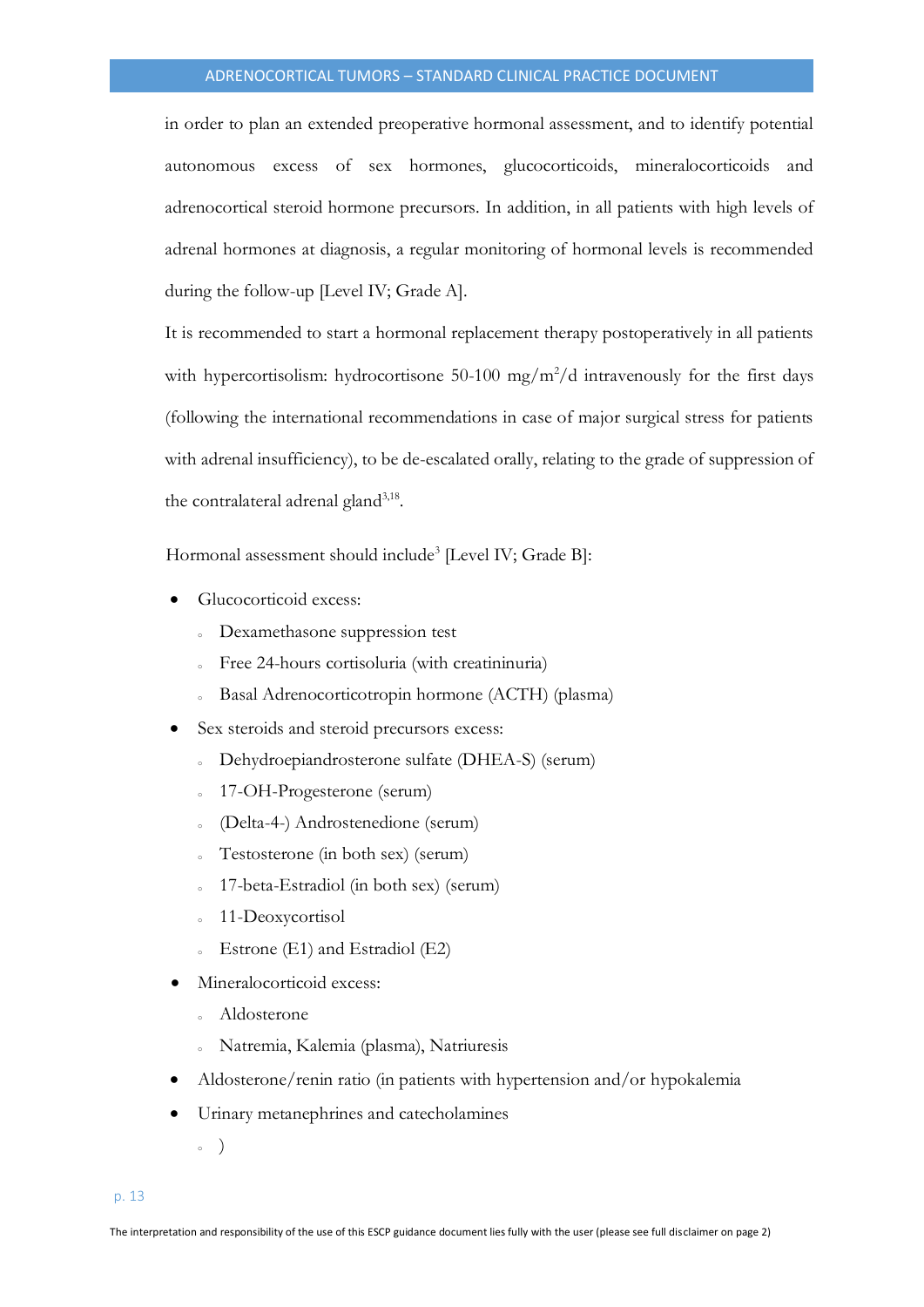in order to plan an extended preoperative hormonal assessment, and to identify potential autonomous excess of sex hormones, glucocorticoids, mineralocorticoids and adrenocortical steroid hormone precursors. In addition, in all patients with high levels of adrenal hormones at diagnosis, a regular monitoring of hormonal levels is recommended during the follow-up [Level IV; Grade A].

It is recommended to start a hormonal replacement therapy postoperatively in all patients with hypercortisolism: hydrocortisone 50-100 mg/m$^2$/d intravenously for the first days (following the international recommendations in case of major surgical stress for patients with adrenal insufficiency), to be de-escalated orally, relating to the grade of suppression of the contralateral adrenal gland[3,18].

Hormonal assessment should include[3] [Level IV; Grade B]:

- Glucocorticoid excess:
  - Dexamethasone suppression test
  - Free 24-hours cortisoluria (with creatininuria)
  - Basal Adrenocorticotropin hormone (ACTH) (plasma)
- Sex steroids and steroid precursors excess:
  - Dehydroepiandrosterone sulfate (DHEA-S) (serum)
  - 17-OH-Progesterone (serum)
  - (Delta-4-) Androstenedione (serum)
  - Testosterone (in both sex) (serum)
  - 17-beta-Estradiol (in both sex) (serum)
  - 11-Deoxycortisol
  - Estrone (E1) and Estradiol (E2)
- Mineralocorticoid excess:
  - Aldosterone
  - Natremia, Kalemia (plasma), Natriuresis
- Aldosterone/renin ratio (in patients with hypertension and/or hypokalemia
- Urinary metanephrines and catecholamines
  - )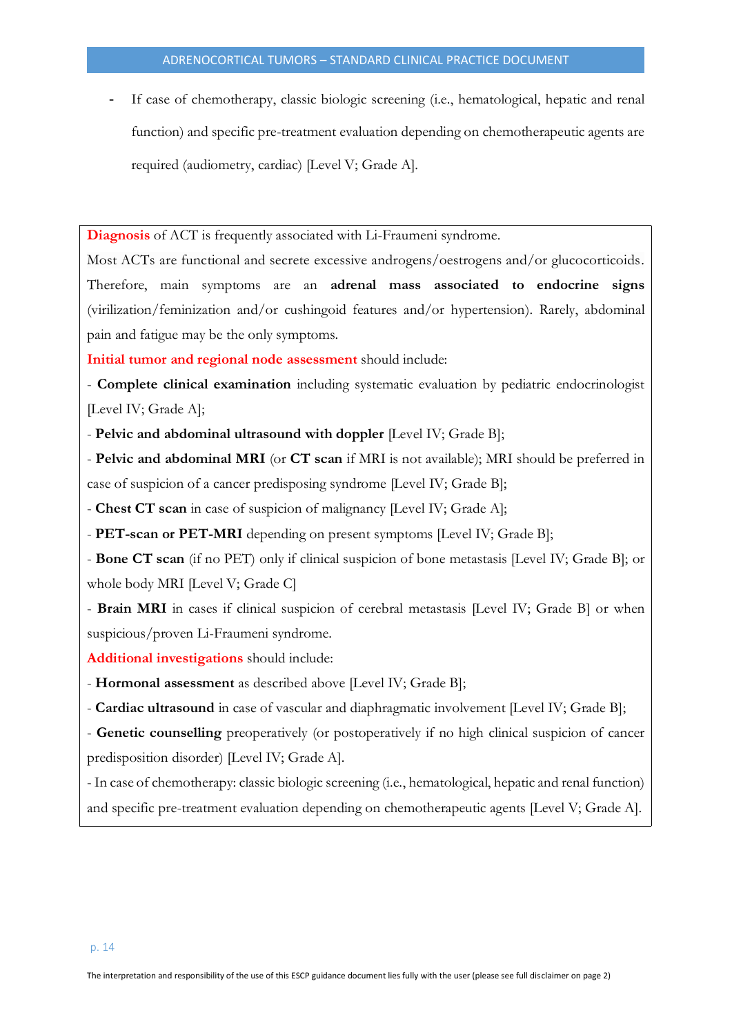- If case of chemotherapy, classic biologic screening (i.e., hematological, hepatic and renal function) and specific pre-treatment evaluation depending on chemotherapeutic agents are required (audiometry, cardiac) [Level V; Grade A].

**Diagnosis** of ACT is frequently associated with Li-Fraumeni syndrome.

Most ACTs are functional and secrete excessive androgens/oestrogens and/or glucocorticoids. Therefore, main symptoms are an **adrenal mass associated to endocrine signs** (virilization/feminization and/or cushingoid features and/or hypertension). Rarely, abdominal pain and fatigue may be the only symptoms.

**Initial tumor and regional node assessment** should include:

- **Complete clinical examination** including systematic evaluation by pediatric endocrinologist [Level IV; Grade A];
- **Pelvic and abdominal ultrasound with doppler** [Level IV; Grade B];
- **Pelvic and abdominal MRI** (or **CT scan** if MRI is not available); MRI should be preferred in case of suspicion of a cancer predisposing syndrome [Level IV; Grade B];
- **Chest CT scan** in case of suspicion of malignancy [Level IV; Grade A];
- **PET-scan or PET-MRI** depending on present symptoms [Level IV; Grade B];
- **Bone CT scan** (if no PET) only if clinical suspicion of bone metastasis [Level IV; Grade B]; or whole body MRI [Level V; Grade C]
- **Brain MRI** in cases if clinical suspicion of cerebral metastasis [Level IV; Grade B] or when suspicious/proven Li-Fraumeni syndrome.

**Additional investigations** should include:

- **Hormonal assessment** as described above [Level IV; Grade B];
- **Cardiac ultrasound** in case of vascular and diaphragmatic involvement [Level IV; Grade B];
- **Genetic counselling** preoperatively (or postoperatively if no high clinical suspicion of cancer predisposition disorder) [Level IV; Grade A].
- In case of chemotherapy: classic biologic screening (i.e., hematological, hepatic and renal function) and specific pre-treatment evaluation depending on chemotherapeutic agents [Level V; Grade A].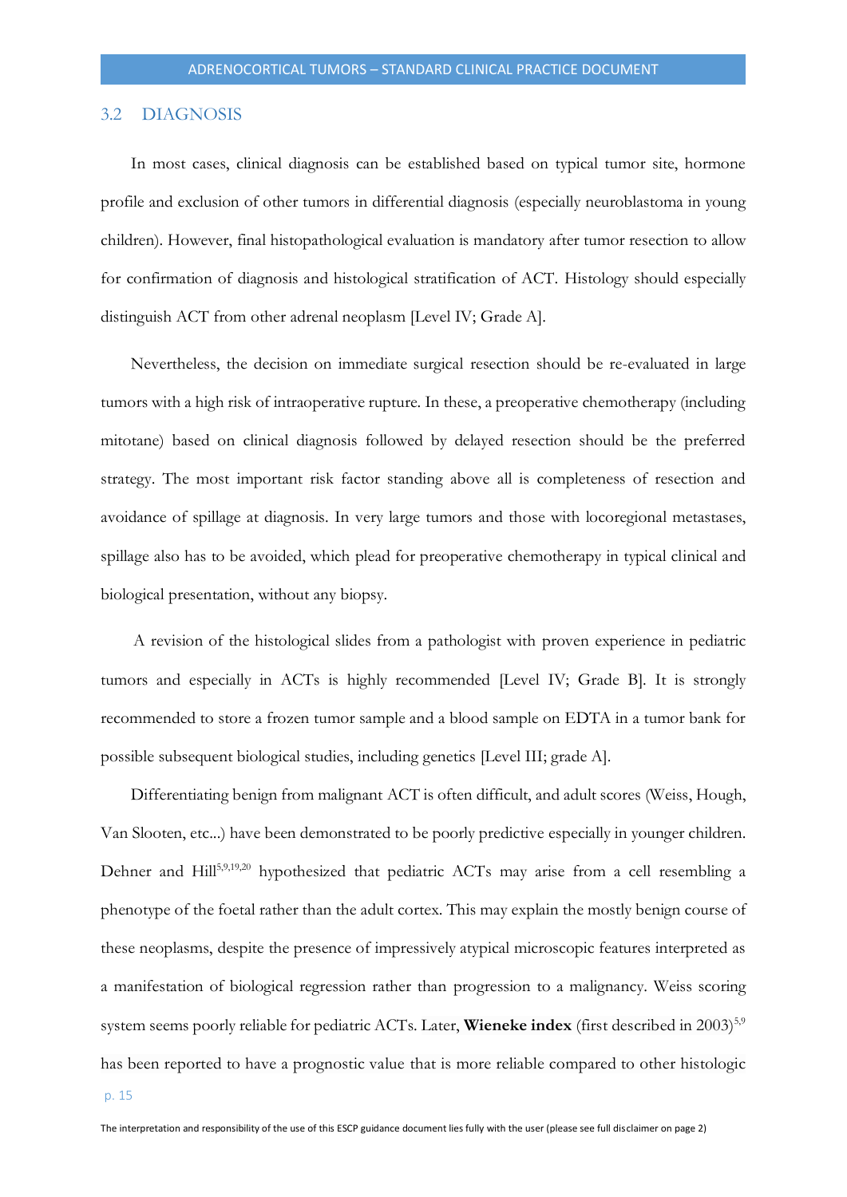## 3.2 DIAGNOSIS

In most cases, clinical diagnosis can be established based on typical tumor site, hormone profile and exclusion of other tumors in differential diagnosis (especially neuroblastoma in young children). However, final histopathological evaluation is mandatory after tumor resection to allow for confirmation of diagnosis and histological stratification of ACT. Histology should especially distinguish ACT from other adrenal neoplasm [Level IV; Grade A].

Nevertheless, the decision on immediate surgical resection should be re-evaluated in large tumors with a high risk of intraoperative rupture. In these, a preoperative chemotherapy (including mitotane) based on clinical diagnosis followed by delayed resection should be the preferred strategy. The most important risk factor standing above all is completeness of resection and avoidance of spillage at diagnosis. In very large tumors and those with locoregional metastases, spillage also has to be avoided, which plead for preoperative chemotherapy in typical clinical and biological presentation, without any biopsy.

A revision of the histological slides from a pathologist with proven experience in pediatric tumors and especially in ACTs is highly recommended [Level IV; Grade B]. It is strongly recommended to store a frozen tumor sample and a blood sample on EDTA in a tumor bank for possible subsequent biological studies, including genetics [Level III; grade A].

Differentiating benign from malignant ACT is often difficult, and adult scores (Weiss, Hough, Van Slooten, etc...) have been demonstrated to be poorly predictive especially in younger children. Dehner and Hill[5,9,19,20] hypothesized that pediatric ACTs may arise from a cell resembling a phenotype of the foetal rather than the adult cortex. This may explain the mostly benign course of these neoplasms, despite the presence of impressively atypical microscopic features interpreted as a manifestation of biological regression rather than progression to a malignancy. Weiss scoring system seems poorly reliable for pediatric ACTs. Later, **Wieneke index** (first described in 2003)[5,9] has been reported to have a prognostic value that is more reliable compared to other histologic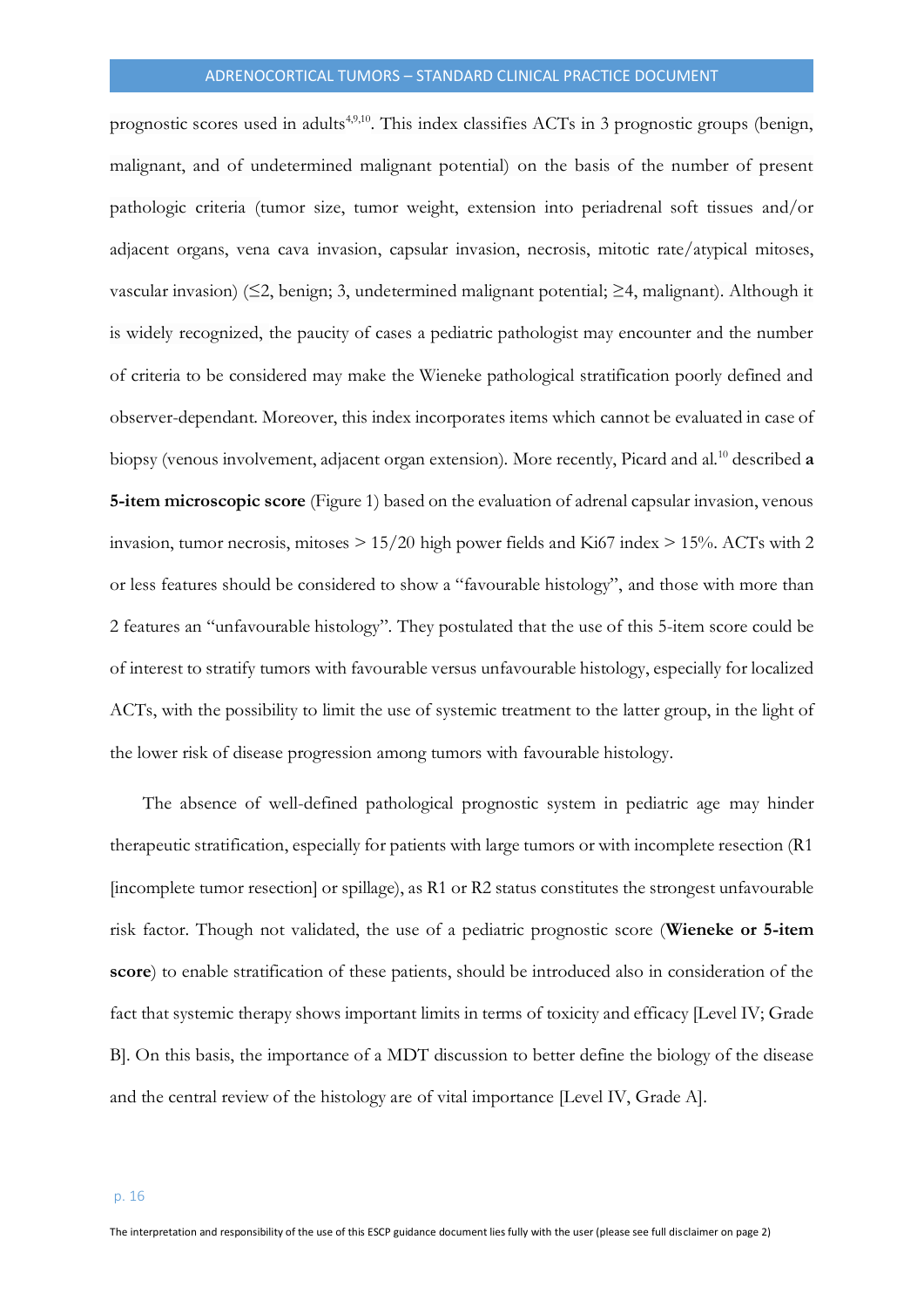prognostic scores used in adults[4,9,10]. This index classifies ACTs in 3 prognostic groups (benign, malignant, and of undetermined malignant potential) on the basis of the number of present pathologic criteria (tumor size, tumor weight, extension into periadrenal soft tissues and/or adjacent organs, vena cava invasion, capsular invasion, necrosis, mitotic rate/atypical mitoses, vascular invasion) (≤2, benign; 3, undetermined malignant potential; ≥4, malignant). Although it is widely recognized, the paucity of cases a pediatric pathologist may encounter and the number of criteria to be considered may make the Wieneke pathological stratification poorly defined and observer-dependant. Moreover, this index incorporates items which cannot be evaluated in case of biopsy (venous involvement, adjacent organ extension). More recently, Picard and al.[10] described **a 5-item microscopic score** (Figure 1) based on the evaluation of adrenal capsular invasion, venous invasion, tumor necrosis, mitoses > 15/20 high power fields and Ki67 index > 15%. ACTs with 2 or less features should be considered to show a "favourable histology", and those with more than 2 features an "unfavourable histology". They postulated that the use of this 5-item score could be of interest to stratify tumors with favourable versus unfavourable histology, especially for localized ACTs, with the possibility to limit the use of systemic treatment to the latter group, in the light of the lower risk of disease progression among tumors with favourable histology.

The absence of well-defined pathological prognostic system in pediatric age may hinder therapeutic stratification, especially for patients with large tumors or with incomplete resection (R1 [incomplete tumor resection] or spillage), as R1 or R2 status constitutes the strongest unfavourable risk factor. Though not validated, the use of a pediatric prognostic score (**Wieneke or 5-item score**) to enable stratification of these patients, should be introduced also in consideration of the fact that systemic therapy shows important limits in terms of toxicity and efficacy [Level IV; Grade B]. On this basis, the importance of a MDT discussion to better define the biology of the disease and the central review of the histology are of vital importance [Level IV, Grade A].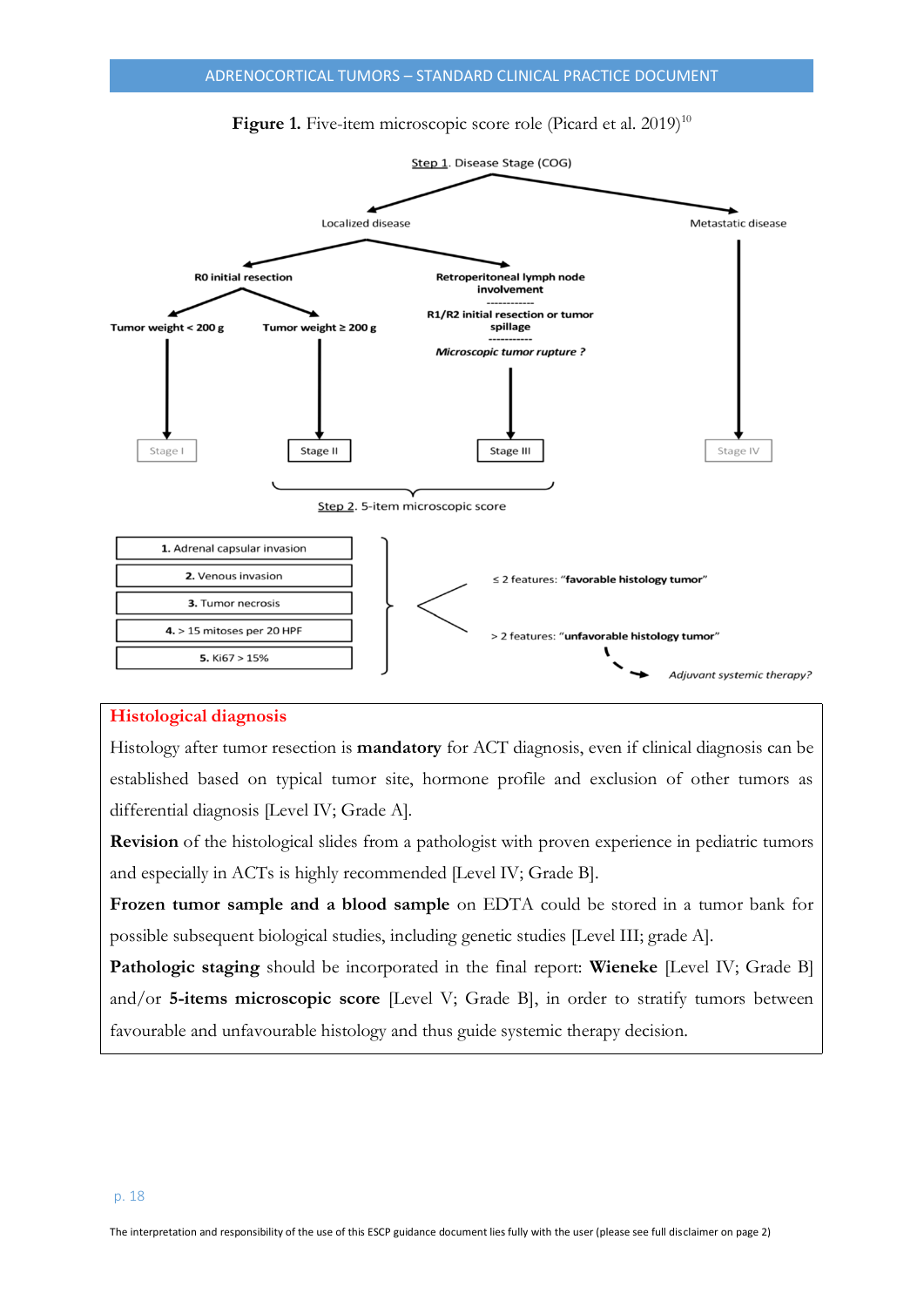**Figure 1.** Five-item microscopic score role (Picard et al. 2019)[10]

Step 1. Disease Stage (COG)

- Localized disease
  - R0 initial resection
    - Tumor weight < 200 g → Stage I
    - Tumor weight ≥ 200 g → Stage II
  - Retroperitoneal lymph node involvement / R1/R2 initial resection or tumor spillage / *Microscopic tumor rupture ?* → Stage III
- Metastatic disease → Stage IV

Step 2. 5-item microscopic score (Stage II, Stage III)

1. Adrenal capsular invasion
2. Venous invasion
3. Tumor necrosis
4. > 15 mitoses per 20 HPF
5. Ki67 > 15%

- ≤ 2 features: "**favorable histology tumor**"
- > 2 features: "**unfavorable histology tumor**" → *Adjuvant systemic therapy?*

## Histological diagnosis

Histology after tumor resection is **mandatory** for ACT diagnosis, even if clinical diagnosis can be established based on typical tumor site, hormone profile and exclusion of other tumors as differential diagnosis [Level IV; Grade A].

**Revision** of the histological slides from a pathologist with proven experience in pediatric tumors and especially in ACTs is highly recommended [Level IV; Grade B].

**Frozen tumor sample and a blood sample** on EDTA could be stored in a tumor bank for possible subsequent biological studies, including genetic studies [Level III; grade A].

**Pathologic staging** should be incorporated in the final report: **Wieneke** [Level IV; Grade B] and/or **5-items microscopic score** [Level V; Grade B], in order to stratify tumors between favourable and unfavourable histology and thus guide systemic therapy decision.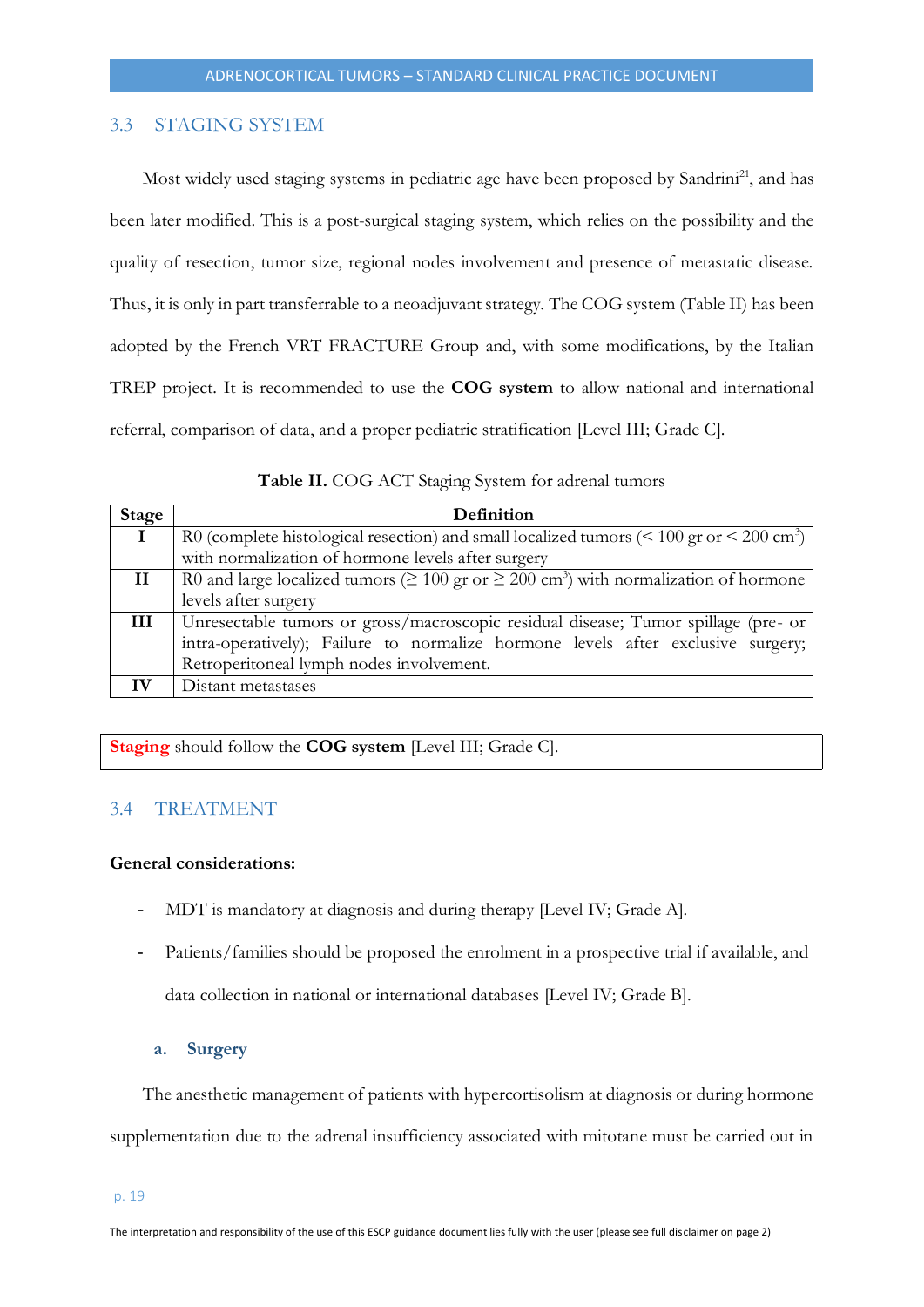## 3.3 STAGING SYSTEM

Most widely used staging systems in pediatric age have been proposed by Sandrini[21], and has been later modified. This is a post-surgical staging system, which relies on the possibility and the quality of resection, tumor size, regional nodes involvement and presence of metastatic disease. Thus, it is only in part transferrable to a neoadjuvant strategy. The COG system (Table II) has been adopted by the French VRT FRACTURE Group and, with some modifications, by the Italian TREP project. It is recommended to use the **COG system** to allow national and international referral, comparison of data, and a proper pediatric stratification [Level III; Grade C].

**Table II.** COG ACT Staging System for adrenal tumors

| Stage | Definition |
|---|---|
| **I** | R0 (complete histological resection) and small localized tumors (< 100 gr or < 200 $cm^3$) with normalization of hormone levels after surgery |
| **II** | R0 and large localized tumors (≥ 100 gr or ≥ 200 $cm^3$) with normalization of hormone levels after surgery |
| **III** | Unresectable tumors or gross/macroscopic residual disease; Tumor spillage (pre- or intra-operatively); Failure to normalize hormone levels after exclusive surgery; Retroperitoneal lymph nodes involvement. |
| **IV** | Distant metastases |

**Staging** should follow the **COG system** [Level III; Grade C].

## 3.4 TREATMENT

**General considerations:**

- MDT is mandatory at diagnosis and during therapy [Level IV; Grade A].
- Patients/families should be proposed the enrolment in a prospective trial if available, and data collection in national or international databases [Level IV; Grade B].

### a. Surgery

The anesthetic management of patients with hypercortisolism at diagnosis or during hormone supplementation due to the adrenal insufficiency associated with mitotane must be carried out in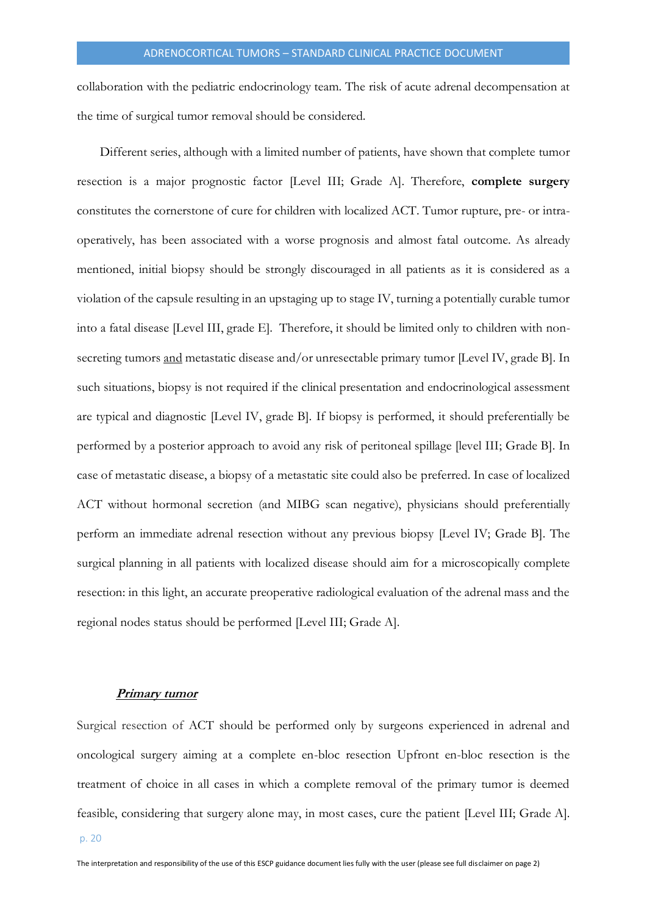collaboration with the pediatric endocrinology team. The risk of acute adrenal decompensation at the time of surgical tumor removal should be considered.

Different series, although with a limited number of patients, have shown that complete tumor resection is a major prognostic factor [Level III; Grade A]. Therefore, **complete surgery** constitutes the cornerstone of cure for children with localized ACT. Tumor rupture, pre- or intra-operatively, has been associated with a worse prognosis and almost fatal outcome. As already mentioned, initial biopsy should be strongly discouraged in all patients as it is considered as a violation of the capsule resulting in an upstaging up to stage IV, turning a potentially curable tumor into a fatal disease [Level III, grade E]. Therefore, it should be limited only to children with non-secreting tumors <u>and</u> metastatic disease and/or unresectable primary tumor [Level IV, grade B]. In such situations, biopsy is not required if the clinical presentation and endocrinological assessment are typical and diagnostic [Level IV, grade B]. If biopsy is performed, it should preferentially be performed by a posterior approach to avoid any risk of peritoneal spillage [level III; Grade B]. In case of metastatic disease, a biopsy of a metastatic site could also be preferred. In case of localized ACT without hormonal secretion (and MIBG scan negative), physicians should preferentially perform an immediate adrenal resection without any previous biopsy [Level IV; Grade B]. The surgical planning in all patients with localized disease should aim for a microscopically complete resection: in this light, an accurate preoperative radiological evaluation of the adrenal mass and the regional nodes status should be performed [Level III; Grade A].

***<u>Primary tumor</u>***

Surgical resection of ACT should be performed only by surgeons experienced in adrenal and oncological surgery aiming at a complete en-bloc resection Upfront en-bloc resection is the treatment of choice in all cases in which a complete removal of the primary tumor is deemed feasible, considering that surgery alone may, in most cases, cure the patient [Level III; Grade A].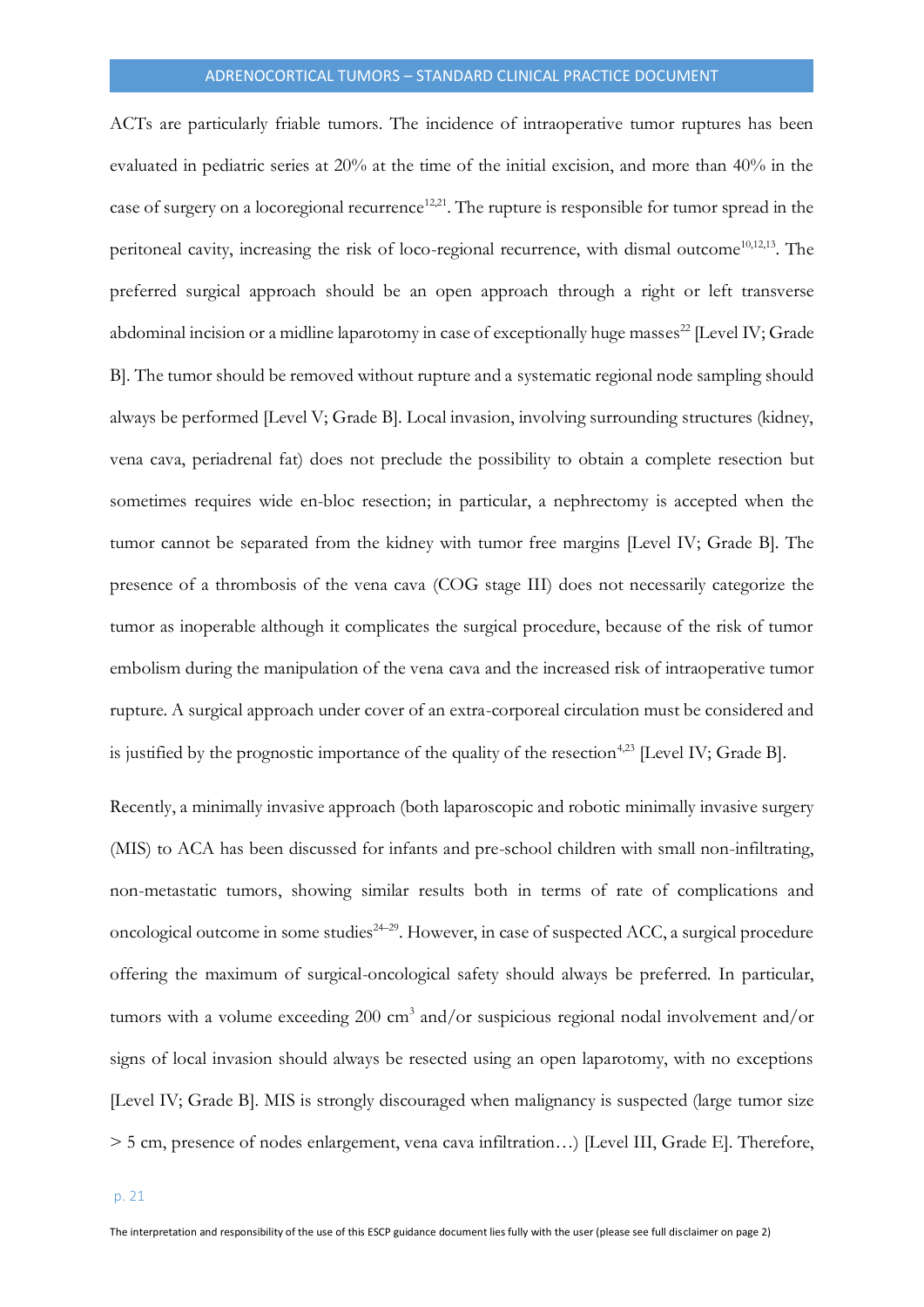ACTs are particularly friable tumors. The incidence of intraoperative tumor ruptures has been evaluated in pediatric series at 20% at the time of the initial excision, and more than 40% in the case of surgery on a locoregional recurrence[12,21]. The rupture is responsible for tumor spread in the peritoneal cavity, increasing the risk of loco-regional recurrence, with dismal outcome[10,12,13]. The preferred surgical approach should be an open approach through a right or left transverse abdominal incision or a midline laparotomy in case of exceptionally huge masses[22] [Level IV; Grade B]. The tumor should be removed without rupture and a systematic regional node sampling should always be performed [Level V; Grade B]. Local invasion, involving surrounding structures (kidney, vena cava, periadrenal fat) does not preclude the possibility to obtain a complete resection but sometimes requires wide en-bloc resection; in particular, a nephrectomy is accepted when the tumor cannot be separated from the kidney with tumor free margins [Level IV; Grade B]. The presence of a thrombosis of the vena cava (COG stage III) does not necessarily categorize the tumor as inoperable although it complicates the surgical procedure, because of the risk of tumor embolism during the manipulation of the vena cava and the increased risk of intraoperative tumor rupture. A surgical approach under cover of an extra-corporeal circulation must be considered and is justified by the prognostic importance of the quality of the resection[4,23] [Level IV; Grade B].

Recently, a minimally invasive approach (both laparoscopic and robotic minimally invasive surgery (MIS) to ACA has been discussed for infants and pre-school children with small non-infiltrating, non-metastatic tumors, showing similar results both in terms of rate of complications and oncological outcome in some studies[24–29]. However, in case of suspected ACC, a surgical procedure offering the maximum of surgical-oncological safety should always be preferred. In particular, tumors with a volume exceeding 200 $cm^3$ and/or suspicious regional nodal involvement and/or signs of local invasion should always be resected using an open laparotomy, with no exceptions [Level IV; Grade B]. MIS is strongly discouraged when malignancy is suspected (large tumor size > 5 cm, presence of nodes enlargement, vena cava infiltration…) [Level III, Grade E]. Therefore,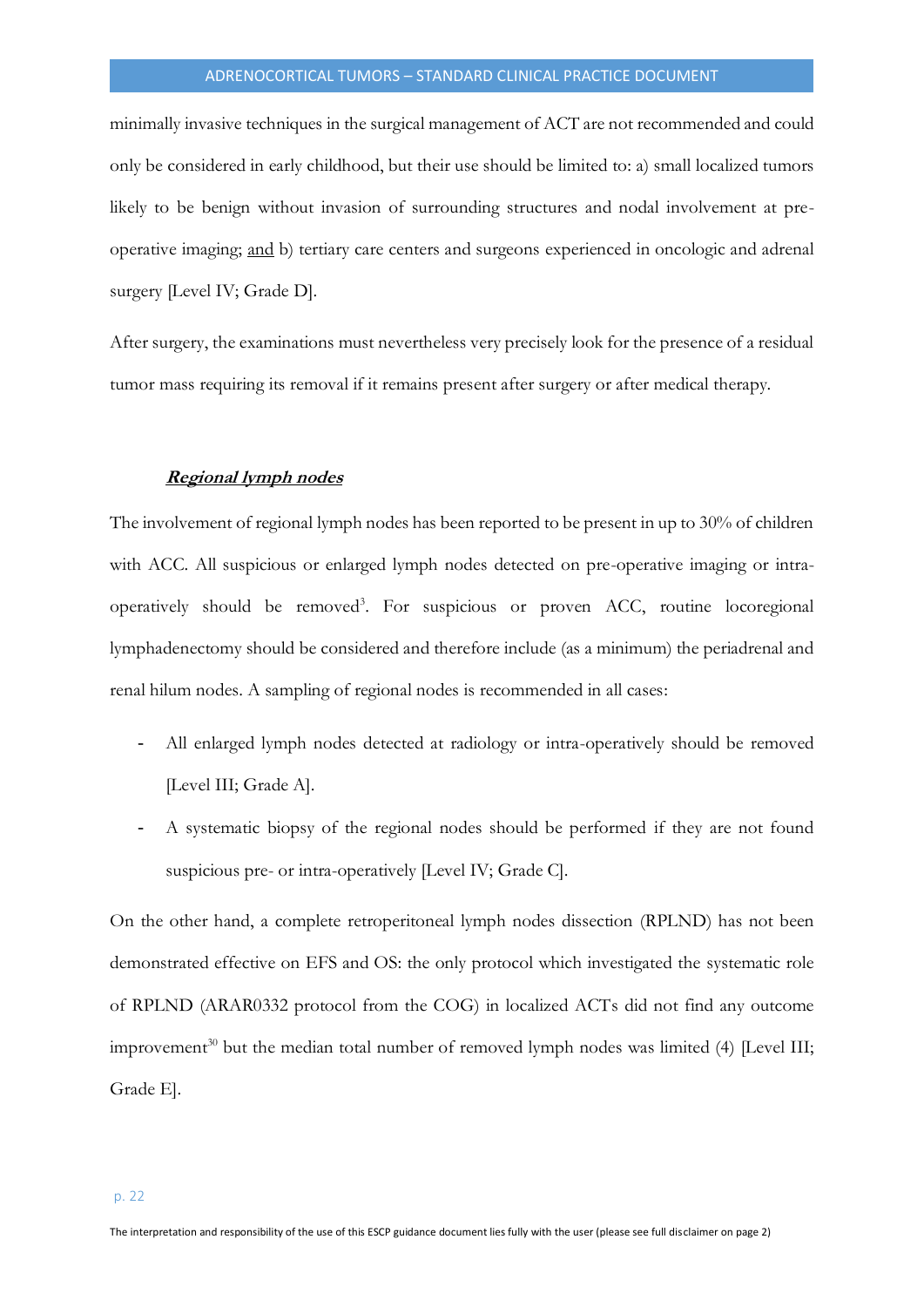minimally invasive techniques in the surgical management of ACT are not recommended and could only be considered in early childhood, but their use should be limited to: a) small localized tumors likely to be benign without invasion of surrounding structures and nodal involvement at pre-operative imaging; <u>and</u> b) tertiary care centers and surgeons experienced in oncologic and adrenal surgery [Level IV; Grade D].

After surgery, the examinations must nevertheless very precisely look for the presence of a residual tumor mass requiring its removal if it remains present after surgery or after medical therapy.

### ***<u>Regional lymph nodes</u>***

The involvement of regional lymph nodes has been reported to be present in up to 30% of children with ACC. All suspicious or enlarged lymph nodes detected on pre-operative imaging or intra-operatively should be removed[3]. For suspicious or proven ACC, routine locoregional lymphadenectomy should be considered and therefore include (as a minimum) the periadrenal and renal hilum nodes. A sampling of regional nodes is recommended in all cases:

- All enlarged lymph nodes detected at radiology or intra-operatively should be removed [Level III; Grade A].
- A systematic biopsy of the regional nodes should be performed if they are not found suspicious pre- or intra-operatively [Level IV; Grade C].

On the other hand, a complete retroperitoneal lymph nodes dissection (RPLND) has not been demonstrated effective on EFS and OS: the only protocol which investigated the systematic role of RPLND (ARAR0332 protocol from the COG) in localized ACTs did not find any outcome improvement[30] but the median total number of removed lymph nodes was limited (4) [Level III; Grade E].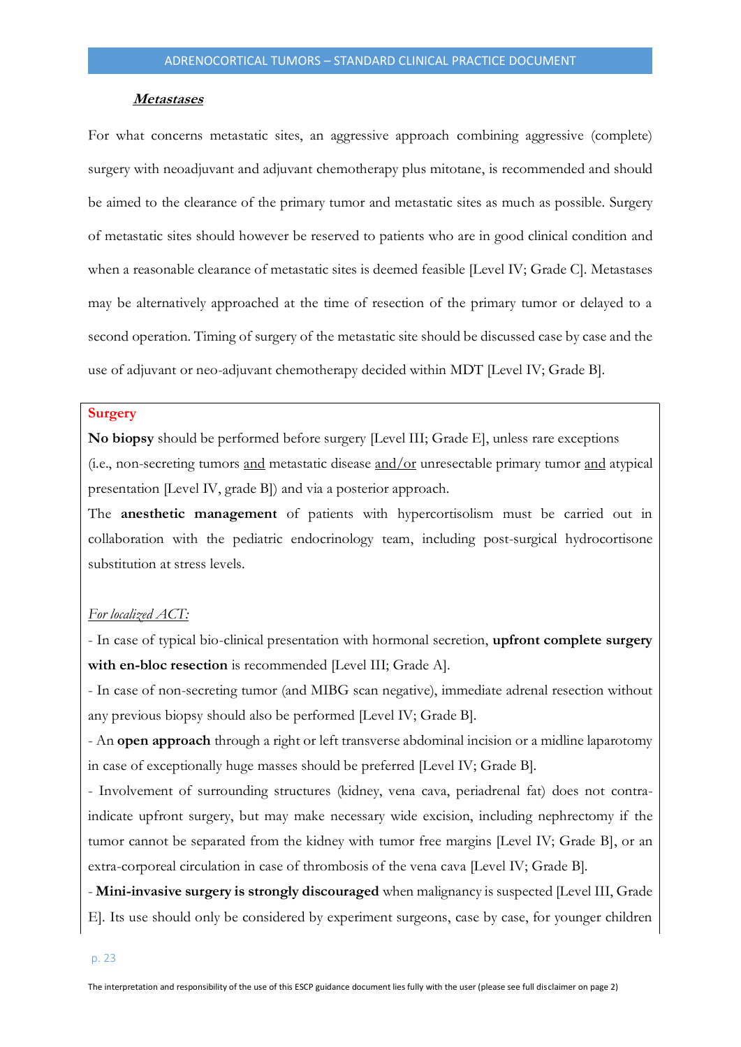***Metastases***

For what concerns metastatic sites, an aggressive approach combining aggressive (complete) surgery with neoadjuvant and adjuvant chemotherapy plus mitotane, is recommended and should be aimed to the clearance of the primary tumor and metastatic sites as much as possible. Surgery of metastatic sites should however be reserved to patients who are in good clinical condition and when a reasonable clearance of metastatic sites is deemed feasible [Level IV; Grade C]. Metastases may be alternatively approached at the time of resection of the primary tumor or delayed to a second operation. Timing of surgery of the metastatic site should be discussed case by case and the use of adjuvant or neo-adjuvant chemotherapy decided within MDT [Level IV; Grade B].

**Surgery**

**No biopsy** should be performed before surgery [Level III; Grade E], unless rare exceptions (i.e., non-secreting tumors <u>and</u> metastatic disease <u>and/or</u> unresectable primary tumor <u>and</u> atypical presentation [Level IV, grade B]) and via a posterior approach.

The **anesthetic management** of patients with hypercortisolism must be carried out in collaboration with the pediatric endocrinology team, including post-surgical hydrocortisone substitution at stress levels.

*For localized ACT:*

- In case of typical bio-clinical presentation with hormonal secretion, **upfront complete surgery with en-bloc resection** is recommended [Level III; Grade A].
- In case of non-secreting tumor (and MIBG scan negative), immediate adrenal resection without any previous biopsy should also be performed [Level IV; Grade B].
- An **open approach** through a right or left transverse abdominal incision or a midline laparotomy in case of exceptionally huge masses should be preferred [Level IV; Grade B].
- Involvement of surrounding structures (kidney, vena cava, periadrenal fat) does not contra-indicate upfront surgery, but may make necessary wide excision, including nephrectomy if the tumor cannot be separated from the kidney with tumor free margins [Level IV; Grade B], or an extra-corporeal circulation in case of thrombosis of the vena cava [Level IV; Grade B].
- **Mini-invasive surgery is strongly discouraged** when malignancy is suspected [Level III, Grade E]. Its use should only be considered by experiment surgeons, case by case, for younger children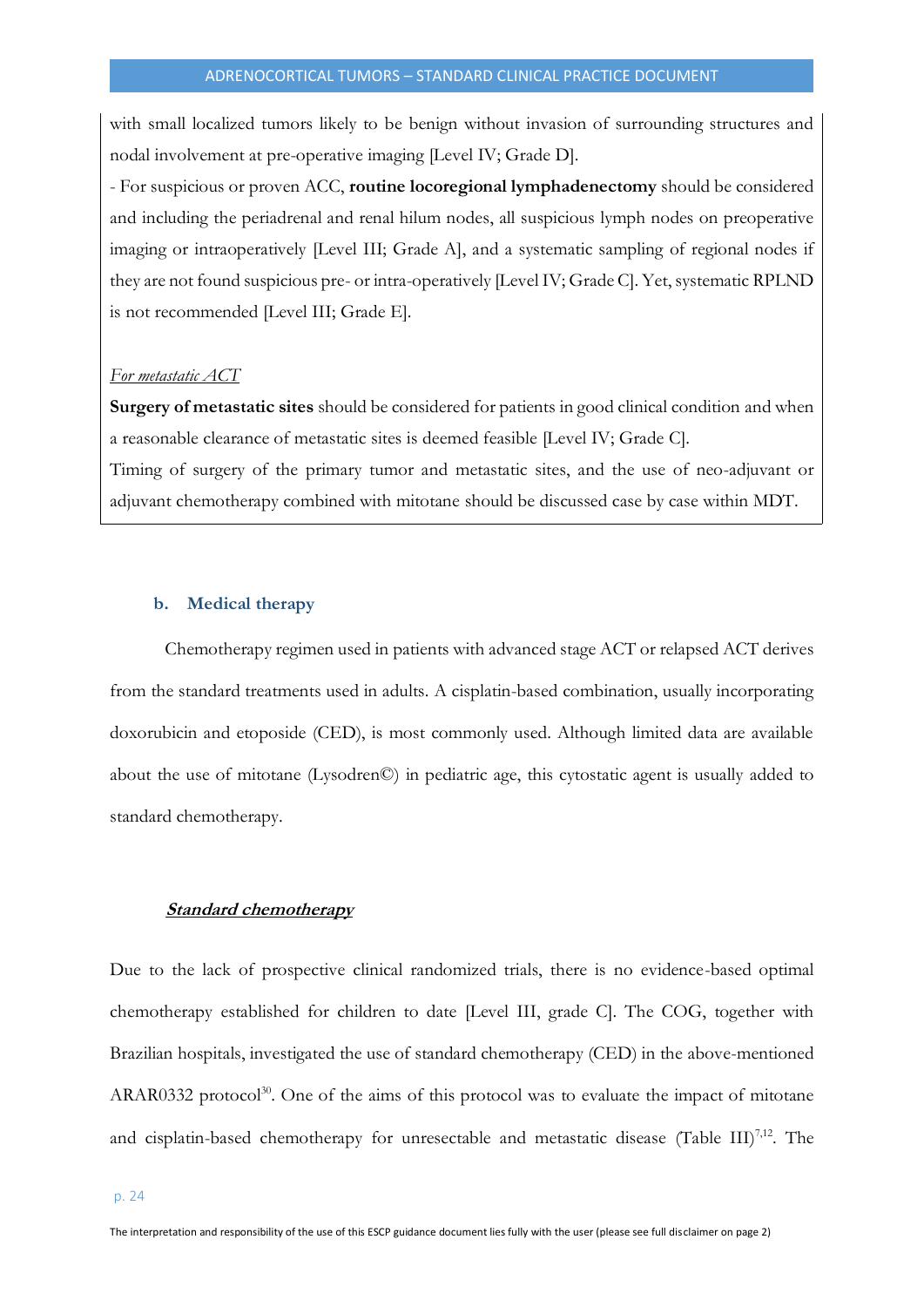with small localized tumors likely to be benign without invasion of surrounding structures and nodal involvement at pre-operative imaging [Level IV; Grade D].

- For suspicious or proven ACC, **routine locoregional lymphadenectomy** should be considered and including the periadrenal and renal hilum nodes, all suspicious lymph nodes on preoperative imaging or intraoperatively [Level III; Grade A], and a systematic sampling of regional nodes if they are not found suspicious pre- or intra-operatively [Level IV; Grade C]. Yet, systematic RPLND is not recommended [Level III; Grade E].

*For metastatic ACT*

**Surgery of metastatic sites** should be considered for patients in good clinical condition and when a reasonable clearance of metastatic sites is deemed feasible [Level IV; Grade C].

Timing of surgery of the primary tumor and metastatic sites, and the use of neo-adjuvant or adjuvant chemotherapy combined with mitotane should be discussed case by case within MDT.

### b. Medical therapy

Chemotherapy regimen used in patients with advanced stage ACT or relapsed ACT derives from the standard treatments used in adults. A cisplatin-based combination, usually incorporating doxorubicin and etoposide (CED), is most commonly used. Although limited data are available about the use of mitotane (Lysodren©) in pediatric age, this cytostatic agent is usually added to standard chemotherapy.

#### ***Standard chemotherapy***

Due to the lack of prospective clinical randomized trials, there is no evidence-based optimal chemotherapy established for children to date [Level III, grade C]. The COG, together with Brazilian hospitals, investigated the use of standard chemotherapy (CED) in the above-mentioned ARAR0332 protocol[30]. One of the aims of this protocol was to evaluate the impact of mitotane and cisplatin-based chemotherapy for unresectable and metastatic disease (Table III)[7,12]. The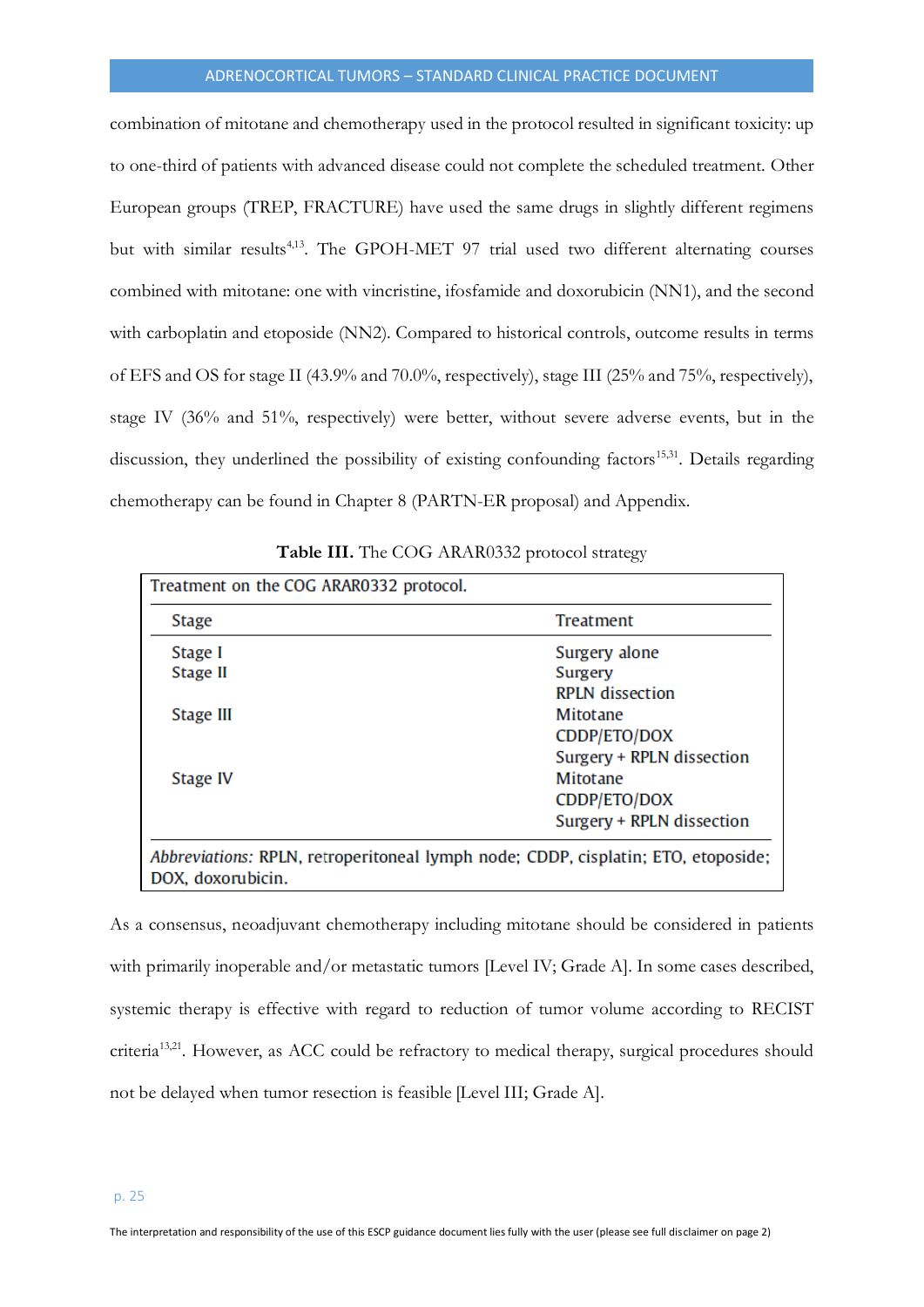combination of mitotane and chemotherapy used in the protocol resulted in significant toxicity: up to one-third of patients with advanced disease could not complete the scheduled treatment. Other European groups (TREP, FRACTURE) have used the same drugs in slightly different regimens but with similar results[4,13]. The GPOH-MET 97 trial used two different alternating courses combined with mitotane: one with vincristine, ifosfamide and doxorubicin (NN1), and the second with carboplatin and etoposide (NN2). Compared to historical controls, outcome results in terms of EFS and OS for stage II (43.9% and 70.0%, respectively), stage III (25% and 75%, respectively), stage IV (36% and 51%, respectively) were better, without severe adverse events, but in the discussion, they underlined the possibility of existing confounding factors[15,31]. Details regarding chemotherapy can be found in Chapter 8 (PARTN-ER proposal) and Appendix.

**Table III.** The COG ARAR0332 protocol strategy

Treatment on the COG ARAR0332 protocol.

| Stage | Treatment |
|---|---|
| Stage I | Surgery alone |
| Stage II | Surgery<br>RPLN dissection |
| Stage III | Mitotane<br>CDDP/ETO/DOX<br>Surgery + RPLN dissection |
| Stage IV | Mitotane<br>CDDP/ETO/DOX<br>Surgery + RPLN dissection |

*Abbreviations:* RPLN, retroperitoneal lymph node; CDDP, cisplatin; ETO, etoposide; DOX, doxorubicin.

As a consensus, neoadjuvant chemotherapy including mitotane should be considered in patients with primarily inoperable and/or metastatic tumors [Level IV; Grade A]. In some cases described, systemic therapy is effective with regard to reduction of tumor volume according to RECIST criteria[13,21]. However, as ACC could be refractory to medical therapy, surgical procedures should not be delayed when tumor resection is feasible [Level III; Grade A].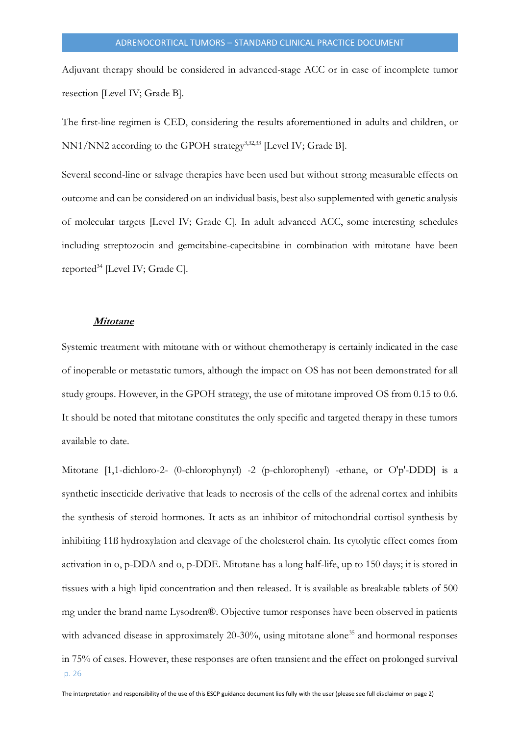Adjuvant therapy should be considered in advanced-stage ACC or in case of incomplete tumor resection [Level IV; Grade B].

The first-line regimen is CED, considering the results aforementioned in adults and children, or NN1/NN2 according to the GPOH strategy[3,32,33] [Level IV; Grade B].

Several second-line or salvage therapies have been used but without strong measurable effects on outcome and can be considered on an individual basis, best also supplemented with genetic analysis of molecular targets [Level IV; Grade C]. In adult advanced ACC, some interesting schedules including streptozocin and gemcitabine-capecitabine in combination with mitotane have been reported[34] [Level IV; Grade C].

***Mitotane***

Systemic treatment with mitotane with or without chemotherapy is certainly indicated in the case of inoperable or metastatic tumors, although the impact on OS has not been demonstrated for all study groups. However, in the GPOH strategy, the use of mitotane improved OS from 0.15 to 0.6. It should be noted that mitotane constitutes the only specific and targeted therapy in these tumors available to date.

Mitotane [1,1-dichloro-2- (0-chlorophynyl) -2 (p-chlorophenyl) -ethane, or O'p'-DDD] is a synthetic insecticide derivative that leads to necrosis of the cells of the adrenal cortex and inhibits the synthesis of steroid hormones. It acts as an inhibitor of mitochondrial cortisol synthesis by inhibiting 11ß hydroxylation and cleavage of the cholesterol chain. Its cytolytic effect comes from activation in o, p-DDA and o, p-DDE. Mitotane has a long half-life, up to 150 days; it is stored in tissues with a high lipid concentration and then released. It is available as breakable tablets of 500 mg under the brand name Lysodren®. Objective tumor responses have been observed in patients with advanced disease in approximately 20-30%, using mitotane alone[35] and hormonal responses in 75% of cases. However, these responses are often transient and the effect on prolonged survival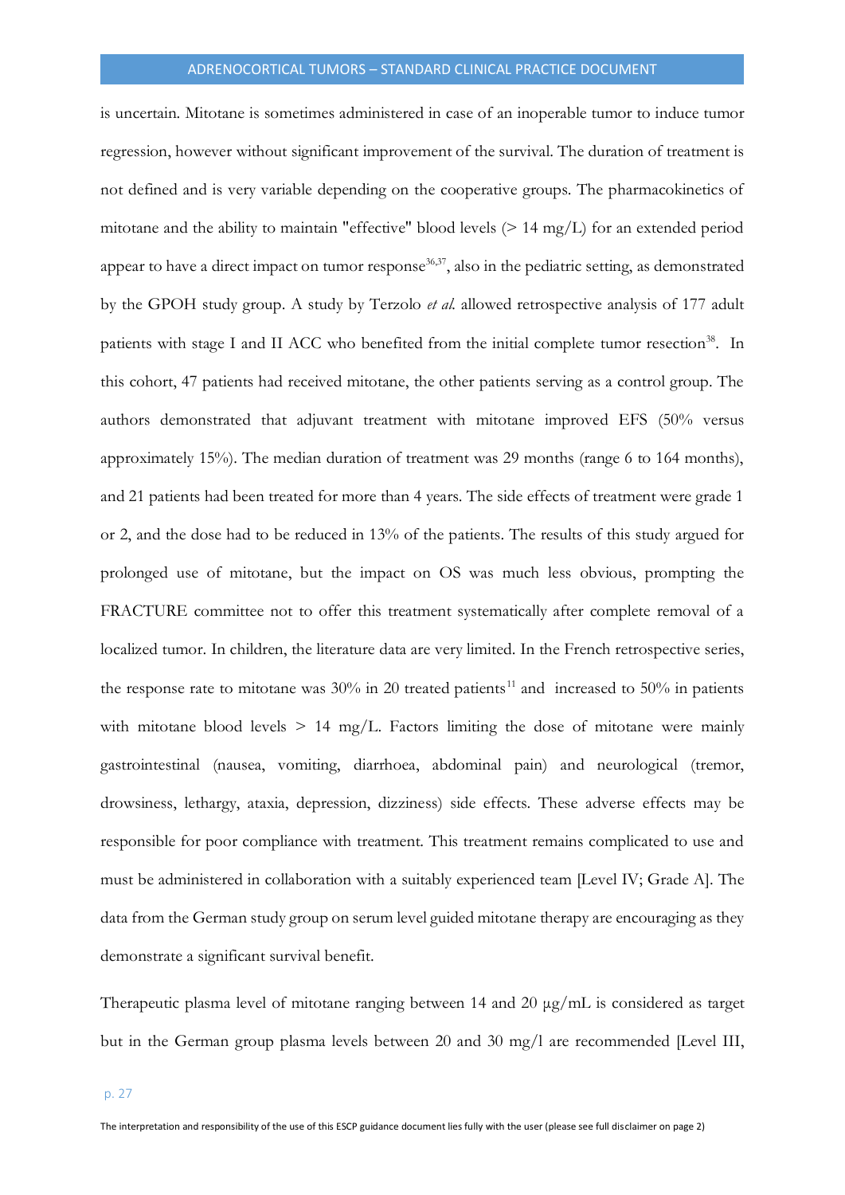is uncertain. Mitotane is sometimes administered in case of an inoperable tumor to induce tumor regression, however without significant improvement of the survival. The duration of treatment is not defined and is very variable depending on the cooperative groups. The pharmacokinetics of mitotane and the ability to maintain "effective" blood levels (> 14 mg/L) for an extended period appear to have a direct impact on tumor response[36,37], also in the pediatric setting, as demonstrated by the GPOH study group. A study by Terzolo *et al.* allowed retrospective analysis of 177 adult patients with stage I and II ACC who benefited from the initial complete tumor resection[38]. In this cohort, 47 patients had received mitotane, the other patients serving as a control group. The authors demonstrated that adjuvant treatment with mitotane improved EFS (50% versus approximately 15%). The median duration of treatment was 29 months (range 6 to 164 months), and 21 patients had been treated for more than 4 years. The side effects of treatment were grade 1 or 2, and the dose had to be reduced in 13% of the patients. The results of this study argued for prolonged use of mitotane, but the impact on OS was much less obvious, prompting the FRACTURE committee not to offer this treatment systematically after complete removal of a localized tumor. In children, the literature data are very limited. In the French retrospective series, the response rate to mitotane was 30% in 20 treated patients[11] and increased to 50% in patients with mitotane blood levels > 14 mg/L. Factors limiting the dose of mitotane were mainly gastrointestinal (nausea, vomiting, diarrhoea, abdominal pain) and neurological (tremor, drowsiness, lethargy, ataxia, depression, dizziness) side effects. These adverse effects may be responsible for poor compliance with treatment. This treatment remains complicated to use and must be administered in collaboration with a suitably experienced team [Level IV; Grade A]. The data from the German study group on serum level guided mitotane therapy are encouraging as they demonstrate a significant survival benefit.

Therapeutic plasma level of mitotane ranging between 14 and 20 µg/mL is considered as target but in the German group plasma levels between 20 and 30 mg/l are recommended [Level III,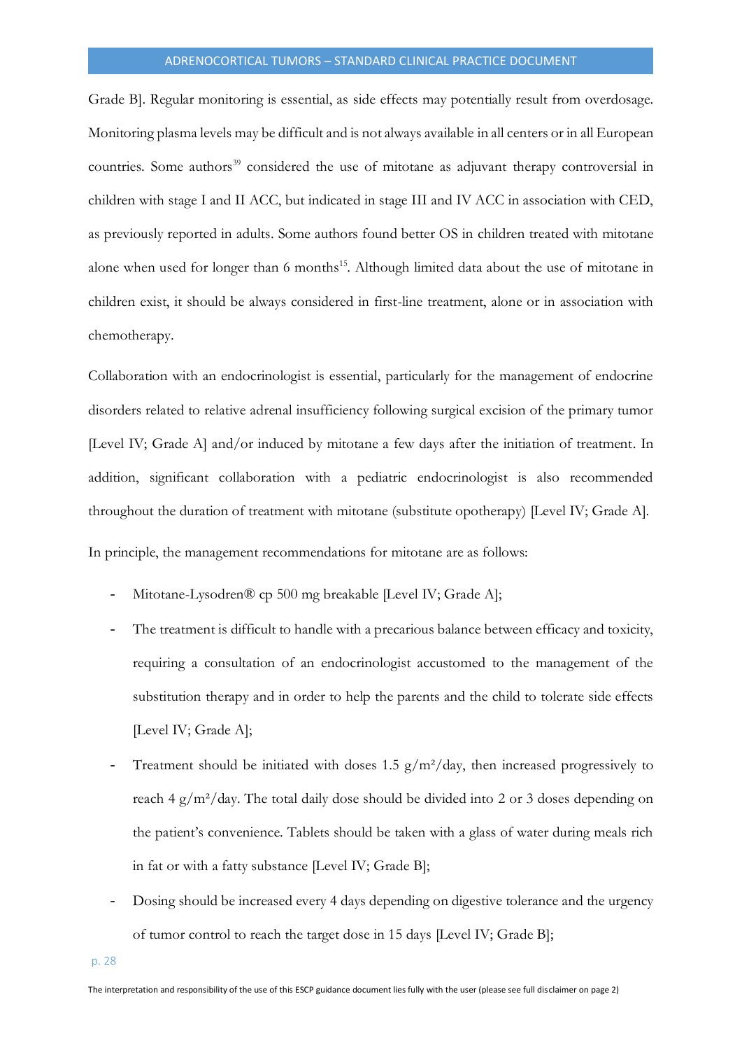Grade B]. Regular monitoring is essential, as side effects may potentially result from overdosage. Monitoring plasma levels may be difficult and is not always available in all centers or in all European countries. Some authors[39] considered the use of mitotane as adjuvant therapy controversial in children with stage I and II ACC, but indicated in stage III and IV ACC in association with CED, as previously reported in adults. Some authors found better OS in children treated with mitotane alone when used for longer than 6 months[15]. Although limited data about the use of mitotane in children exist, it should be always considered in first-line treatment, alone or in association with chemotherapy.

Collaboration with an endocrinologist is essential, particularly for the management of endocrine disorders related to relative adrenal insufficiency following surgical excision of the primary tumor [Level IV; Grade A] and/or induced by mitotane a few days after the initiation of treatment. In addition, significant collaboration with a pediatric endocrinologist is also recommended throughout the duration of treatment with mitotane (substitute opotherapy) [Level IV; Grade A].

In principle, the management recommendations for mitotane are as follows:

- Mitotane-Lysodren® cp 500 mg breakable [Level IV; Grade A];
- The treatment is difficult to handle with a precarious balance between efficacy and toxicity, requiring a consultation of an endocrinologist accustomed to the management of the substitution therapy and in order to help the parents and the child to tolerate side effects [Level IV; Grade A];
- Treatment should be initiated with doses 1.5 $g/m^2$/day, then increased progressively to reach 4 $g/m^2$/day. The total daily dose should be divided into 2 or 3 doses depending on the patient's convenience. Tablets should be taken with a glass of water during meals rich in fat or with a fatty substance [Level IV; Grade B];
- Dosing should be increased every 4 days depending on digestive tolerance and the urgency of tumor control to reach the target dose in 15 days [Level IV; Grade B];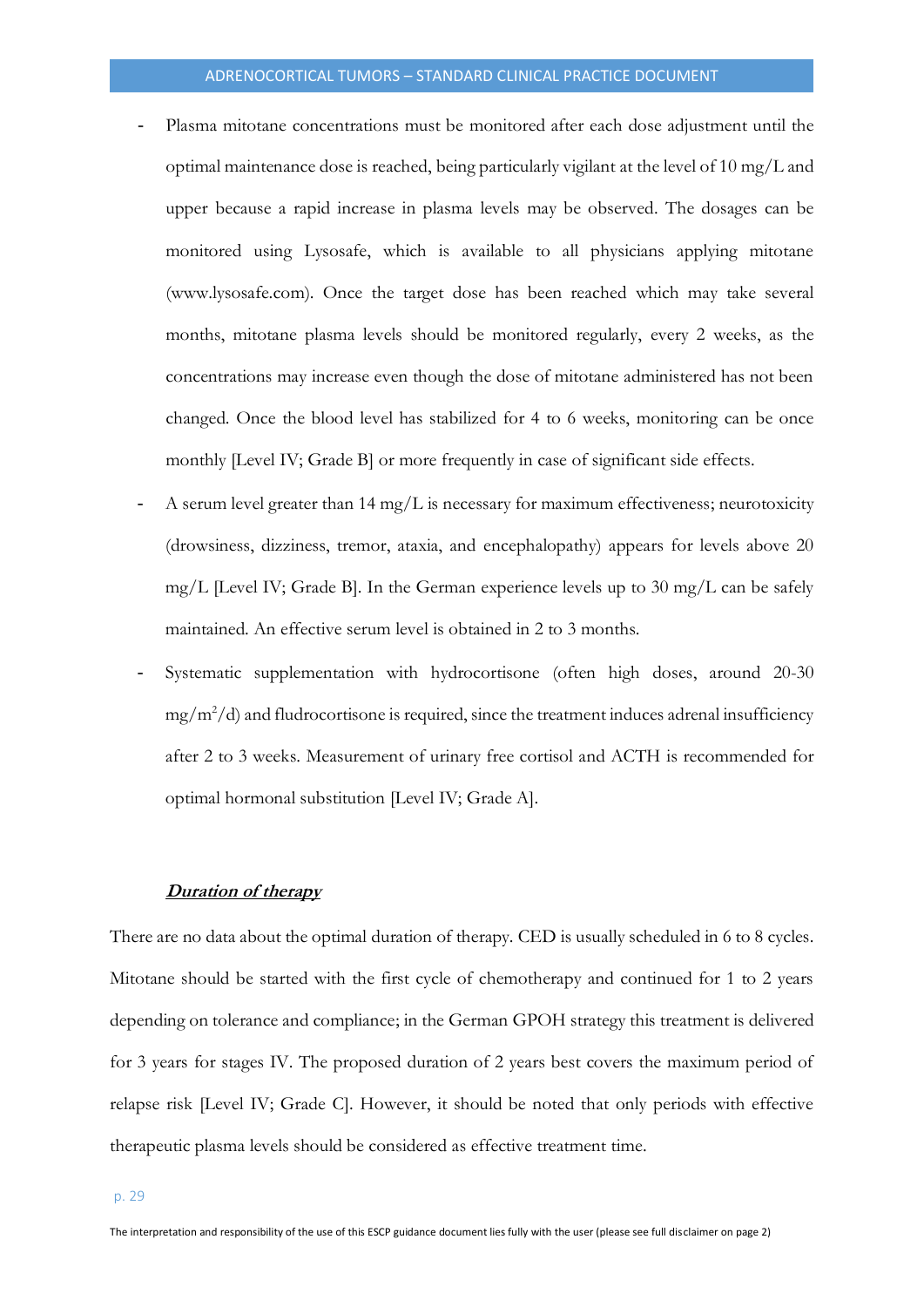- Plasma mitotane concentrations must be monitored after each dose adjustment until the optimal maintenance dose is reached, being particularly vigilant at the level of 10 mg/L and upper because a rapid increase in plasma levels may be observed. The dosages can be monitored using Lysosafe, which is available to all physicians applying mitotane (www.lysosafe.com). Once the target dose has been reached which may take several months, mitotane plasma levels should be monitored regularly, every 2 weeks, as the concentrations may increase even though the dose of mitotane administered has not been changed. Once the blood level has stabilized for 4 to 6 weeks, monitoring can be once monthly [Level IV; Grade B] or more frequently in case of significant side effects.
- A serum level greater than 14 mg/L is necessary for maximum effectiveness; neurotoxicity (drowsiness, dizziness, tremor, ataxia, and encephalopathy) appears for levels above 20 mg/L [Level IV; Grade B]. In the German experience levels up to 30 mg/L can be safely maintained. An effective serum level is obtained in 2 to 3 months.
- Systematic supplementation with hydrocortisone (often high doses, around 20-30 $mg/m^2/d$) and fludrocortisone is required, since the treatment induces adrenal insufficiency after 2 to 3 weeks. Measurement of urinary free cortisol and ACTH is recommended for optimal hormonal substitution [Level IV; Grade A].

***Duration of therapy***

There are no data about the optimal duration of therapy. CED is usually scheduled in 6 to 8 cycles. Mitotane should be started with the first cycle of chemotherapy and continued for 1 to 2 years depending on tolerance and compliance; in the German GPOH strategy this treatment is delivered for 3 years for stages IV. The proposed duration of 2 years best covers the maximum period of relapse risk [Level IV; Grade C]. However, it should be noted that only periods with effective therapeutic plasma levels should be considered as effective treatment time.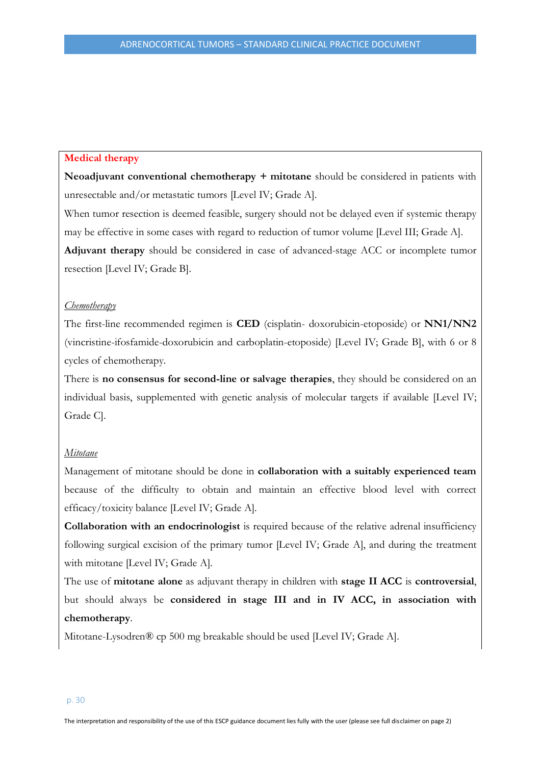**Medical therapy**

**Neoadjuvant conventional chemotherapy + mitotane** should be considered in patients with unresectable and/or metastatic tumors [Level IV; Grade A].

When tumor resection is deemed feasible, surgery should not be delayed even if systemic therapy may be effective in some cases with regard to reduction of tumor volume [Level III; Grade A].

**Adjuvant therapy** should be considered in case of advanced-stage ACC or incomplete tumor resection [Level IV; Grade B].

*Chemotherapy*

The first-line recommended regimen is **CED** (cisplatin- doxorubicin-etoposide) or **NN1/NN2** (vincristine-ifosfamide-doxorubicin and carboplatin-etoposide) [Level IV; Grade B], with 6 or 8 cycles of chemotherapy.

There is **no consensus for second-line or salvage therapies**, they should be considered on an individual basis, supplemented with genetic analysis of molecular targets if available [Level IV; Grade C].

*Mitotane*

Management of mitotane should be done in **collaboration with a suitably experienced team** because of the difficulty to obtain and maintain an effective blood level with correct efficacy/toxicity balance [Level IV; Grade A].

**Collaboration with an endocrinologist** is required because of the relative adrenal insufficiency following surgical excision of the primary tumor [Level IV; Grade A], and during the treatment with mitotane [Level IV; Grade A].

The use of **mitotane alone** as adjuvant therapy in children with **stage II ACC** is **controversial**, but should always be **considered in stage III and in IV ACC, in association with chemotherapy**.

Mitotane-Lysodren® cp 500 mg breakable should be used [Level IV; Grade A].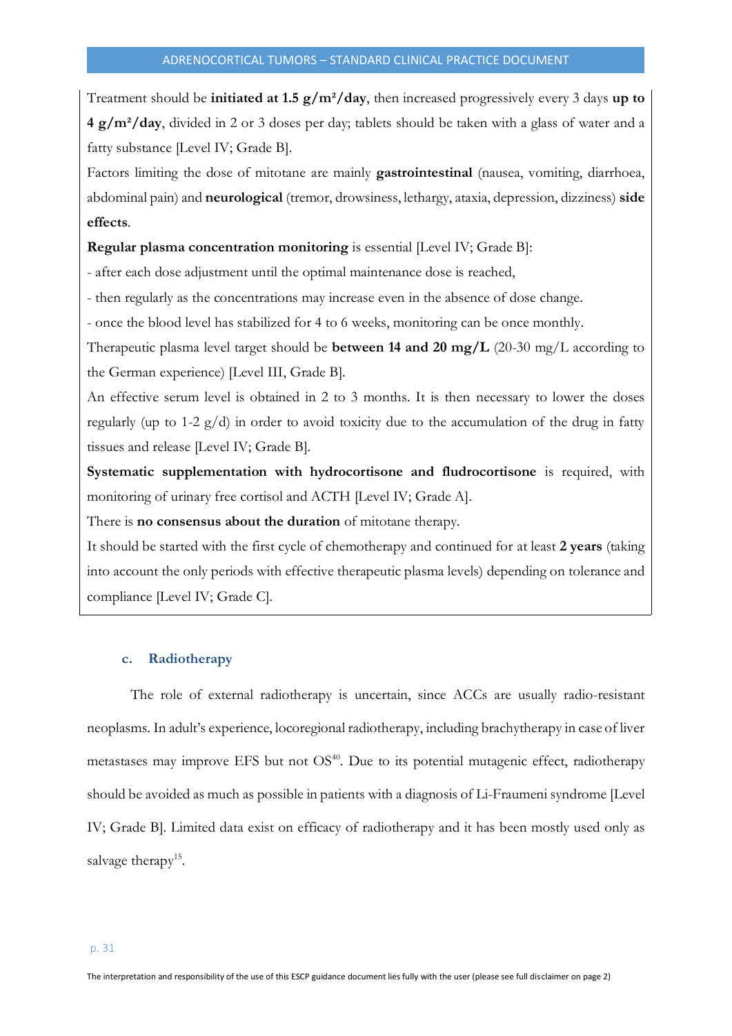Treatment should be **initiated at 1.5 g/m²/day**, then increased progressively every 3 days **up to 4 g/m²/day**, divided in 2 or 3 doses per day; tablets should be taken with a glass of water and a fatty substance [Level IV; Grade B].

Factors limiting the dose of mitotane are mainly **gastrointestinal** (nausea, vomiting, diarrhoea, abdominal pain) and **neurological** (tremor, drowsiness, lethargy, ataxia, depression, dizziness) **side effects**.

**Regular plasma concentration monitoring** is essential [Level IV; Grade B]:

- after each dose adjustment until the optimal maintenance dose is reached,
- then regularly as the concentrations may increase even in the absence of dose change.
- once the blood level has stabilized for 4 to 6 weeks, monitoring can be once monthly.

Therapeutic plasma level target should be **between 14 and 20 mg/L** (20-30 mg/L according to the German experience) [Level III, Grade B].

An effective serum level is obtained in 2 to 3 months. It is then necessary to lower the doses regularly (up to 1-2 g/d) in order to avoid toxicity due to the accumulation of the drug in fatty tissues and release [Level IV; Grade B].

**Systematic supplementation with hydrocortisone and fludrocortisone** is required, with monitoring of urinary free cortisol and ACTH [Level IV; Grade A].

There is **no consensus about the duration** of mitotane therapy.

It should be started with the first cycle of chemotherapy and continued for at least **2 years** (taking into account the only periods with effective therapeutic plasma levels) depending on tolerance and compliance [Level IV; Grade C].

### c. Radiotherapy

The role of external radiotherapy is uncertain, since ACCs are usually radio-resistant neoplasms. In adult's experience, locoregional radiotherapy, including brachytherapy in case of liver metastases may improve EFS but not OS[40]. Due to its potential mutagenic effect, radiotherapy should be avoided as much as possible in patients with a diagnosis of Li-Fraumeni syndrome [Level IV; Grade B]. Limited data exist on efficacy of radiotherapy and it has been mostly used only as salvage therapy[15].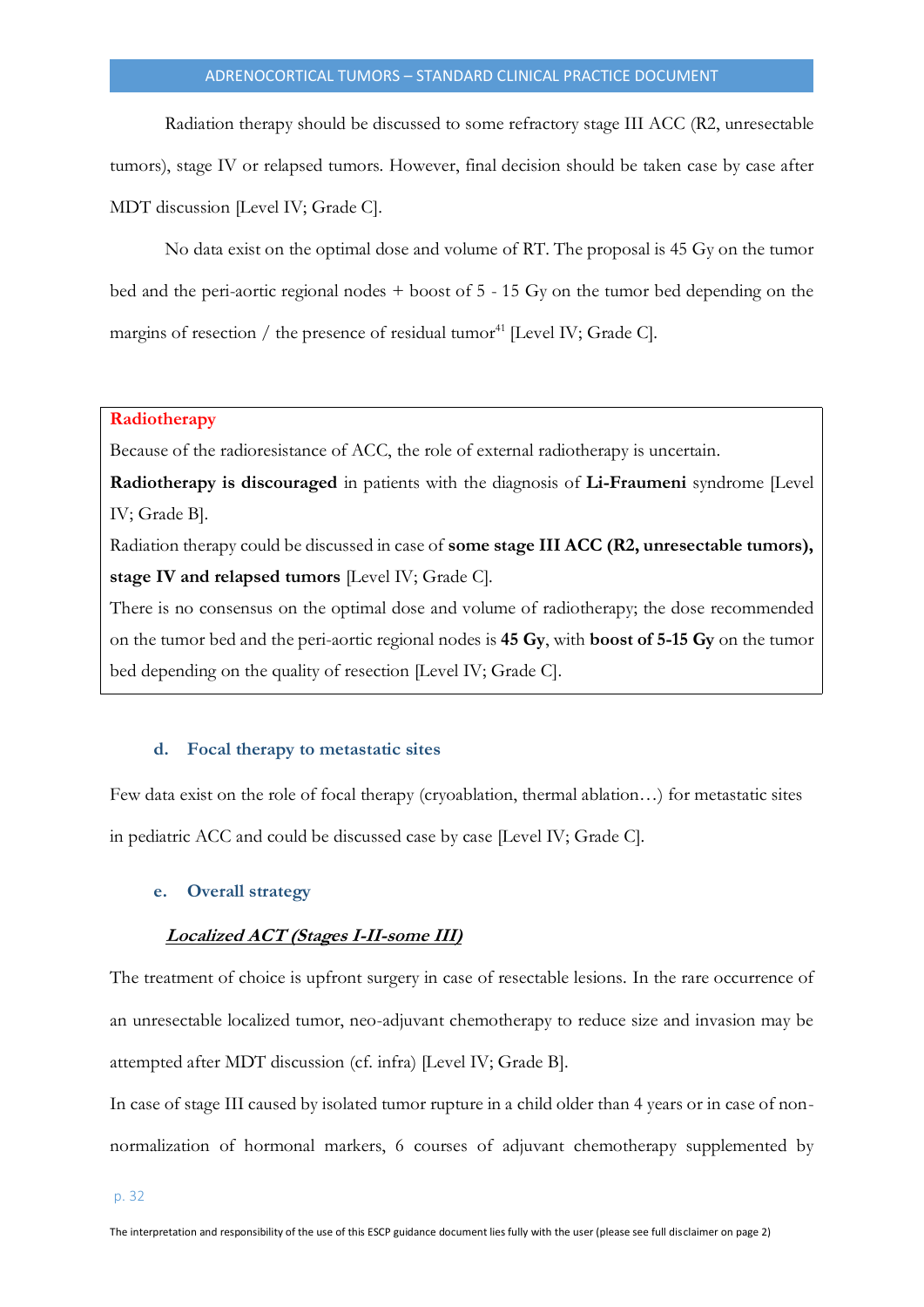Radiation therapy should be discussed to some refractory stage III ACC (R2, unresectable tumors), stage IV or relapsed tumors. However, final decision should be taken case by case after MDT discussion [Level IV; Grade C].

No data exist on the optimal dose and volume of RT. The proposal is 45 Gy on the tumor bed and the peri-aortic regional nodes + boost of 5 - 15 Gy on the tumor bed depending on the margins of resection / the presence of residual tumor[41] [Level IV; Grade C].

> **Radiotherapy**
>
> Because of the radioresistance of ACC, the role of external radiotherapy is uncertain.
>
> **Radiotherapy is discouraged** in patients with the diagnosis of **Li-Fraumeni** syndrome [Level IV; Grade B].
>
> Radiation therapy could be discussed in case of **some stage III ACC (R2, unresectable tumors), stage IV and relapsed tumors** [Level IV; Grade C].
>
> There is no consensus on the optimal dose and volume of radiotherapy; the dose recommended on the tumor bed and the peri-aortic regional nodes is **45 Gy**, with **boost of 5-15 Gy** on the tumor bed depending on the quality of resection [Level IV; Grade C].

### d. Focal therapy to metastatic sites

Few data exist on the role of focal therapy (cryoablation, thermal ablation…) for metastatic sites in pediatric ACC and could be discussed case by case [Level IV; Grade C].

### e. Overall strategy

***Localized ACT (Stages I-II-some III)***

The treatment of choice is upfront surgery in case of resectable lesions. In the rare occurrence of an unresectable localized tumor, neo-adjuvant chemotherapy to reduce size and invasion may be attempted after MDT discussion (cf. infra) [Level IV; Grade B].

In case of stage III caused by isolated tumor rupture in a child older than 4 years or in case of non-normalization of hormonal markers, 6 courses of adjuvant chemotherapy supplemented by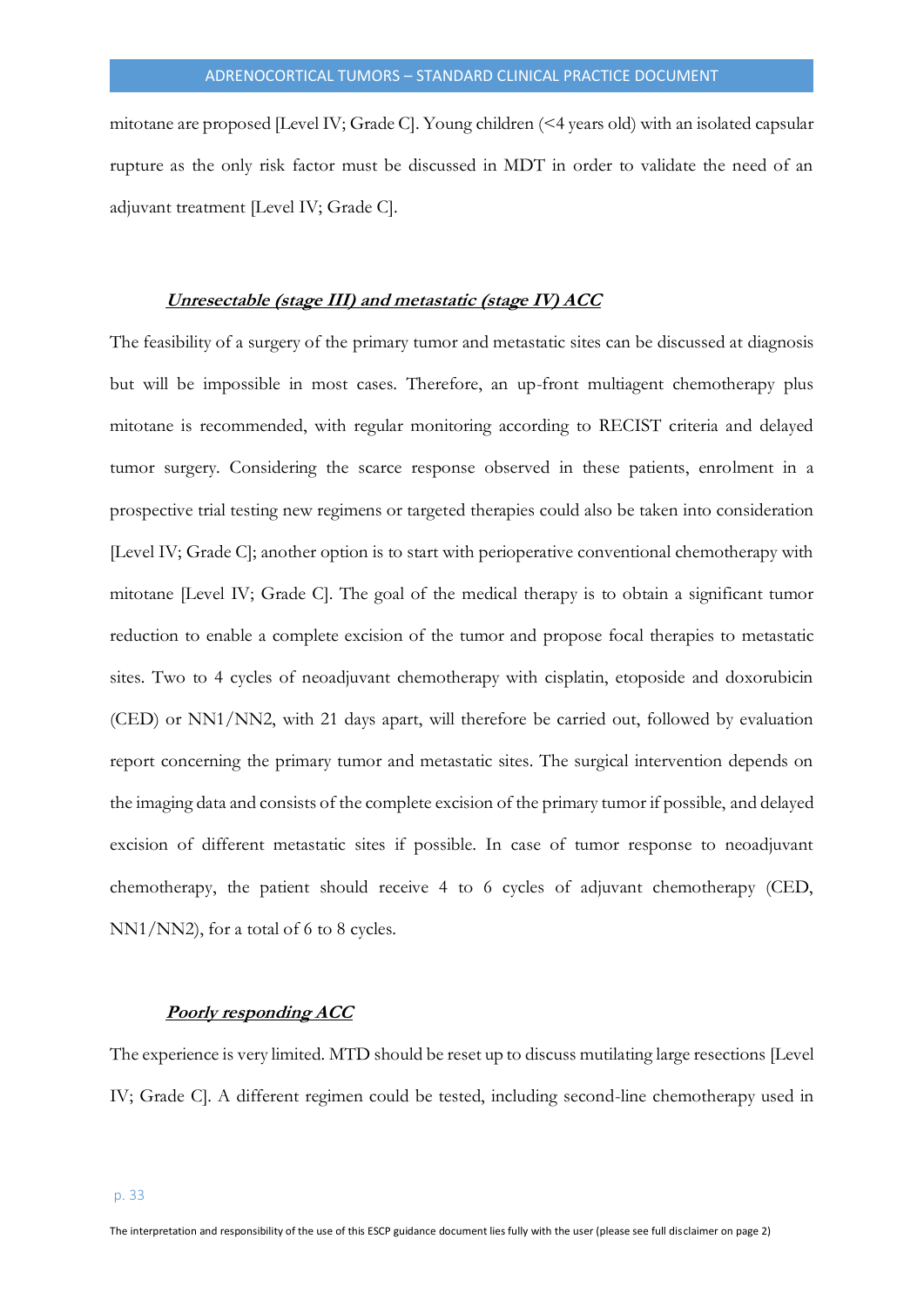mitotane are proposed [Level IV; Grade C]. Young children (<4 years old) with an isolated capsular rupture as the only risk factor must be discussed in MDT in order to validate the need of an adjuvant treatment [Level IV; Grade C].

### ***Unresectable (stage III) and metastatic (stage IV) ACC***

The feasibility of a surgery of the primary tumor and metastatic sites can be discussed at diagnosis but will be impossible in most cases. Therefore, an up-front multiagent chemotherapy plus mitotane is recommended, with regular monitoring according to RECIST criteria and delayed tumor surgery. Considering the scarce response observed in these patients, enrolment in a prospective trial testing new regimens or targeted therapies could also be taken into consideration [Level IV; Grade C]; another option is to start with perioperative conventional chemotherapy with mitotane [Level IV; Grade C]. The goal of the medical therapy is to obtain a significant tumor reduction to enable a complete excision of the tumor and propose focal therapies to metastatic sites. Two to 4 cycles of neoadjuvant chemotherapy with cisplatin, etoposide and doxorubicin (CED) or NN1/NN2, with 21 days apart, will therefore be carried out, followed by evaluation report concerning the primary tumor and metastatic sites. The surgical intervention depends on the imaging data and consists of the complete excision of the primary tumor if possible, and delayed excision of different metastatic sites if possible. In case of tumor response to neoadjuvant chemotherapy, the patient should receive 4 to 6 cycles of adjuvant chemotherapy (CED, NN1/NN2), for a total of 6 to 8 cycles.

### ***Poorly responding ACC***

The experience is very limited. MTD should be reset up to discuss mutilating large resections [Level IV; Grade C]. A different regimen could be tested, including second-line chemotherapy used in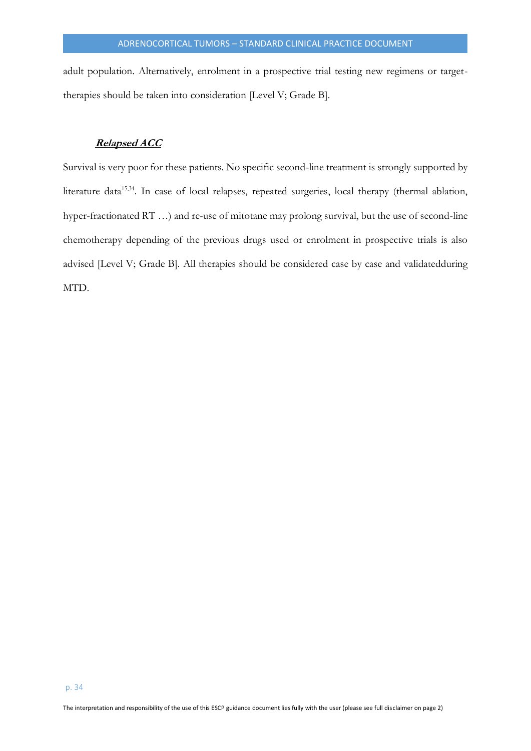adult population. Alternatively, enrolment in a prospective trial testing new regimens or target-therapies should be taken into consideration [Level V; Grade B].

***Relapsed ACC***

Survival is very poor for these patients. No specific second-line treatment is strongly supported by literature data[15,34]. In case of local relapses, repeated surgeries, local therapy (thermal ablation, hyper-fractionated RT …) and re-use of mitotane may prolong survival, but the use of second-line chemotherapy depending of the previous drugs used or enrolment in prospective trials is also advised [Level V; Grade B]. All therapies should be considered case by case and validatedduring MTD.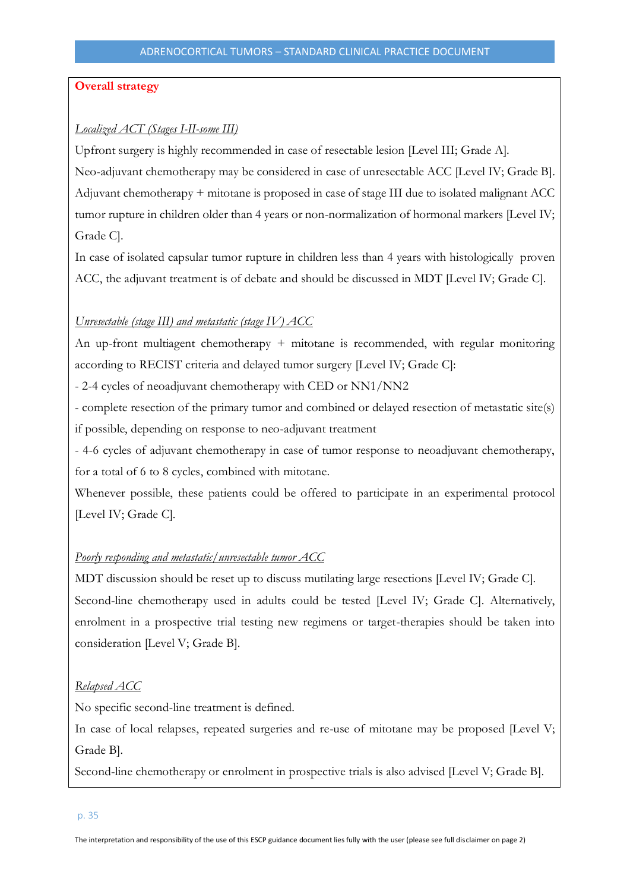## Overall strategy

*Localized ACT (Stages I-II-some III)*

Upfront surgery is highly recommended in case of resectable lesion [Level III; Grade A].
Neo-adjuvant chemotherapy may be considered in case of unresectable ACC [Level IV; Grade B].
Adjuvant chemotherapy + mitotane is proposed in case of stage III due to isolated malignant ACC tumor rupture in children older than 4 years or non-normalization of hormonal markers [Level IV; Grade C].

In case of isolated capsular tumor rupture in children less than 4 years with histologically proven ACC, the adjuvant treatment is of debate and should be discussed in MDT [Level IV; Grade C].

*Unresectable (stage III) and metastatic (stage IV) ACC*

An up-front multiagent chemotherapy + mitotane is recommended, with regular monitoring according to RECIST criteria and delayed tumor surgery [Level IV; Grade C]:

- 2-4 cycles of neoadjuvant chemotherapy with CED or NN1/NN2
- complete resection of the primary tumor and combined or delayed resection of metastatic site(s) if possible, depending on response to neo-adjuvant treatment
- 4-6 cycles of adjuvant chemotherapy in case of tumor response to neoadjuvant chemotherapy, for a total of 6 to 8 cycles, combined with mitotane.

Whenever possible, these patients could be offered to participate in an experimental protocol [Level IV; Grade C].

*Poorly responding and metastatic/unresectable tumor ACC*

MDT discussion should be reset up to discuss mutilating large resections [Level IV; Grade C].
Second-line chemotherapy used in adults could be tested [Level IV; Grade C]. Alternatively, enrolment in a prospective trial testing new regimens or target-therapies should be taken into consideration [Level V; Grade B].

*Relapsed ACC*

No specific second-line treatment is defined.

In case of local relapses, repeated surgeries and re-use of mitotane may be proposed [Level V; Grade B].

Second-line chemotherapy or enrolment in prospective trials is also advised [Level V; Grade B].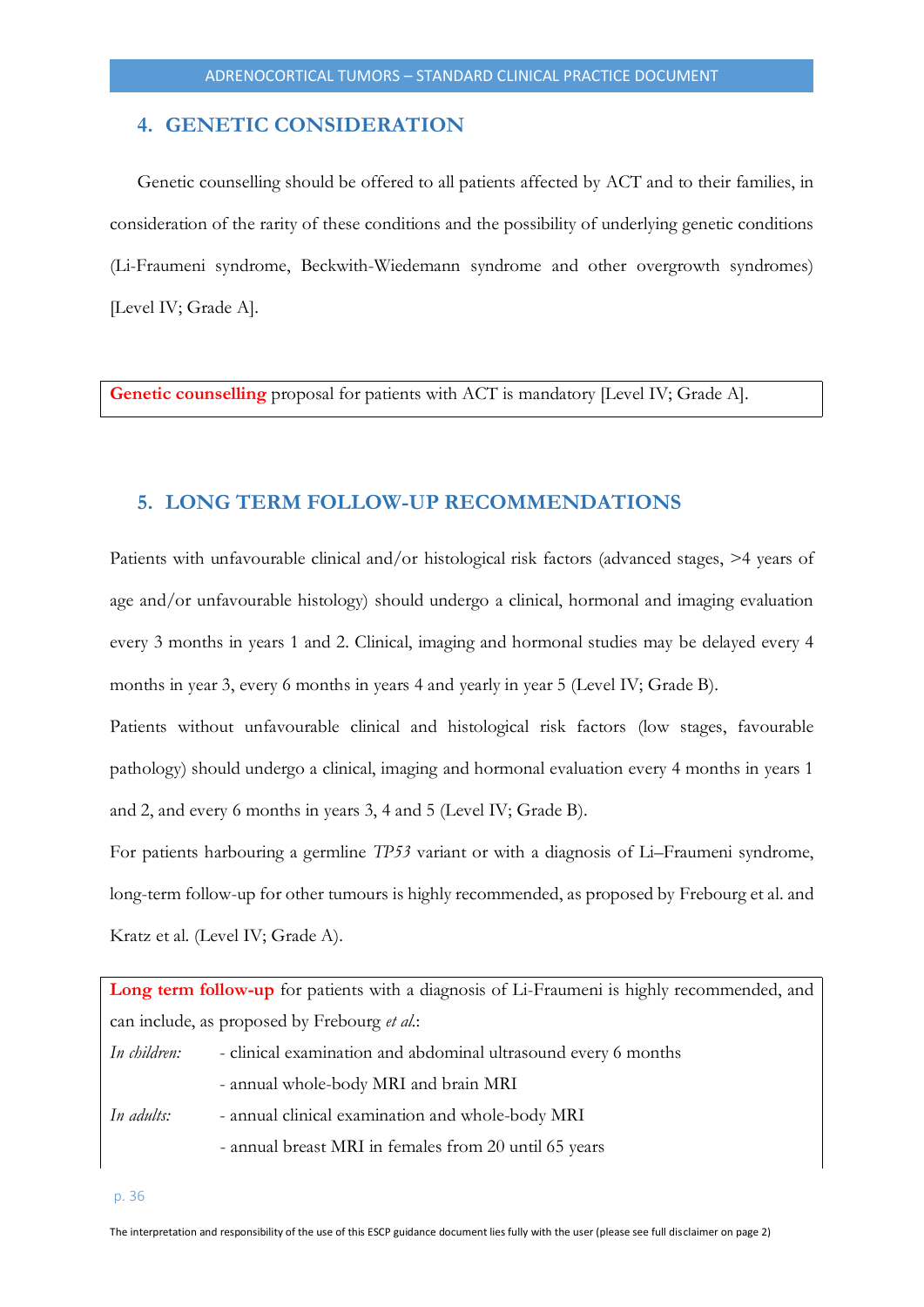## 4. GENETIC CONSIDERATION

Genetic counselling should be offered to all patients affected by ACT and to their families, in consideration of the rarity of these conditions and the possibility of underlying genetic conditions (Li-Fraumeni syndrome, Beckwith-Wiedemann syndrome and other overgrowth syndromes) [Level IV; Grade A].

> **Genetic counselling** proposal for patients with ACT is mandatory [Level IV; Grade A].

## 5. LONG TERM FOLLOW-UP RECOMMENDATIONS

Patients with unfavourable clinical and/or histological risk factors (advanced stages, >4 years of age and/or unfavourable histology) should undergo a clinical, hormonal and imaging evaluation every 3 months in years 1 and 2. Clinical, imaging and hormonal studies may be delayed every 4 months in year 3, every 6 months in years 4 and yearly in year 5 (Level IV; Grade B).

Patients without unfavourable clinical and histological risk factors (low stages, favourable pathology) should undergo a clinical, imaging and hormonal evaluation every 4 months in years 1 and 2, and every 6 months in years 3, 4 and 5 (Level IV; Grade B).

For patients harbouring a germline *TP53* variant or with a diagnosis of Li–Fraumeni syndrome, long-term follow-up for other tumours is highly recommended, as proposed by Frebourg et al. and Kratz et al. (Level IV; Grade A).

> **Long term follow-up** for patients with a diagnosis of Li-Fraumeni is highly recommended, and can include, as proposed by Frebourg *et al.*:
>
> *In children:*
> - clinical examination and abdominal ultrasound every 6 months
> - annual whole-body MRI and brain MRI
>
> *In adults:*
> - annual clinical examination and whole-body MRI
> - annual breast MRI in females from 20 until 65 years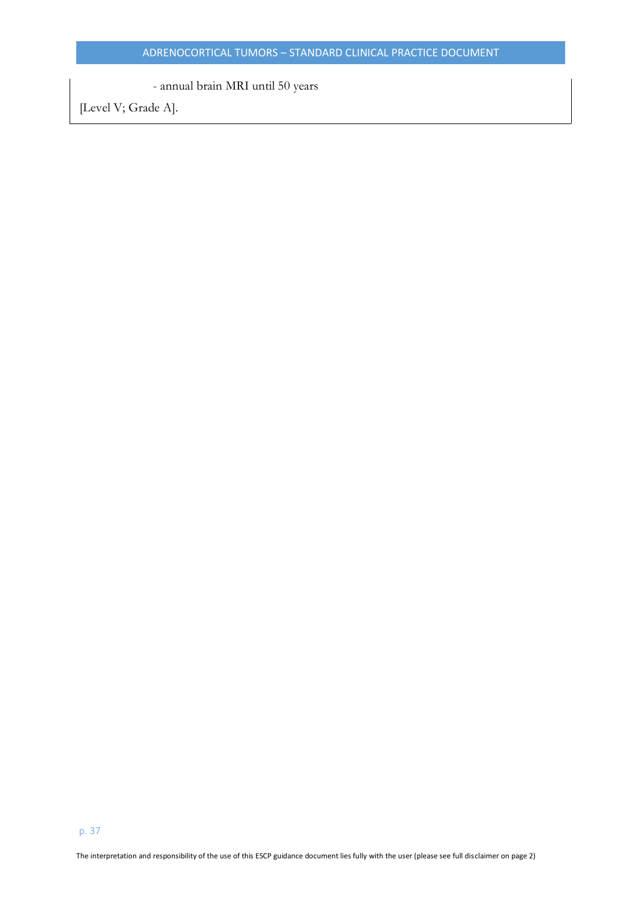- annual brain MRI until 50 years

[Level V; Grade A].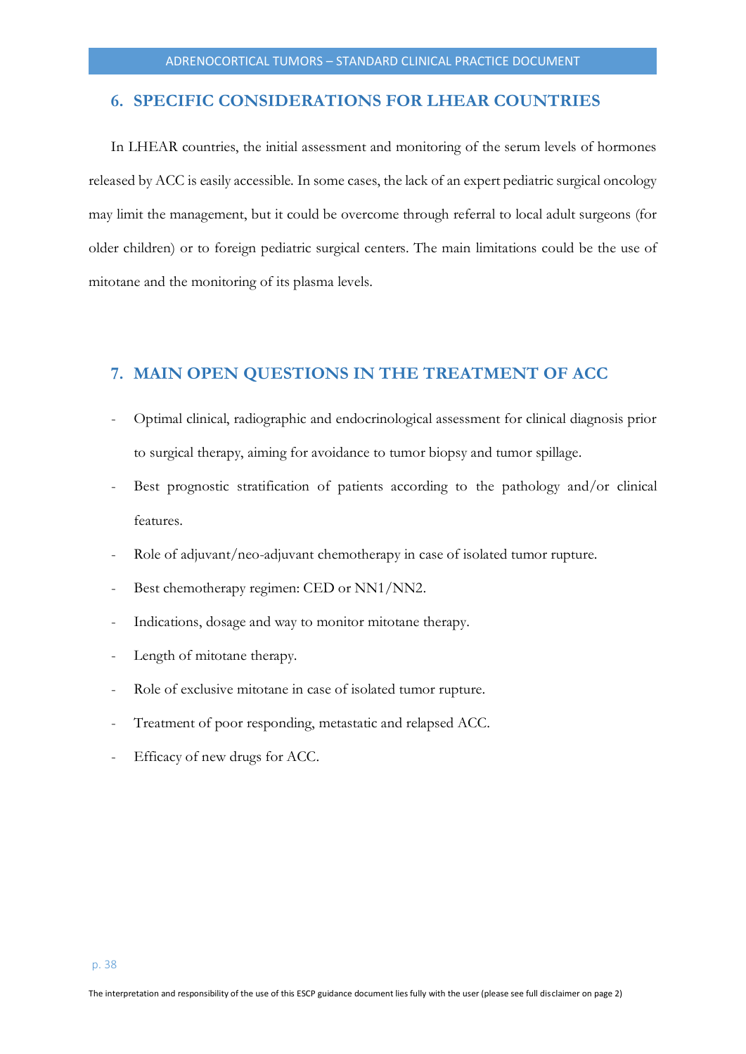## 6. SPECIFIC CONSIDERATIONS FOR LHEAR COUNTRIES

In LHEAR countries, the initial assessment and monitoring of the serum levels of hormones released by ACC is easily accessible. In some cases, the lack of an expert pediatric surgical oncology may limit the management, but it could be overcome through referral to local adult surgeons (for older children) or to foreign pediatric surgical centers. The main limitations could be the use of mitotane and the monitoring of its plasma levels.

## 7. MAIN OPEN QUESTIONS IN THE TREATMENT OF ACC

- Optimal clinical, radiographic and endocrinological assessment for clinical diagnosis prior to surgical therapy, aiming for avoidance to tumor biopsy and tumor spillage.
- Best prognostic stratification of patients according to the pathology and/or clinical features.
- Role of adjuvant/neo-adjuvant chemotherapy in case of isolated tumor rupture.
- Best chemotherapy regimen: CED or NN1/NN2.
- Indications, dosage and way to monitor mitotane therapy.
- Length of mitotane therapy.
- Role of exclusive mitotane in case of isolated tumor rupture.
- Treatment of poor responding, metastatic and relapsed ACC.
- Efficacy of new drugs for ACC.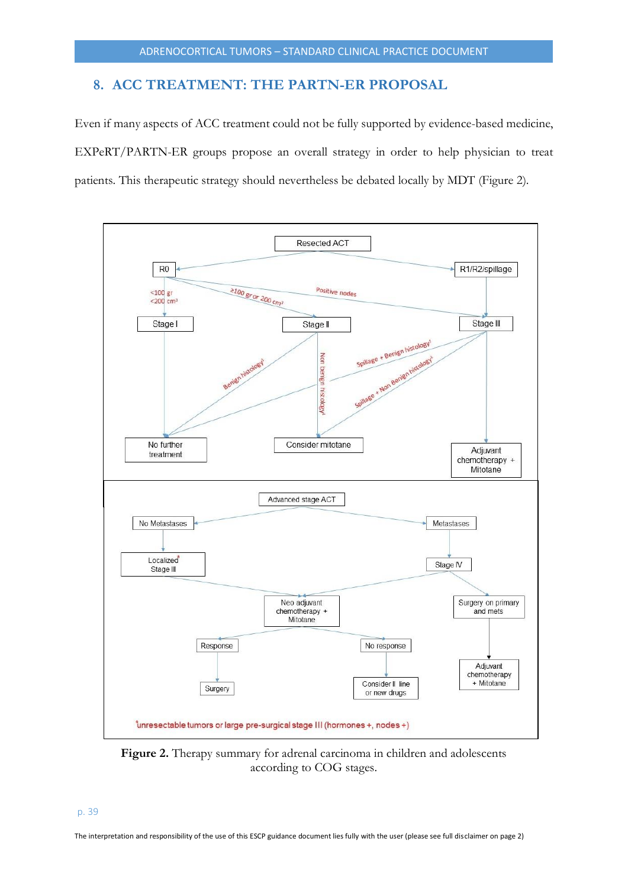## 8. ACC TREATMENT: THE PARTN-ER PROPOSAL

Even if many aspects of ACC treatment could not be fully supported by evidence-based medicine, EXPeRT/PARTN-ER groups propose an overall strategy in order to help physician to treat patients. This therapeutic strategy should nevertheless be debated locally by MDT (Figure 2).

Resected ACT

- R0
  - <100 gr <200 cm³ → Stage I
  - ≥100 gr or 200 cm³ → Stage II
  - Positive nodes → Stage III
- R1/R2/spillage → Stage III

Stage I → No further treatment

Stage II
- Benign histology[1] → No further treatment
- Non benign histology[1] → Consider mitotane

Stage III
- Spillage + Benign histology[1] → No further treatment
- Spillage + Non Benign histology[1] → Consider mitotane
- → Adjuvant chemotherapy + Mitotane

Advanced stage ACT

- No Metastases → Localized* Stage III → Neo adjuvant chemotherapy + Mitotane
- Metastases → Stage IV
  - → Neo adjuvant chemotherapy + Mitotane
  - → Surgery on primary and mets → Adjuvant chemotherapy + Mitotane

Neo adjuvant chemotherapy + Mitotane
- Response → Surgery
- No response → Consider II line or new drugs

*unresectable tumors or large pre-surgical stage III (hormones +, nodes +)

**Figure 2.** Therapy summary for adrenal carcinoma in children and adolescents according to COG stages.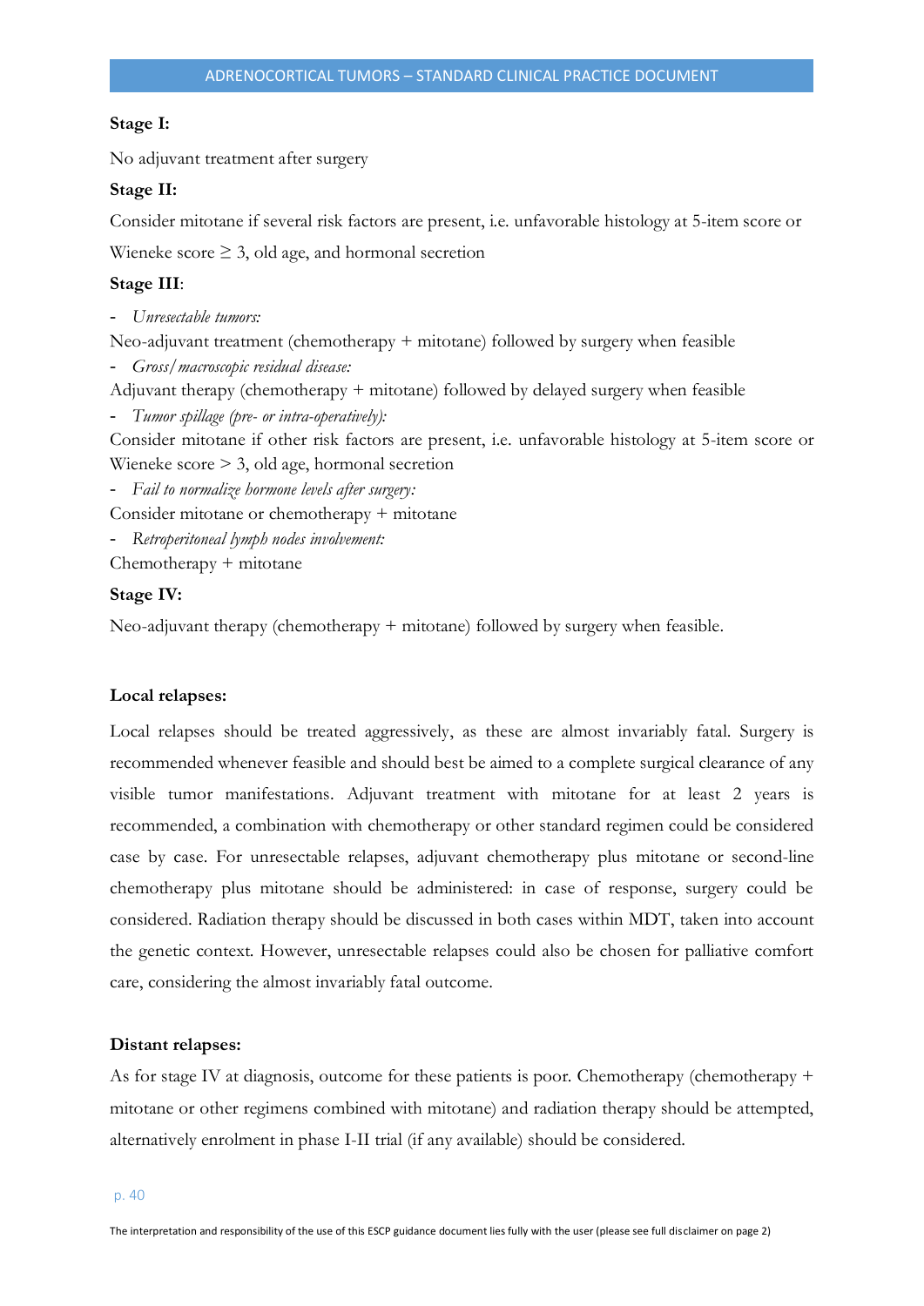**Stage I:**

No adjuvant treatment after surgery

**Stage II:**

Consider mitotane if several risk factors are present, i.e. unfavorable histology at 5-item score or Wieneke score ≥ 3, old age, and hormonal secretion

**Stage III**:

- *Unresectable tumors:*

Neo-adjuvant treatment (chemotherapy + mitotane) followed by surgery when feasible

- *Gross/macroscopic residual disease:*

Adjuvant therapy (chemotherapy + mitotane) followed by delayed surgery when feasible

- *Tumor spillage (pre- or intra-operatively):*

Consider mitotane if other risk factors are present, i.e. unfavorable histology at 5-item score or Wieneke score > 3, old age, hormonal secretion

- *Fail to normalize hormone levels after surgery:*

Consider mitotane or chemotherapy + mitotane

- *Retroperitoneal lymph nodes involvement:*

Chemotherapy + mitotane

**Stage IV:**

Neo-adjuvant therapy (chemotherapy + mitotane) followed by surgery when feasible.

**Local relapses:**

Local relapses should be treated aggressively, as these are almost invariably fatal. Surgery is recommended whenever feasible and should best be aimed to a complete surgical clearance of any visible tumor manifestations. Adjuvant treatment with mitotane for at least 2 years is recommended, a combination with chemotherapy or other standard regimen could be considered case by case. For unresectable relapses, adjuvant chemotherapy plus mitotane or second-line chemotherapy plus mitotane should be administered: in case of response, surgery could be considered. Radiation therapy should be discussed in both cases within MDT, taken into account the genetic context. However, unresectable relapses could also be chosen for palliative comfort care, considering the almost invariably fatal outcome.

**Distant relapses:**

As for stage IV at diagnosis, outcome for these patients is poor. Chemotherapy (chemotherapy + mitotane or other regimens combined with mitotane) and radiation therapy should be attempted, alternatively enrolment in phase I-II trial (if any available) should be considered.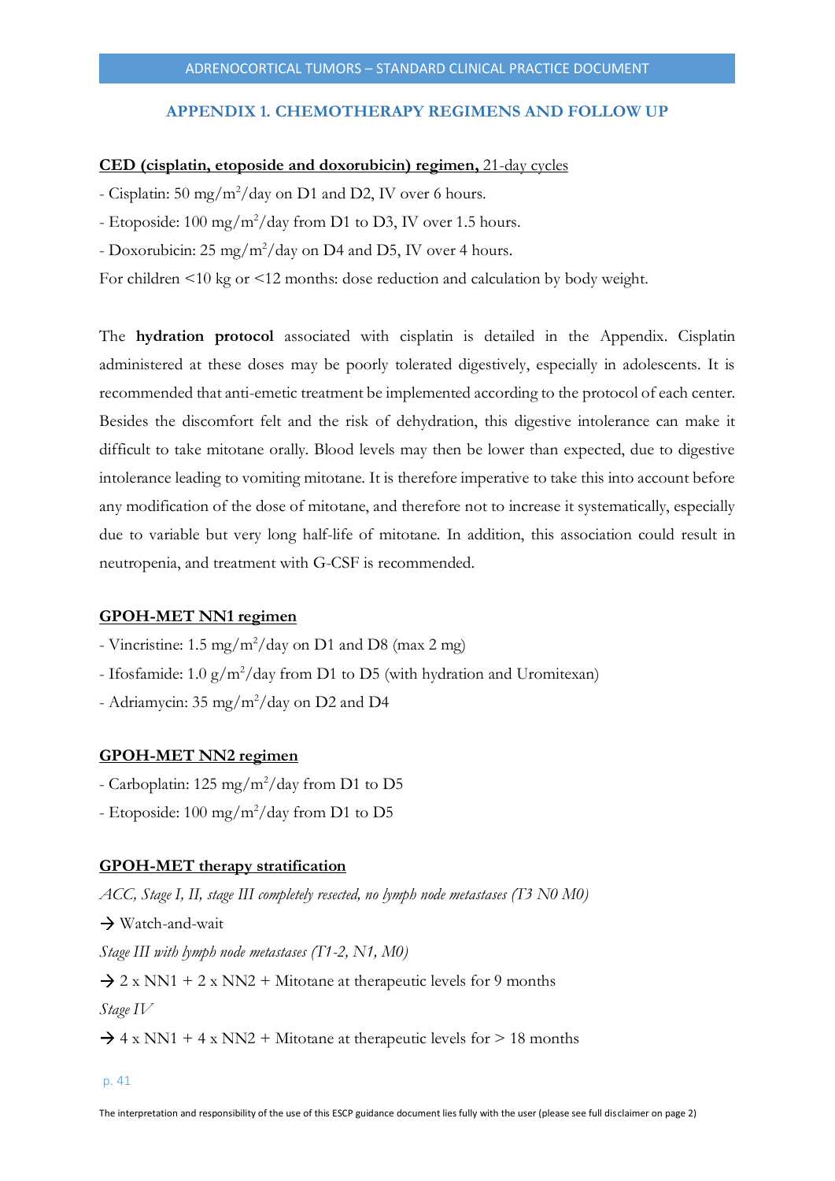## APPENDIX 1. CHEMOTHERAPY REGIMENS AND FOLLOW UP

**CED (cisplatin, etoposide and doxorubicin) regimen,** 21-day cycles

- Cisplatin: 50 mg/m$^2$/day on D1 and D2, IV over 6 hours.
- Etoposide: 100 mg/m$^2$/day from D1 to D3, IV over 1.5 hours.
- Doxorubicin: 25 mg/m$^2$/day on D4 and D5, IV over 4 hours.

For children <10 kg or <12 months: dose reduction and calculation by body weight.

The **hydration protocol** associated with cisplatin is detailed in the Appendix. Cisplatin administered at these doses may be poorly tolerated digestively, especially in adolescents. It is recommended that anti-emetic treatment be implemented according to the protocol of each center. Besides the discomfort felt and the risk of dehydration, this digestive intolerance can make it difficult to take mitotane orally. Blood levels may then be lower than expected, due to digestive intolerance leading to vomiting mitotane. It is therefore imperative to take this into account before any modification of the dose of mitotane, and therefore not to increase it systematically, especially due to variable but very long half-life of mitotane. In addition, this association could result in neutropenia, and treatment with G-CSF is recommended.

**GPOH-MET NN1 regimen**

- Vincristine: 1.5 mg/m$^2$/day on D1 and D8 (max 2 mg)
- Ifosfamide: 1.0 g/m$^2$/day from D1 to D5 (with hydration and Uromitexan)
- Adriamycin: 35 mg/m$^2$/day on D2 and D4

**GPOH-MET NN2 regimen**

- Carboplatin: 125 mg/m$^2$/day from D1 to D5
- Etoposide: 100 mg/m$^2$/day from D1 to D5

**GPOH-MET therapy stratification**

*ACC, Stage I, II, stage III completely resected, no lymph node metastases (T3 N0 M0)*

→ Watch-and-wait

*Stage III with lymph node metastases (T1-2, N1, M0)*

→ 2 x NN1 + 2 x NN2 + Mitotane at therapeutic levels for 9 months

*Stage IV*

→ 4 x NN1 + 4 x NN2 + Mitotane at therapeutic levels for > 18 months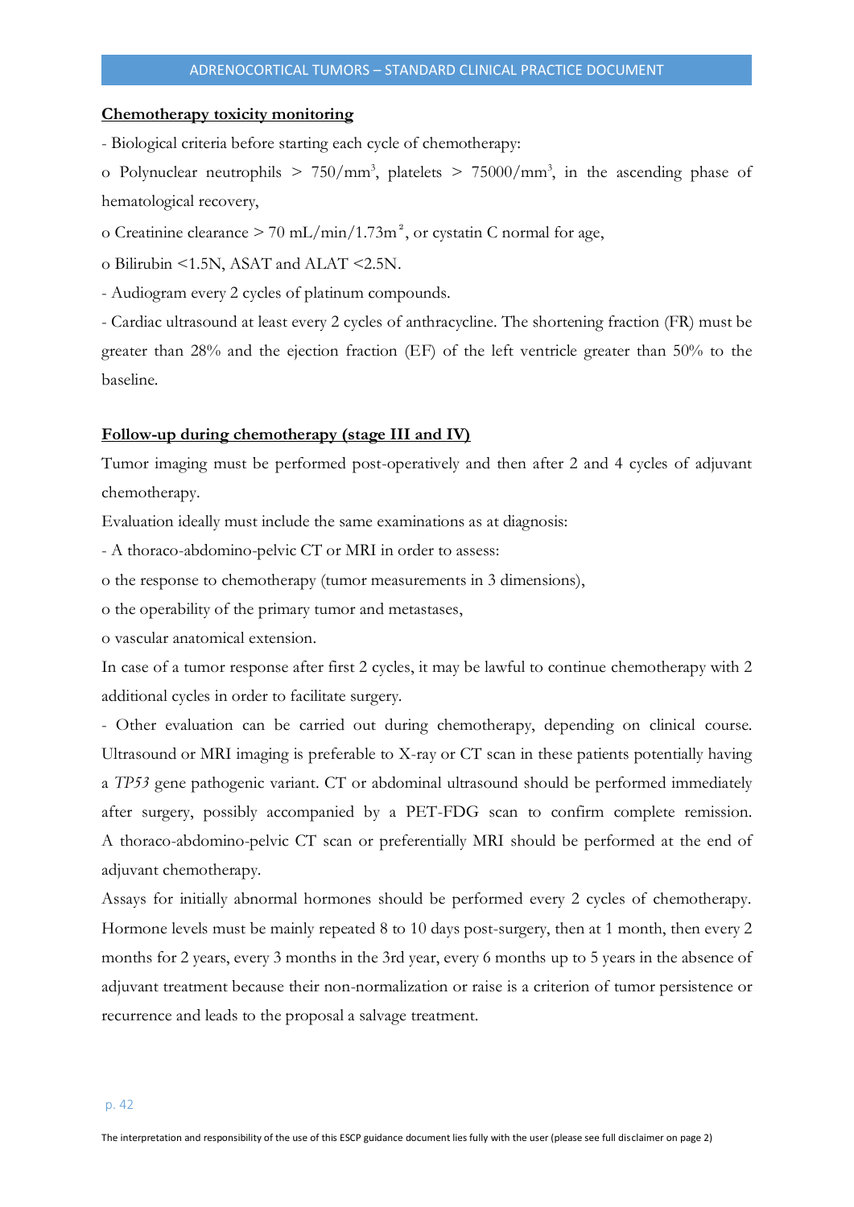**Chemotherapy toxicity monitoring**

- Biological criteria before starting each cycle of chemotherapy:

o Polynuclear neutrophils > 750/mm$^3$, platelets > 75000/mm$^3$, in the ascending phase of hematological recovery,

o Creatinine clearance > 70 mL/min/1.73m$^2$, or cystatin C normal for age,

o Bilirubin <1.5N, ASAT and ALAT <2.5N.

- Audiogram every 2 cycles of platinum compounds.

- Cardiac ultrasound at least every 2 cycles of anthracycline. The shortening fraction (FR) must be greater than 28% and the ejection fraction (EF) of the left ventricle greater than 50% to the baseline.

**Follow-up during chemotherapy (stage III and IV)**

Tumor imaging must be performed post-operatively and then after 2 and 4 cycles of adjuvant chemotherapy.

Evaluation ideally must include the same examinations as at diagnosis:

- A thoraco-abdomino-pelvic CT or MRI in order to assess:

o the response to chemotherapy (tumor measurements in 3 dimensions),

o the operability of the primary tumor and metastases,

o vascular anatomical extension.

In case of a tumor response after first 2 cycles, it may be lawful to continue chemotherapy with 2 additional cycles in order to facilitate surgery.

- Other evaluation can be carried out during chemotherapy, depending on clinical course. Ultrasound or MRI imaging is preferable to X-ray or CT scan in these patients potentially having a *TP53* gene pathogenic variant. CT or abdominal ultrasound should be performed immediately after surgery, possibly accompanied by a PET-FDG scan to confirm complete remission. A thoraco-abdomino-pelvic CT scan or preferentially MRI should be performed at the end of adjuvant chemotherapy.

Assays for initially abnormal hormones should be performed every 2 cycles of chemotherapy. Hormone levels must be mainly repeated 8 to 10 days post-surgery, then at 1 month, then every 2 months for 2 years, every 3 months in the 3rd year, every 6 months up to 5 years in the absence of adjuvant treatment because their non-normalization or raise is a criterion of tumor persistence or recurrence and leads to the proposal a salvage treatment.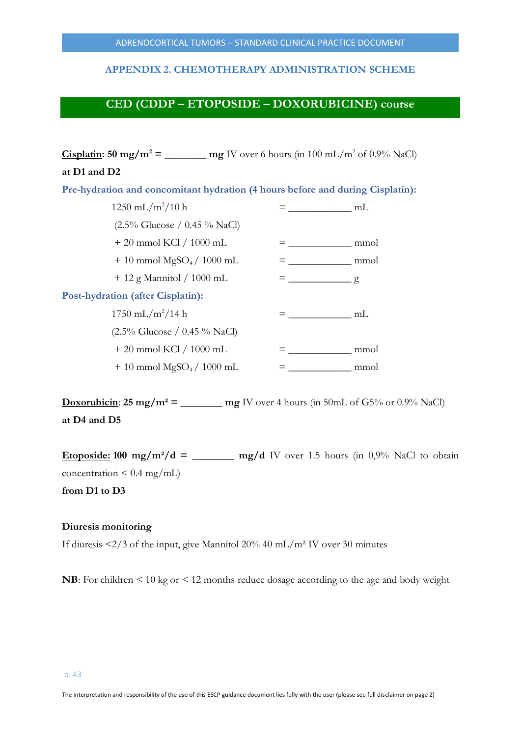## APPENDIX 2. CHEMOTHERAPY ADMINISTRATION SCHEME

## CED (CDDP – ETOPOSIDE – DOXORUBICINE) course

**Cisplatin: 50 mg/m² = ________ mg** IV over 6 hours (in 100 mL/m² of 0.9% NaCl)
**at D1 and D2**

**Pre-hydration and concomitant hydration (4 hours before and during Cisplatin):**

| | | |
|---|---|---|
| 1250 mL/m²/10 h | = ____________ | mL |
| (2.5% Glucose / 0.45 % NaCl) | | |
| + 20 mmol KCl / 1000 mL | = ____________ | mmol |
| + 10 mmol $MgSO_4$ / 1000 mL | = ____________ | mmol |
| + 12 g Mannitol / 1000 mL | = ____________ | g |

**Post-hydration (after Cisplatin):**

| | | |
|---|---|---|
| 1750 mL/m²/14 h | = ____________ | mL |
| (2.5% Glucose / 0.45 % NaCl) | | |
| + 20 mmol KCl / 1000 mL | = ____________ | mmol |
| + 10 mmol $MgSO_4$ / 1000 mL | = ____________ | mmol |

**Doxorubicin: 25 mg/m² = ________ mg** IV over 4 hours (in 50mL of G5% or 0.9% NaCl)
**at D4 and D5**

**Etoposide: 100 mg/m²/d = ________ mg/d** IV over 1.5 hours (in 0,9% NaCl to obtain concentration < 0.4 mg/mL)
**from D1 to D3**

**Diuresis monitoring**

If diuresis <2/3 of the input, give Mannitol 20% 40 mL/m² IV over 30 minutes

**NB**: For children < 10 kg or < 12 months reduce dosage according to the age and body weight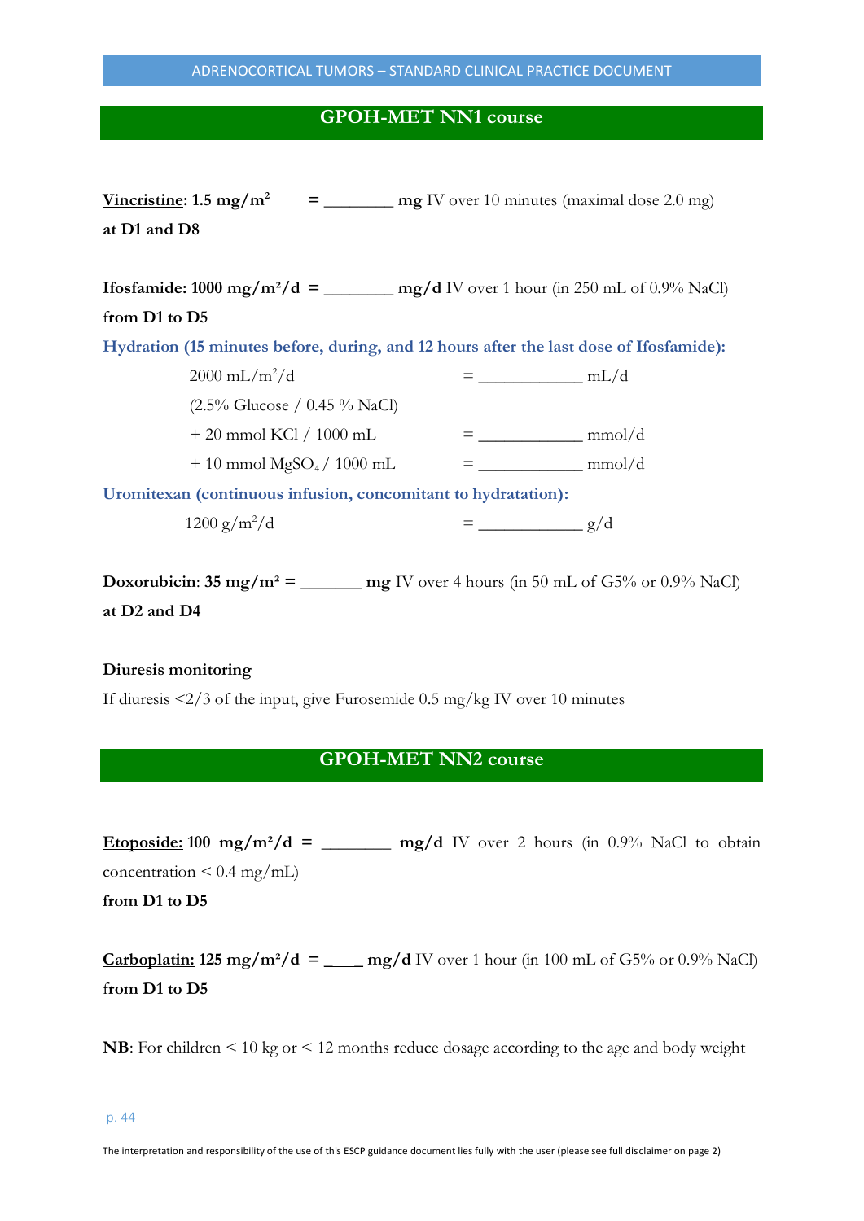## GPOH-MET NN1 course

**Vincristine: 1.5 mg/m²** = ________ **mg** IV over 10 minutes (maximal dose 2.0 mg)
**at D1 and D8**

**Ifosfamide: 1000 mg/m²/d** = ________ **mg/d** IV over 1 hour (in 250 mL of 0.9% NaCl)
**from D1 to D5**

**Hydration (15 minutes before, during, and 12 hours after the last dose of Ifosfamide):**

| | | |
|---|---|---|
| 2000 mL/m²/d | = ____________ | mL/d |
| (2.5% Glucose / 0.45 % NaCl) | | |
| + 20 mmol KCl / 1000 mL | = ____________ | mmol/d |
| + 10 mmol $MgSO_4$ / 1000 mL | = ____________ | mmol/d |

**Uromitexan (continuous infusion, concomitant to hydratation):**

| | | |
|---|---|---|
| 1200 g/m²/d | = ____________ | g/d |

**Doxorubicin: 35 mg/m²** = _______ **mg** IV over 4 hours (in 50 mL of G5% or 0.9% NaCl)
**at D2 and D4**

**Diuresis monitoring**

If diuresis <2/3 of the input, give Furosemide 0.5 mg/kg IV over 10 minutes

## GPOH-MET NN2 course

**Etoposide: 100 mg/m²/d** = ________ **mg/d** IV over 2 hours (in 0.9% NaCl to obtain concentration < 0.4 mg/mL)
**from D1 to D5**

**Carboplatin: 125 mg/m²/d** = ____ **mg/d** IV over 1 hour (in 100 mL of G5% or 0.9% NaCl)
**from D1 to D5**

**NB**: For children < 10 kg or < 12 months reduce dosage according to the age and body weight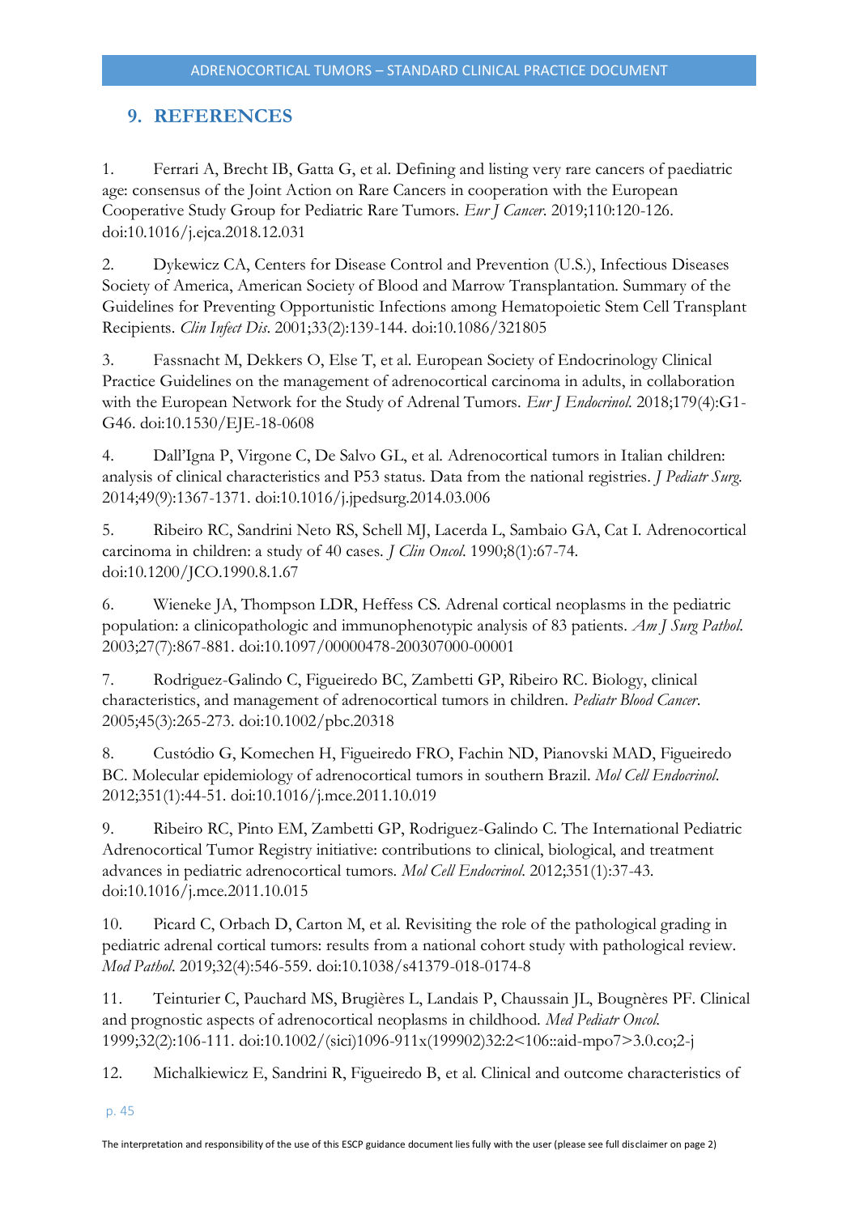## 9. REFERENCES

1. Ferrari A, Brecht IB, Gatta G, et al. Defining and listing very rare cancers of paediatric age: consensus of the Joint Action on Rare Cancers in cooperation with the European Cooperative Study Group for Pediatric Rare Tumors. *Eur J Cancer*. 2019;110:120-126. doi:10.1016/j.ejca.2018.12.031

2. Dykewicz CA, Centers for Disease Control and Prevention (U.S.), Infectious Diseases Society of America, American Society of Blood and Marrow Transplantation. Summary of the Guidelines for Preventing Opportunistic Infections among Hematopoietic Stem Cell Transplant Recipients. *Clin Infect Dis*. 2001;33(2):139-144. doi:10.1086/321805

3. Fassnacht M, Dekkers O, Else T, et al. European Society of Endocrinology Clinical Practice Guidelines on the management of adrenocortical carcinoma in adults, in collaboration with the European Network for the Study of Adrenal Tumors. *Eur J Endocrinol*. 2018;179(4):G1-G46. doi:10.1530/EJE-18-0608

4. Dall'Igna P, Virgone C, De Salvo GL, et al. Adrenocortical tumors in Italian children: analysis of clinical characteristics and P53 status. Data from the national registries. *J Pediatr Surg*. 2014;49(9):1367-1371. doi:10.1016/j.jpedsurg.2014.03.006

5. Ribeiro RC, Sandrini Neto RS, Schell MJ, Lacerda L, Sambaio GA, Cat I. Adrenocortical carcinoma in children: a study of 40 cases. *J Clin Oncol*. 1990;8(1):67-74. doi:10.1200/JCO.1990.8.1.67

6. Wieneke JA, Thompson LDR, Heffess CS. Adrenal cortical neoplasms in the pediatric population: a clinicopathologic and immunophenotypic analysis of 83 patients. *Am J Surg Pathol*. 2003;27(7):867-881. doi:10.1097/00000478-200307000-00001

7. Rodriguez-Galindo C, Figueiredo BC, Zambetti GP, Ribeiro RC. Biology, clinical characteristics, and management of adrenocortical tumors in children. *Pediatr Blood Cancer*. 2005;45(3):265-273. doi:10.1002/pbc.20318

8. Custódio G, Komechen H, Figueiredo FRO, Fachin ND, Pianovski MAD, Figueiredo BC. Molecular epidemiology of adrenocortical tumors in southern Brazil. *Mol Cell Endocrinol*. 2012;351(1):44-51. doi:10.1016/j.mce.2011.10.019

9. Ribeiro RC, Pinto EM, Zambetti GP, Rodriguez-Galindo C. The International Pediatric Adrenocortical Tumor Registry initiative: contributions to clinical, biological, and treatment advances in pediatric adrenocortical tumors. *Mol Cell Endocrinol*. 2012;351(1):37-43. doi:10.1016/j.mce.2011.10.015

10. Picard C, Orbach D, Carton M, et al. Revisiting the role of the pathological grading in pediatric adrenal cortical tumors: results from a national cohort study with pathological review. *Mod Pathol*. 2019;32(4):546-559. doi:10.1038/s41379-018-0174-8

11. Teinturier C, Pauchard MS, Brugières L, Landais P, Chaussain JL, Bougnères PF. Clinical and prognostic aspects of adrenocortical neoplasms in childhood. *Med Pediatr Oncol*. 1999;32(2):106-111. doi:10.1002/(sici)1096-911x(199902)32:2<106::aid-mpo7>3.0.co;2-j

12. Michalkiewicz E, Sandrini R, Figueiredo B, et al. Clinical and outcome characteristics of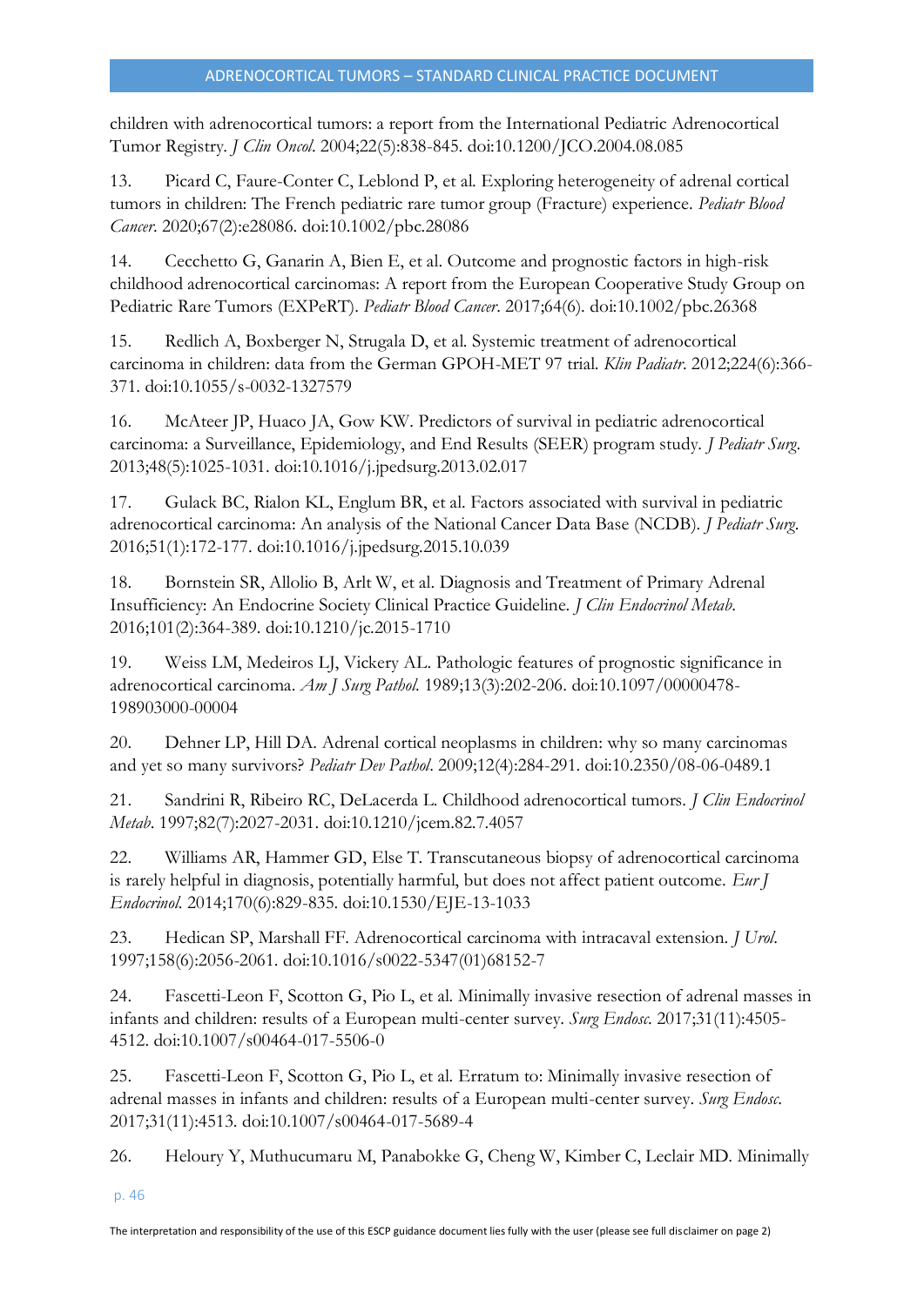children with adrenocortical tumors: a report from the International Pediatric Adrenocortical Tumor Registry. *J Clin Oncol*. 2004;22(5):838-845. doi:10.1200/JCO.2004.08.085

13. Picard C, Faure-Conter C, Leblond P, et al. Exploring heterogeneity of adrenal cortical tumors in children: The French pediatric rare tumor group (Fracture) experience. *Pediatr Blood Cancer*. 2020;67(2):e28086. doi:10.1002/pbc.28086

14. Cecchetto G, Ganarin A, Bien E, et al. Outcome and prognostic factors in high-risk childhood adrenocortical carcinomas: A report from the European Cooperative Study Group on Pediatric Rare Tumors (EXPeRT). *Pediatr Blood Cancer*. 2017;64(6). doi:10.1002/pbc.26368

15. Redlich A, Boxberger N, Strugala D, et al. Systemic treatment of adrenocortical carcinoma in children: data from the German GPOH-MET 97 trial. *Klin Padiatr*. 2012;224(6):366-371. doi:10.1055/s-0032-1327579

16. McAteer JP, Huaco JA, Gow KW. Predictors of survival in pediatric adrenocortical carcinoma: a Surveillance, Epidemiology, and End Results (SEER) program study. *J Pediatr Surg*. 2013;48(5):1025-1031. doi:10.1016/j.jpedsurg.2013.02.017

17. Gulack BC, Rialon KL, Englum BR, et al. Factors associated with survival in pediatric adrenocortical carcinoma: An analysis of the National Cancer Data Base (NCDB). *J Pediatr Surg*. 2016;51(1):172-177. doi:10.1016/j.jpedsurg.2015.10.039

18. Bornstein SR, Allolio B, Arlt W, et al. Diagnosis and Treatment of Primary Adrenal Insufficiency: An Endocrine Society Clinical Practice Guideline. *J Clin Endocrinol Metab*. 2016;101(2):364-389. doi:10.1210/jc.2015-1710

19. Weiss LM, Medeiros LJ, Vickery AL. Pathologic features of prognostic significance in adrenocortical carcinoma. *Am J Surg Pathol*. 1989;13(3):202-206. doi:10.1097/00000478-198903000-00004

20. Dehner LP, Hill DA. Adrenal cortical neoplasms in children: why so many carcinomas and yet so many survivors? *Pediatr Dev Pathol*. 2009;12(4):284-291. doi:10.2350/08-06-0489.1

21. Sandrini R, Ribeiro RC, DeLacerda L. Childhood adrenocortical tumors. *J Clin Endocrinol Metab*. 1997;82(7):2027-2031. doi:10.1210/jcem.82.7.4057

22. Williams AR, Hammer GD, Else T. Transcutaneous biopsy of adrenocortical carcinoma is rarely helpful in diagnosis, potentially harmful, but does not affect patient outcome. *Eur J Endocrinol*. 2014;170(6):829-835. doi:10.1530/EJE-13-1033

23. Hedican SP, Marshall FF. Adrenocortical carcinoma with intracaval extension. *J Urol*. 1997;158(6):2056-2061. doi:10.1016/s0022-5347(01)68152-7

24. Fascetti-Leon F, Scotton G, Pio L, et al. Minimally invasive resection of adrenal masses in infants and children: results of a European multi-center survey. *Surg Endosc*. 2017;31(11):4505-4512. doi:10.1007/s00464-017-5506-0

25. Fascetti-Leon F, Scotton G, Pio L, et al. Erratum to: Minimally invasive resection of adrenal masses in infants and children: results of a European multi-center survey. *Surg Endosc*. 2017;31(11):4513. doi:10.1007/s00464-017-5689-4

26. Heloury Y, Muthucumaru M, Panabokke G, Cheng W, Kimber C, Leclair MD. Minimally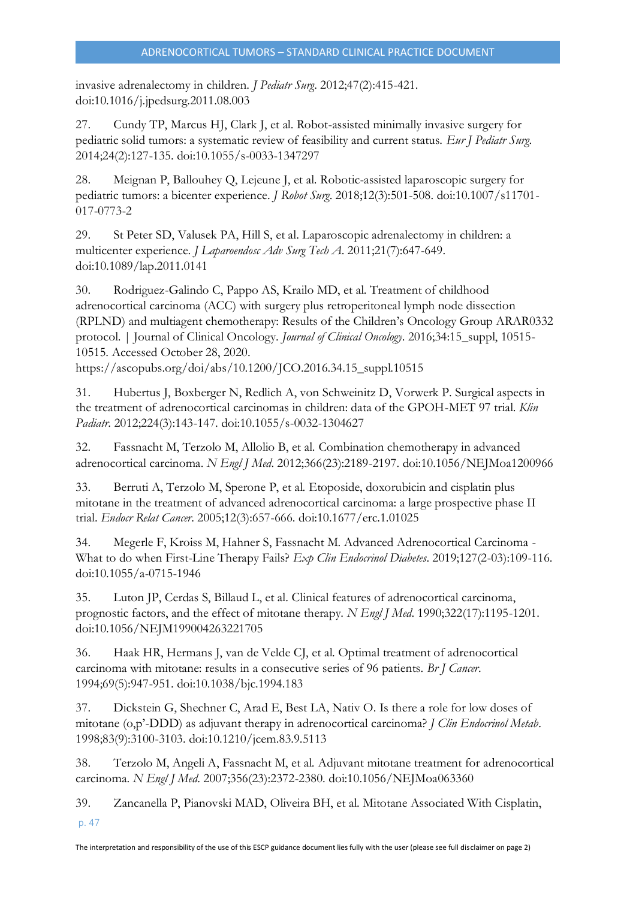invasive adrenalectomy in children. *J Pediatr Surg*. 2012;47(2):415-421. doi:10.1016/j.jpedsurg.2011.08.003

27. Cundy TP, Marcus HJ, Clark J, et al. Robot-assisted minimally invasive surgery for pediatric solid tumors: a systematic review of feasibility and current status. *Eur J Pediatr Surg*. 2014;24(2):127-135. doi:10.1055/s-0033-1347297

28. Meignan P, Ballouhey Q, Lejeune J, et al. Robotic-assisted laparoscopic surgery for pediatric tumors: a bicenter experience. *J Robot Surg*. 2018;12(3):501-508. doi:10.1007/s11701-017-0773-2

29. St Peter SD, Valusek PA, Hill S, et al. Laparoscopic adrenalectomy in children: a multicenter experience. *J Laparoendosc Adv Surg Tech A*. 2011;21(7):647-649. doi:10.1089/lap.2011.0141

30. Rodriguez-Galindo C, Pappo AS, Krailo MD, et al. Treatment of childhood adrenocortical carcinoma (ACC) with surgery plus retroperitoneal lymph node dissection (RPLND) and multiagent chemotherapy: Results of the Children's Oncology Group ARAR0332 protocol. | Journal of Clinical Oncology. *Journal of Clinical Oncology*. 2016;34:15_suppl, 10515-10515. Accessed October 28, 2020. https://ascopubs.org/doi/abs/10.1200/JCO.2016.34.15_suppl.10515

31. Hubertus J, Boxberger N, Redlich A, von Schweinitz D, Vorwerk P. Surgical aspects in the treatment of adrenocortical carcinomas in children: data of the GPOH-MET 97 trial. *Klin Padiatr*. 2012;224(3):143-147. doi:10.1055/s-0032-1304627

32. Fassnacht M, Terzolo M, Allolio B, et al. Combination chemotherapy in advanced adrenocortical carcinoma. *N Engl J Med*. 2012;366(23):2189-2197. doi:10.1056/NEJMoa1200966

33. Berruti A, Terzolo M, Sperone P, et al. Etoposide, doxorubicin and cisplatin plus mitotane in the treatment of advanced adrenocortical carcinoma: a large prospective phase II trial. *Endocr Relat Cancer*. 2005;12(3):657-666. doi:10.1677/erc.1.01025

34. Megerle F, Kroiss M, Hahner S, Fassnacht M. Advanced Adrenocortical Carcinoma - What to do when First-Line Therapy Fails? *Exp Clin Endocrinol Diabetes*. 2019;127(2-03):109-116. doi:10.1055/a-0715-1946

35. Luton JP, Cerdas S, Billaud L, et al. Clinical features of adrenocortical carcinoma, prognostic factors, and the effect of mitotane therapy. *N Engl J Med*. 1990;322(17):1195-1201. doi:10.1056/NEJM199004263221705

36. Haak HR, Hermans J, van de Velde CJ, et al. Optimal treatment of adrenocortical carcinoma with mitotane: results in a consecutive series of 96 patients. *Br J Cancer*. 1994;69(5):947-951. doi:10.1038/bjc.1994.183

37. Dickstein G, Shechner C, Arad E, Best LA, Nativ O. Is there a role for low doses of mitotane (o,p'-DDD) as adjuvant therapy in adrenocortical carcinoma? *J Clin Endocrinol Metab*. 1998;83(9):3100-3103. doi:10.1210/jcem.83.9.5113

38. Terzolo M, Angeli A, Fassnacht M, et al. Adjuvant mitotane treatment for adrenocortical carcinoma. *N Engl J Med*. 2007;356(23):2372-2380. doi:10.1056/NEJMoa063360

39. Zancanella P, Pianovski MAD, Oliveira BH, et al. Mitotane Associated With Cisplatin,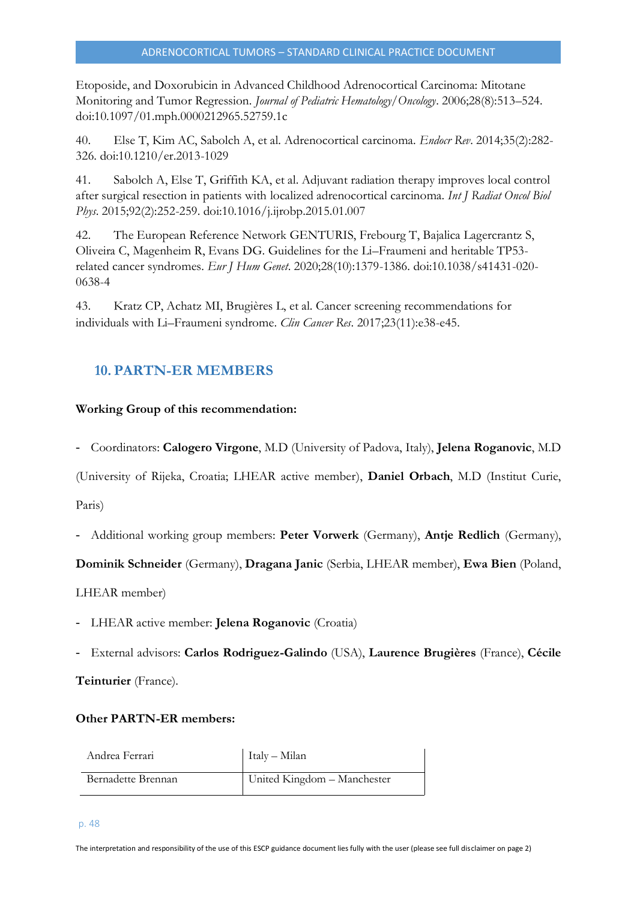Etoposide, and Doxorubicin in Advanced Childhood Adrenocortical Carcinoma: Mitotane Monitoring and Tumor Regression. *Journal of Pediatric Hematology/Oncology*. 2006;28(8):513–524. doi:10.1097/01.mph.0000212965.52759.1c

40. Else T, Kim AC, Sabolch A, et al. Adrenocortical carcinoma. *Endocr Rev*. 2014;35(2):282-326. doi:10.1210/er.2013-1029

41. Sabolch A, Else T, Griffith KA, et al. Adjuvant radiation therapy improves local control after surgical resection in patients with localized adrenocortical carcinoma. *Int J Radiat Oncol Biol Phys*. 2015;92(2):252-259. doi:10.1016/j.ijrobp.2015.01.007

42. The European Reference Network GENTURIS, Frebourg T, Bajalica Lagercrantz S, Oliveira C, Magenheim R, Evans DG. Guidelines for the Li–Fraumeni and heritable TP53-related cancer syndromes. *Eur J Hum Genet*. 2020;28(10):1379-1386. doi:10.1038/s41431-020-0638-4

43. Kratz CP, Achatz MI, Brugières L, et al. Cancer screening recommendations for individuals with Li–Fraumeni syndrome. *Clin Cancer Res*. 2017;23(11):e38-e45.

## 10. PARTN-ER MEMBERS

**Working Group of this recommendation:**

- Coordinators: **Calogero Virgone**, M.D (University of Padova, Italy), **Jelena Roganovic**, M.D (University of Rijeka, Croatia; LHEAR active member), **Daniel Orbach**, M.D (Institut Curie, Paris)
- Additional working group members: **Peter Vorwerk** (Germany), **Antje Redlich** (Germany), **Dominik Schneider** (Germany), **Dragana Janic** (Serbia, LHEAR member), **Ewa Bien** (Poland, LHEAR member)
- LHEAR active member: **Jelena Roganovic** (Croatia)
- External advisors: **Carlos Rodriguez-Galindo** (USA), **Laurence Brugières** (France), **Cécile Teinturier** (France).

**Other PARTN-ER members:**

| | |
|---|---|
| Andrea Ferrari | Italy – Milan |
| Bernadette Brennan | United Kingdom – Manchester |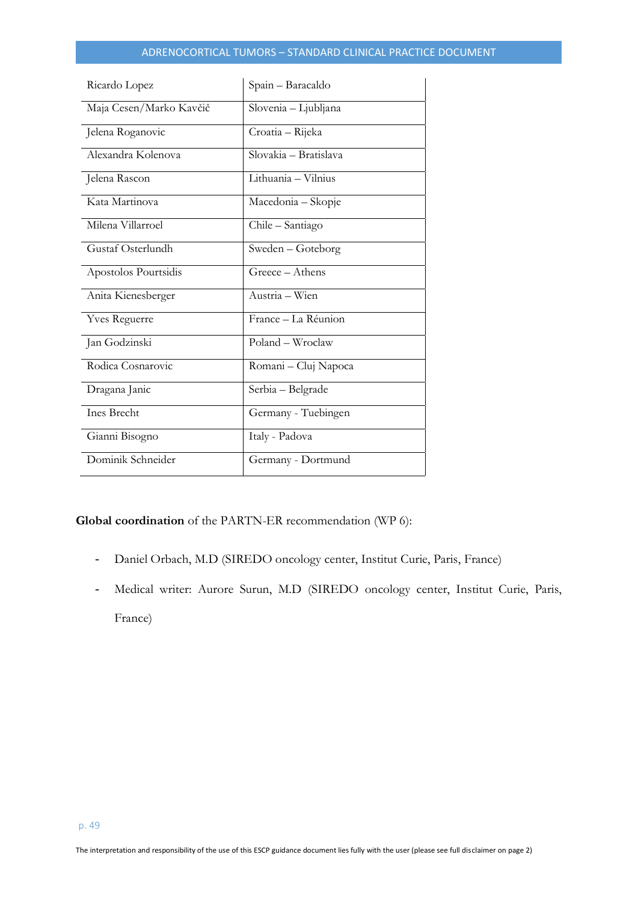| | |
|---|---|
| Ricardo Lopez | Spain – Baracaldo |
| Maja Cesen/Marko Kavčič | Slovenia – Ljubljana |
| Jelena Roganovic | Croatia – Rijeka |
| Alexandra Kolenova | Slovakia – Bratislava |
| Jelena Rascon | Lithuania – Vilnius |
| Kata Martinova | Macedonia – Skopje |
| Milena Villarroel | Chile – Santiago |
| Gustaf Osterlundh | Sweden – Goteborg |
| Apostolos Pourtsidis | Greece – Athens |
| Anita Kienesberger | Austria – Wien |
| Yves Reguerre | France – La Réunion |
| Jan Godzinski | Poland – Wroclaw |
| Rodica Cosnarovic | Romani – Cluj Napoca |
| Dragana Janic | Serbia – Belgrade |
| Ines Brecht | Germany - Tuebingen |
| Gianni Bisogno | Italy - Padova |
| Dominik Schneider | Germany - Dortmund |

**Global coordination** of the PARTN-ER recommendation (WP 6):

- Daniel Orbach, M.D (SIREDO oncology center, Institut Curie, Paris, France)
- Medical writer: Aurore Surun, M.D (SIREDO oncology center, Institut Curie, Paris, France)